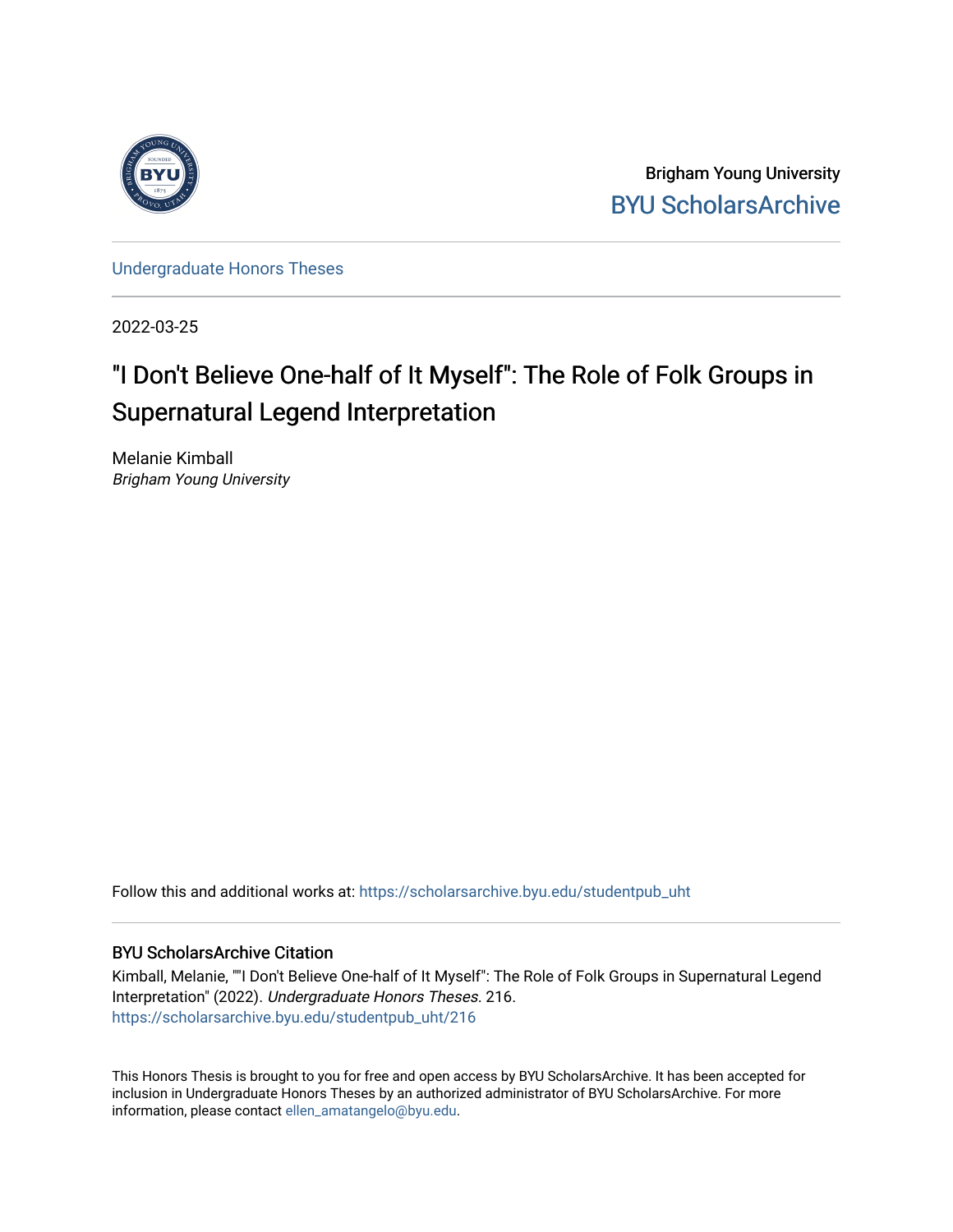Brigham Young University

BYU ScholarsArchive

Undergraduate Honors Theses

2022-03-25

# "I Don't Believe One-half of It Myself": The Role of Folk Groups in Supernatural Legend Interpretation

Melanie Kimball
*Brigham Young University*

Follow this and additional works at: https://scholarsarchive.byu.edu/studentpub_uht

## BYU ScholarsArchive Citation

Kimball, Melanie, ""I Don't Believe One-half of It Myself": The Role of Folk Groups in Supernatural Legend Interpretation" (2022). *Undergraduate Honors Theses*. 216.
https://scholarsarchive.byu.edu/studentpub_uht/216

This Honors Thesis is brought to you for free and open access by BYU ScholarsArchive. It has been accepted for inclusion in Undergraduate Honors Theses by an authorized administrator of BYU ScholarsArchive. For more information, please contact ellen_amatangelo@byu.edu.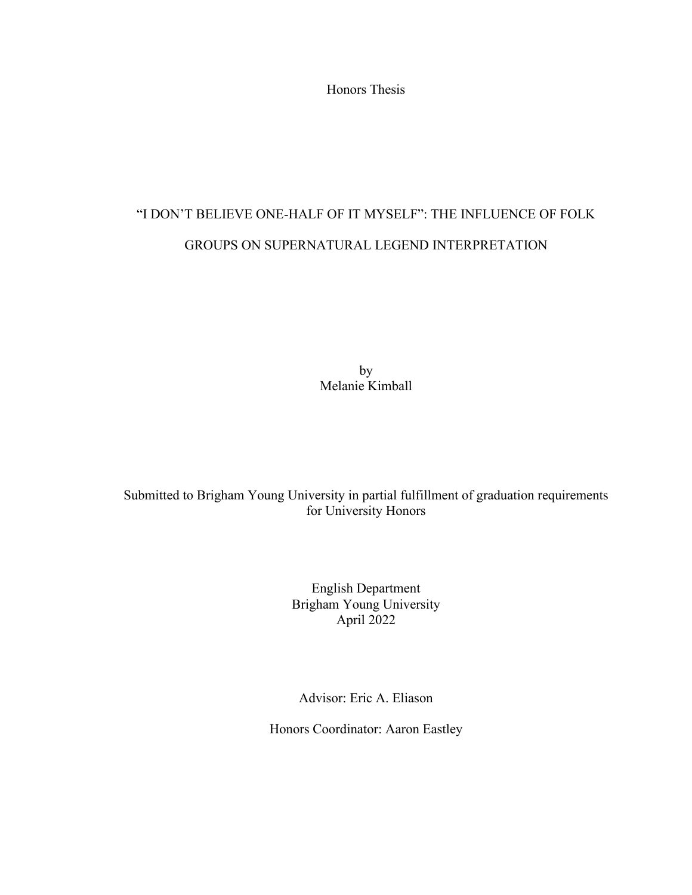Honors Thesis

# "I DON'T BELIEVE ONE-HALF OF IT MYSELF": THE INFLUENCE OF FOLK GROUPS ON SUPERNATURAL LEGEND INTERPRETATION

by
Melanie Kimball

Submitted to Brigham Young University in partial fulfillment of graduation requirements for University Honors

English Department
Brigham Young University
April 2022

Advisor: Eric A. Eliason

Honors Coordinator: Aaron Eastley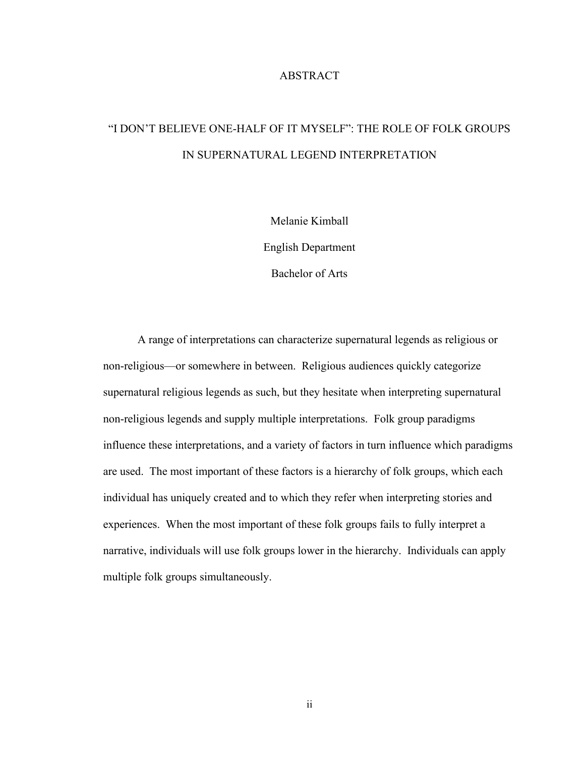# ABSTRACT

## "I DON'T BELIEVE ONE-HALF OF IT MYSELF": THE ROLE OF FOLK GROUPS IN SUPERNATURAL LEGEND INTERPRETATION

Melanie Kimball

English Department

Bachelor of Arts

A range of interpretations can characterize supernatural legends as religious or non-religious—or somewhere in between. Religious audiences quickly categorize supernatural religious legends as such, but they hesitate when interpreting supernatural non-religious legends and supply multiple interpretations. Folk group paradigms influence these interpretations, and a variety of factors in turn influence which paradigms are used. The most important of these factors is a hierarchy of folk groups, which each individual has uniquely created and to which they refer when interpreting stories and experiences. When the most important of these folk groups fails to fully interpret a narrative, individuals will use folk groups lower in the hierarchy. Individuals can apply multiple folk groups simultaneously.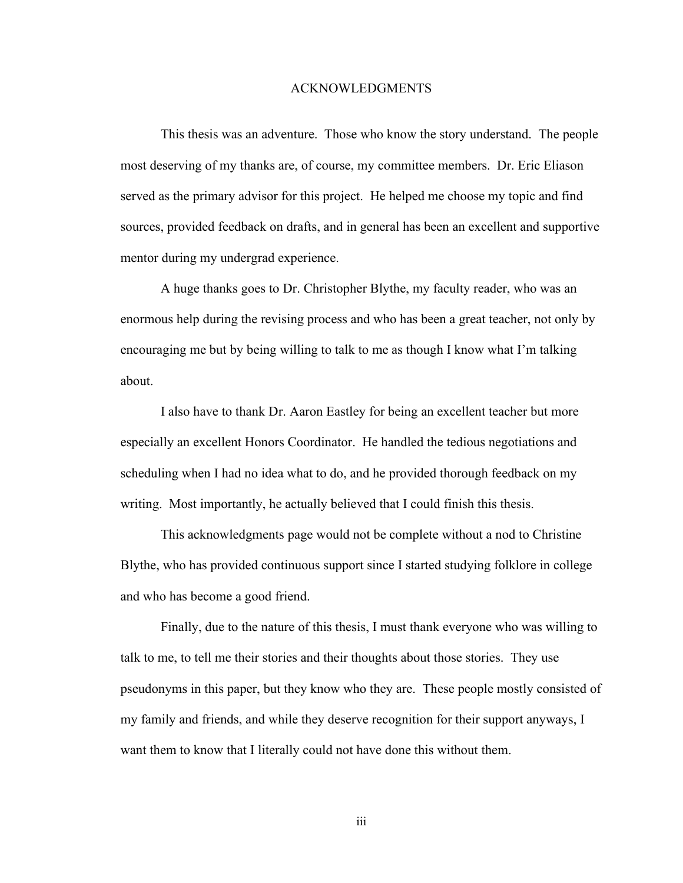# ACKNOWLEDGMENTS

This thesis was an adventure. Those who know the story understand. The people most deserving of my thanks are, of course, my committee members. Dr. Eric Eliason served as the primary advisor for this project. He helped me choose my topic and find sources, provided feedback on drafts, and in general has been an excellent and supportive mentor during my undergrad experience.

A huge thanks goes to Dr. Christopher Blythe, my faculty reader, who was an enormous help during the revising process and who has been a great teacher, not only by encouraging me but by being willing to talk to me as though I know what I'm talking about.

I also have to thank Dr. Aaron Eastley for being an excellent teacher but more especially an excellent Honors Coordinator. He handled the tedious negotiations and scheduling when I had no idea what to do, and he provided thorough feedback on my writing. Most importantly, he actually believed that I could finish this thesis.

This acknowledgments page would not be complete without a nod to Christine Blythe, who has provided continuous support since I started studying folklore in college and who has become a good friend.

Finally, due to the nature of this thesis, I must thank everyone who was willing to talk to me, to tell me their stories and their thoughts about those stories. They use pseudonyms in this paper, but they know who they are. These people mostly consisted of my family and friends, and while they deserve recognition for their support anyways, I want them to know that I literally could not have done this without them.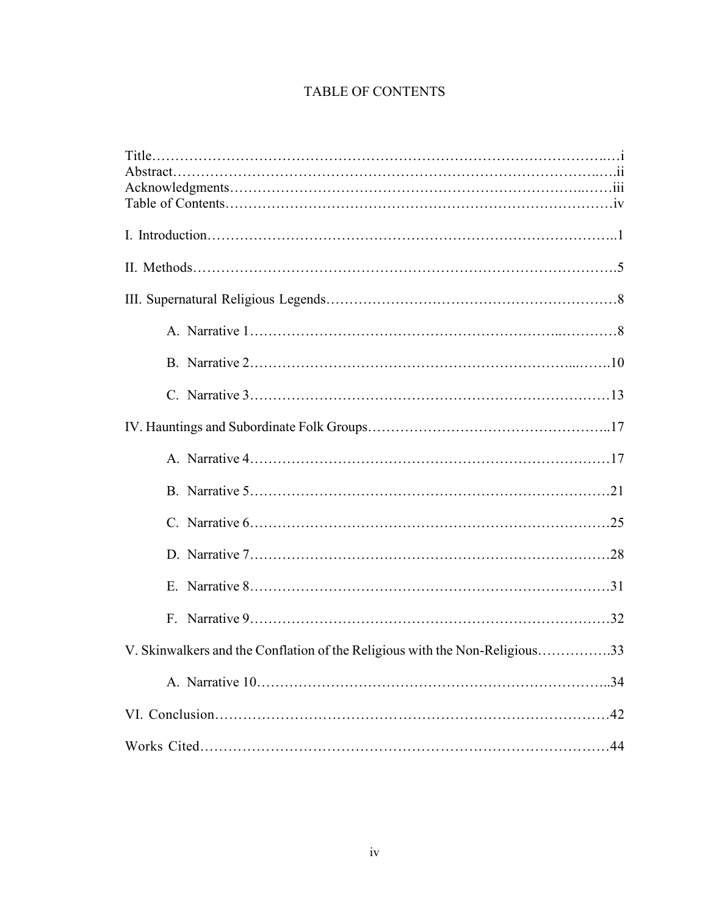# TABLE OF CONTENTS

Title……………………………………………………………………………………i
Abstract………………………………………………………………………………ii
Acknowledgments……………………………………………………………………iii
Table of Contents……………………………………………………………………iv

I. Introduction…………………………………………………………………………1

II. Methods……………………………………………………………………………5

III. Supernatural Religious Legends…………………………………………………8

A. Narrative 1…………………………………………………………………8

B. Narrative 2…………………………………………………………………10

C. Narrative 3…………………………………………………………………13

IV. Hauntings and Subordinate Folk Groups…………………………………………17

A. Narrative 4…………………………………………………………………17

B. Narrative 5…………………………………………………………………21

C. Narrative 6…………………………………………………………………25

D. Narrative 7…………………………………………………………………28

E. Narrative 8…………………………………………………………………31

F. Narrative 9…………………………………………………………………32

V. Skinwalkers and the Conflation of the Religious with the Non-Religious……………33

A. Narrative 10…………………………………………………………………34

VI. Conclusion…………………………………………………………………………42

Works Cited……………………………………………………………………………44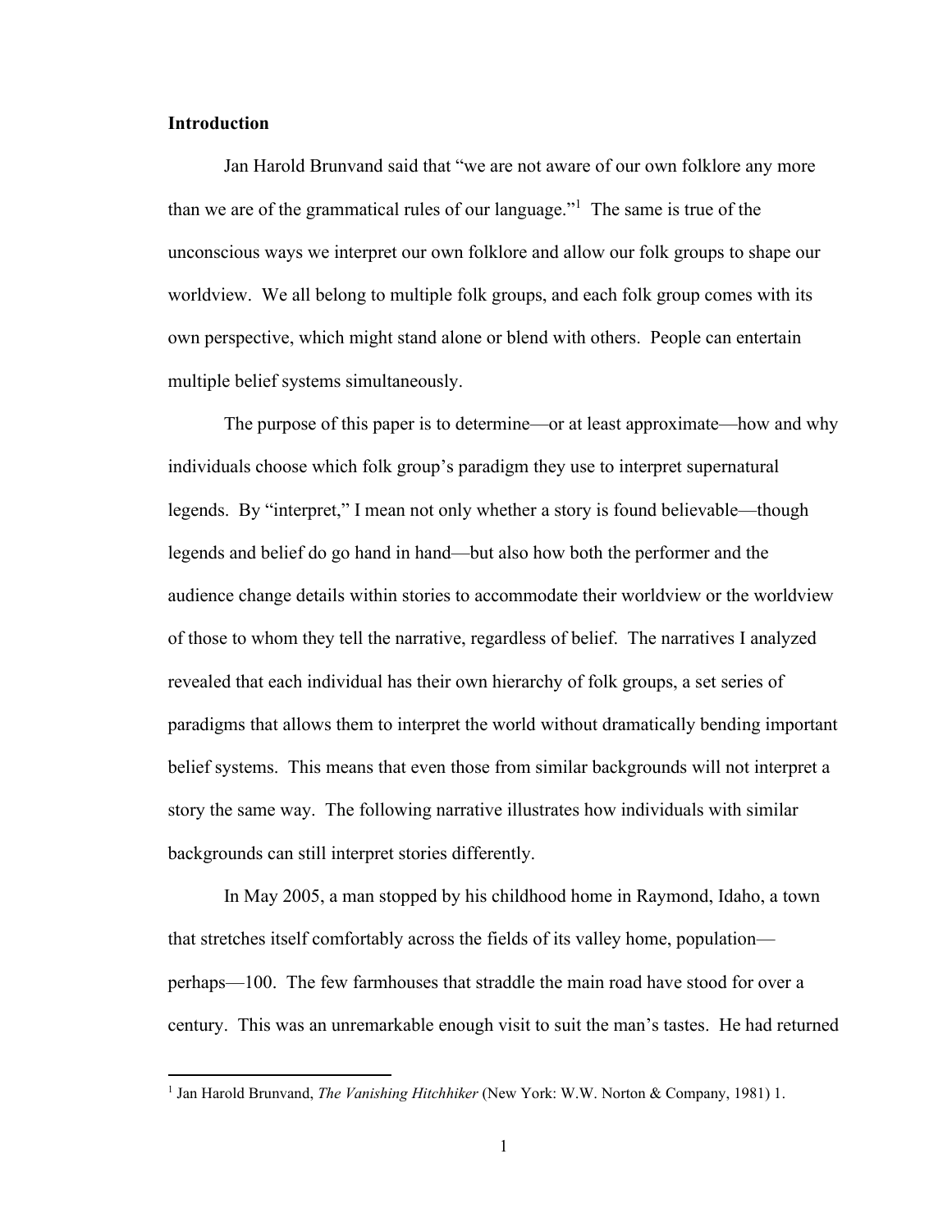**Introduction**

Jan Harold Brunvand said that “we are not aware of our own folklore any more than we are of the grammatical rules of our language.”[1] The same is true of the unconscious ways we interpret our own folklore and allow our folk groups to shape our worldview. We all belong to multiple folk groups, and each folk group comes with its own perspective, which might stand alone or blend with others. People can entertain multiple belief systems simultaneously.

The purpose of this paper is to determine—or at least approximate—how and why individuals choose which folk group’s paradigm they use to interpret supernatural legends. By “interpret,” I mean not only whether a story is found believable—though legends and belief do go hand in hand—but also how both the performer and the audience change details within stories to accommodate their worldview or the worldview of those to whom they tell the narrative, regardless of belief. The narratives I analyzed revealed that each individual has their own hierarchy of folk groups, a set series of paradigms that allows them to interpret the world without dramatically bending important belief systems. This means that even those from similar backgrounds will not interpret a story the same way. The following narrative illustrates how individuals with similar backgrounds can still interpret stories differently.

In May 2005, a man stopped by his childhood home in Raymond, Idaho, a town that stretches itself comfortably across the fields of its valley home, population—perhaps—100. The few farmhouses that straddle the main road have stood for over a century. This was an unremarkable enough visit to suit the man’s tastes. He had returned

[1] Jan Harold Brunvand, *The Vanishing Hitchhiker* (New York: W.W. Norton & Company, 1981) 1.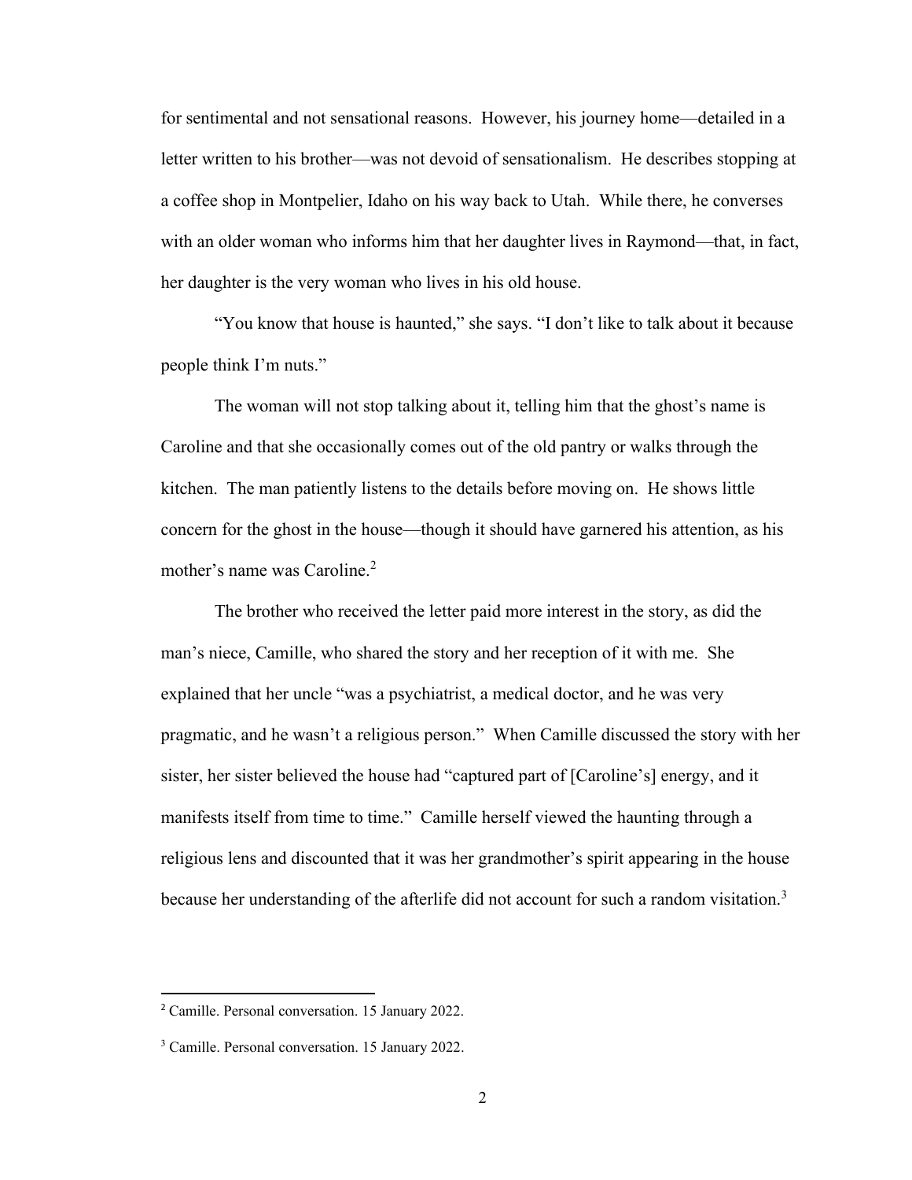for sentimental and not sensational reasons. However, his journey home—detailed in a letter written to his brother—was not devoid of sensationalism. He describes stopping at a coffee shop in Montpelier, Idaho on his way back to Utah. While there, he converses with an older woman who informs him that her daughter lives in Raymond—that, in fact, her daughter is the very woman who lives in his old house.

"You know that house is haunted," she says. "I don't like to talk about it because people think I'm nuts."

The woman will not stop talking about it, telling him that the ghost's name is Caroline and that she occasionally comes out of the old pantry or walks through the kitchen. The man patiently listens to the details before moving on. He shows little concern for the ghost in the house—though it should have garnered his attention, as his mother's name was Caroline.[2]

The brother who received the letter paid more interest in the story, as did the man's niece, Camille, who shared the story and her reception of it with me. She explained that her uncle "was a psychiatrist, a medical doctor, and he was very pragmatic, and he wasn't a religious person." When Camille discussed the story with her sister, her sister believed the house had "captured part of [Caroline's] energy, and it manifests itself from time to time." Camille herself viewed the haunting through a religious lens and discounted that it was her grandmother's spirit appearing in the house because her understanding of the afterlife did not account for such a random visitation.[3]

---

[2] Camille. Personal conversation. 15 January 2022.

[3] Camille. Personal conversation. 15 January 2022.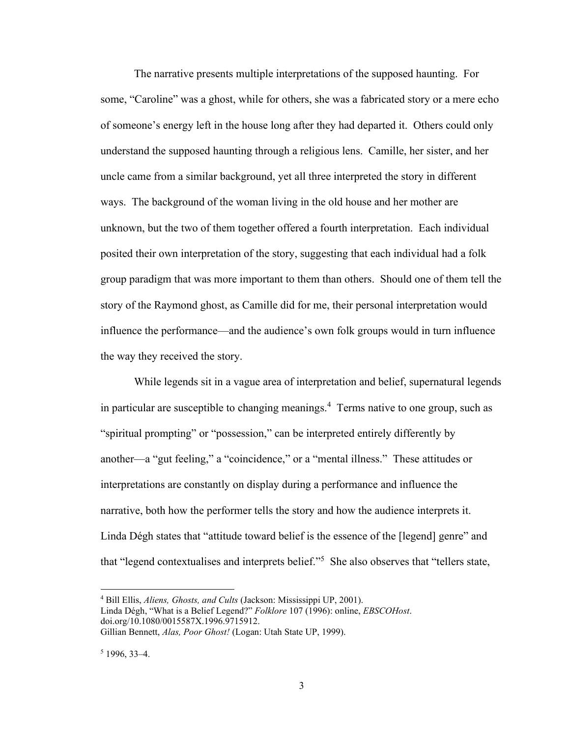The narrative presents multiple interpretations of the supposed haunting. For some, "Caroline" was a ghost, while for others, she was a fabricated story or a mere echo of someone's energy left in the house long after they had departed it. Others could only understand the supposed haunting through a religious lens. Camille, her sister, and her uncle came from a similar background, yet all three interpreted the story in different ways. The background of the woman living in the old house and her mother are unknown, but the two of them together offered a fourth interpretation. Each individual posited their own interpretation of the story, suggesting that each individual had a folk group paradigm that was more important to them than others. Should one of them tell the story of the Raymond ghost, as Camille did for me, their personal interpretation would influence the performance—and the audience's own folk groups would in turn influence the way they received the story.

While legends sit in a vague area of interpretation and belief, supernatural legends in particular are susceptible to changing meanings.[4] Terms native to one group, such as "spiritual prompting" or "possession," can be interpreted entirely differently by another—a "gut feeling," a "coincidence," or a "mental illness." These attitudes or interpretations are constantly on display during a performance and influence the narrative, both how the performer tells the story and how the audience interprets it. Linda Dégh states that "attitude toward belief is the essence of the [legend] genre" and that "legend contextualises and interprets belief."[5] She also observes that "tellers state,

---

[4] Bill Ellis, *Aliens, Ghosts, and Cults* (Jackson: Mississippi UP, 2001).
Linda Dégh, "What is a Belief Legend?" *Folklore* 107 (1996): online, *EBSCOHost*. doi.org/10.1080/0015587X.1996.9715912.
Gillian Bennett, *Alas, Poor Ghost!* (Logan: Utah State UP, 1999).

[5] 1996, 33–4.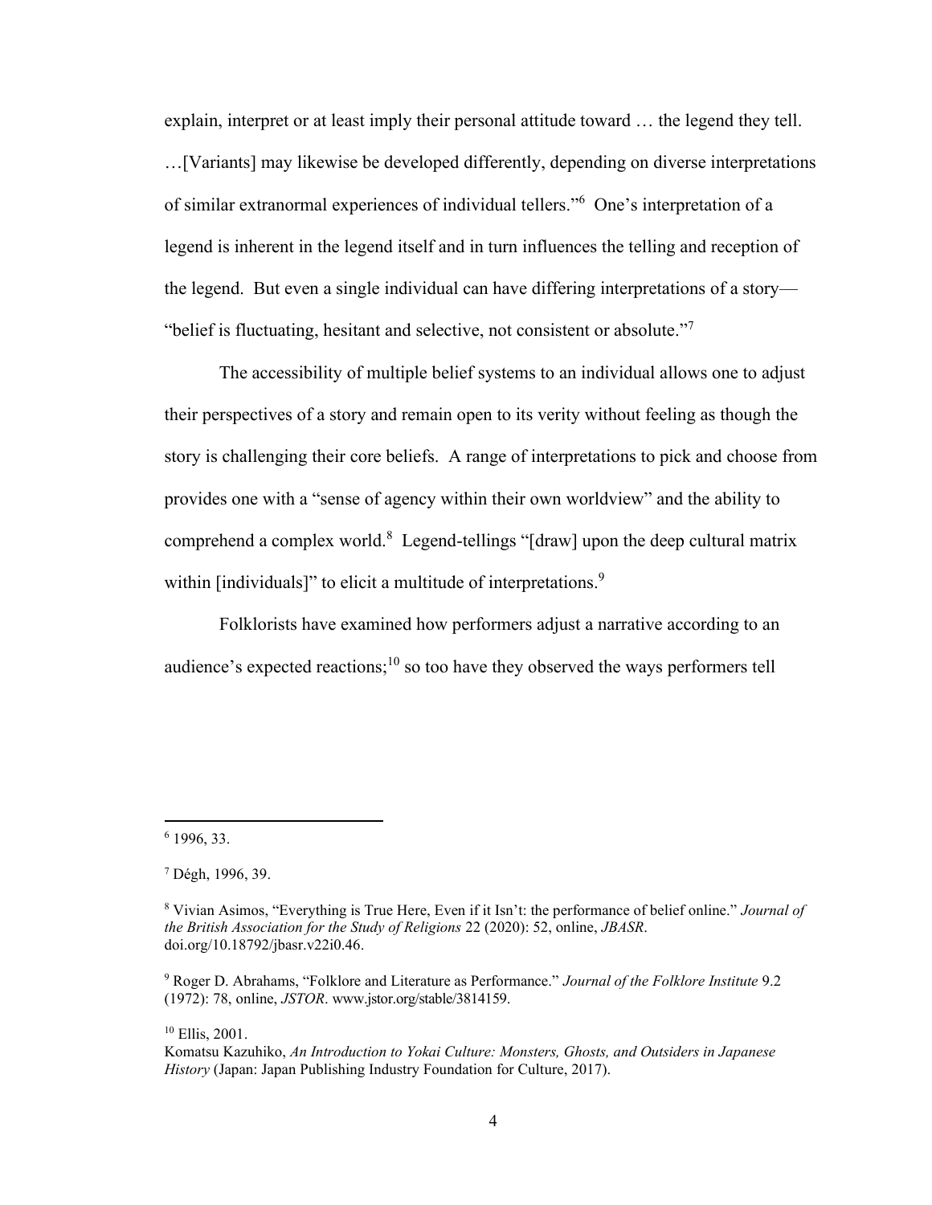explain, interpret or at least imply their personal attitude toward … the legend they tell. …[Variants] may likewise be developed differently, depending on diverse interpretations of similar extranormal experiences of individual tellers."[6] One's interpretation of a legend is inherent in the legend itself and in turn influences the telling and reception of the legend. But even a single individual can have differing interpretations of a story—"belief is fluctuating, hesitant and selective, not consistent or absolute."[7]

The accessibility of multiple belief systems to an individual allows one to adjust their perspectives of a story and remain open to its verity without feeling as though the story is challenging their core beliefs. A range of interpretations to pick and choose from provides one with a "sense of agency within their own worldview" and the ability to comprehend a complex world.[8] Legend-tellings "[draw] upon the deep cultural matrix within [individuals]" to elicit a multitude of interpretations.[9]

Folklorists have examined how performers adjust a narrative according to an audience's expected reactions;[10] so too have they observed the ways performers tell

---

[6] 1996, 33.

[7] Dégh, 1996, 39.

[8] Vivian Asimos, "Everything is True Here, Even if it Isn't: the performance of belief online." *Journal of the British Association for the Study of Religions* 22 (2020): 52, online, *JBASR*. doi.org/10.18792/jbasr.v22i0.46.

[9] Roger D. Abrahams, "Folklore and Literature as Performance." *Journal of the Folklore Institute* 9.2 (1972): 78, online, *JSTOR*. www.jstor.org/stable/3814159.

[10] Ellis, 2001.
Komatsu Kazuhiko, *An Introduction to Yokai Culture: Monsters, Ghosts, and Outsiders in Japanese History* (Japan: Japan Publishing Industry Foundation for Culture, 2017).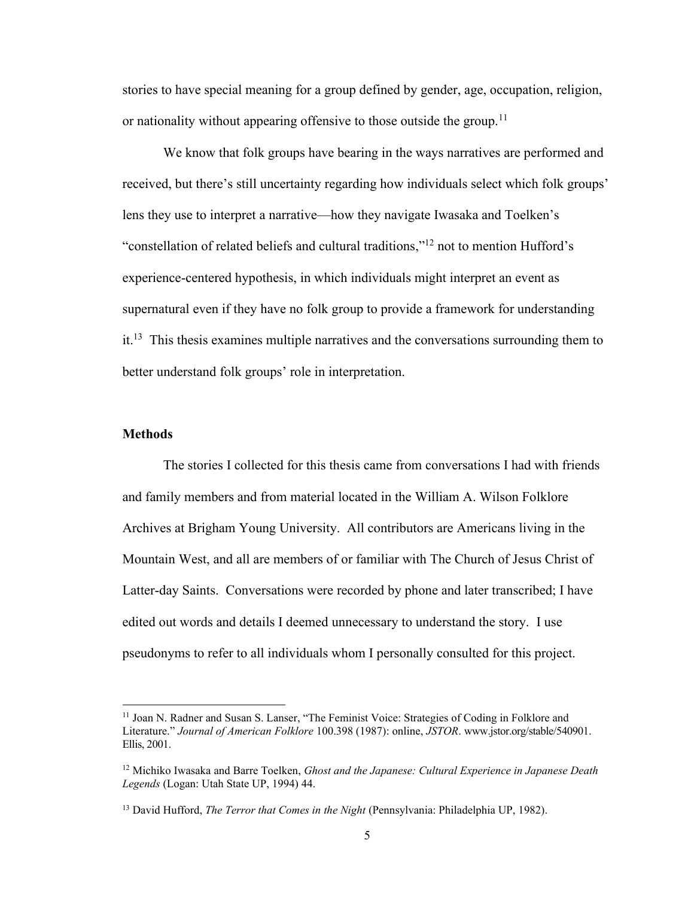stories to have special meaning for a group defined by gender, age, occupation, religion, or nationality without appearing offensive to those outside the group.[11]

We know that folk groups have bearing in the ways narratives are performed and received, but there's still uncertainty regarding how individuals select which folk groups' lens they use to interpret a narrative—how they navigate Iwasaka and Toelken's "constellation of related beliefs and cultural traditions,"[12] not to mention Hufford's experience-centered hypothesis, in which individuals might interpret an event as supernatural even if they have no folk group to provide a framework for understanding it.[13] This thesis examines multiple narratives and the conversations surrounding them to better understand folk groups' role in interpretation.

**Methods**

The stories I collected for this thesis came from conversations I had with friends and family members and from material located in the William A. Wilson Folklore Archives at Brigham Young University. All contributors are Americans living in the Mountain West, and all are members of or familiar with The Church of Jesus Christ of Latter-day Saints. Conversations were recorded by phone and later transcribed; I have edited out words and details I deemed unnecessary to understand the story. I use pseudonyms to refer to all individuals whom I personally consulted for this project.

---

[11] Joan N. Radner and Susan S. Lanser, "The Feminist Voice: Strategies of Coding in Folklore and Literature." *Journal of American Folklore* 100.398 (1987): online, *JSTOR*. www.jstor.org/stable/540901. Ellis, 2001.

[12] Michiko Iwasaka and Barre Toelken, *Ghost and the Japanese: Cultural Experience in Japanese Death Legends* (Logan: Utah State UP, 1994) 44.

[13] David Hufford, *The Terror that Comes in the Night* (Pennsylvania: Philadelphia UP, 1982).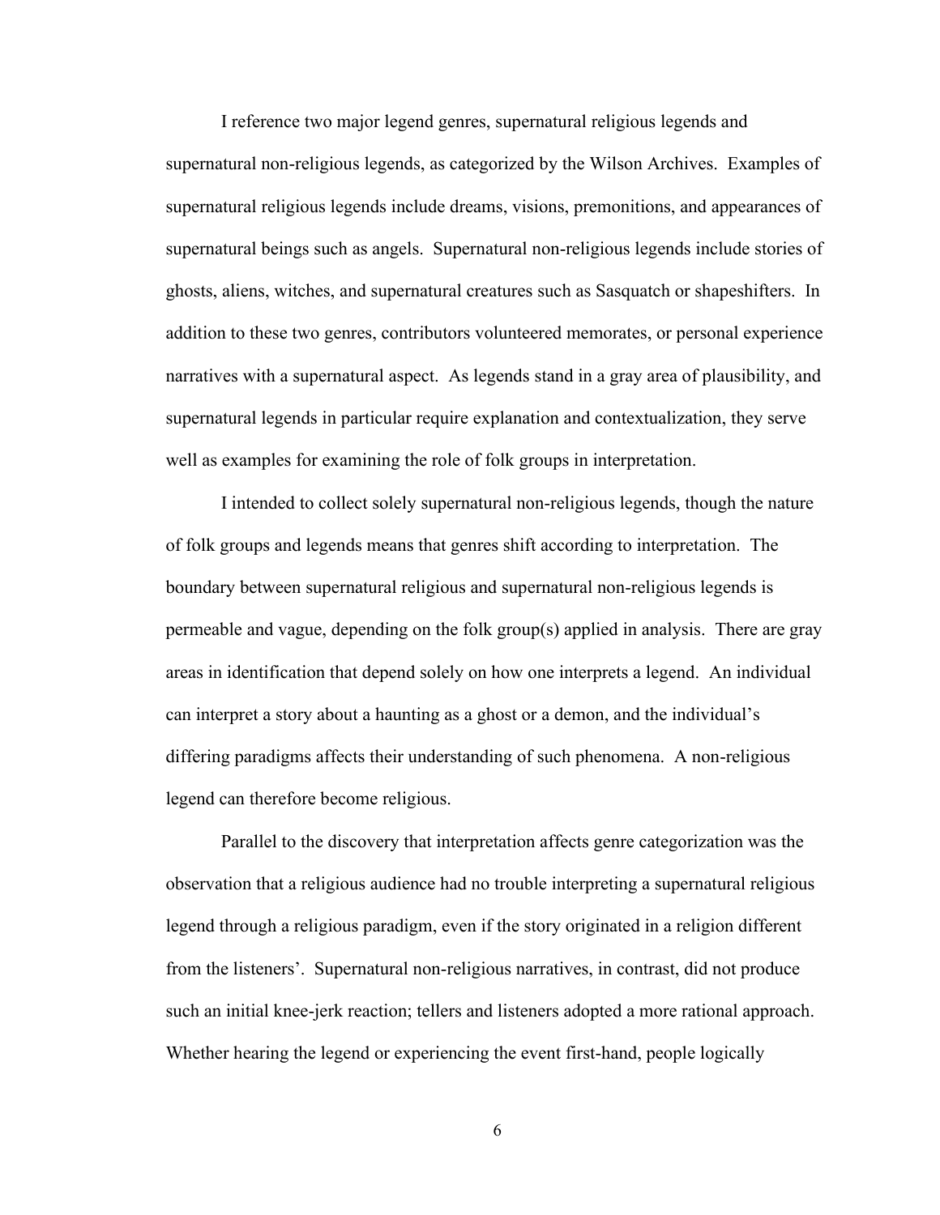I reference two major legend genres, supernatural religious legends and supernatural non-religious legends, as categorized by the Wilson Archives. Examples of supernatural religious legends include dreams, visions, premonitions, and appearances of supernatural beings such as angels. Supernatural non-religious legends include stories of ghosts, aliens, witches, and supernatural creatures such as Sasquatch or shapeshifters. In addition to these two genres, contributors volunteered memorates, or personal experience narratives with a supernatural aspect. As legends stand in a gray area of plausibility, and supernatural legends in particular require explanation and contextualization, they serve well as examples for examining the role of folk groups in interpretation.

I intended to collect solely supernatural non-religious legends, though the nature of folk groups and legends means that genres shift according to interpretation. The boundary between supernatural religious and supernatural non-religious legends is permeable and vague, depending on the folk group(s) applied in analysis. There are gray areas in identification that depend solely on how one interprets a legend. An individual can interpret a story about a haunting as a ghost or a demon, and the individual's differing paradigms affects their understanding of such phenomena. A non-religious legend can therefore become religious.

Parallel to the discovery that interpretation affects genre categorization was the observation that a religious audience had no trouble interpreting a supernatural religious legend through a religious paradigm, even if the story originated in a religion different from the listeners'. Supernatural non-religious narratives, in contrast, did not produce such an initial knee-jerk reaction; tellers and listeners adopted a more rational approach. Whether hearing the legend or experiencing the event first-hand, people logically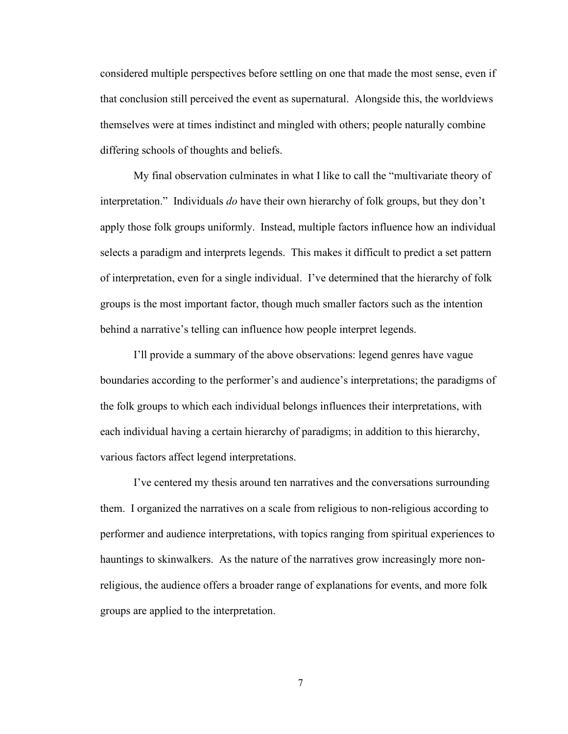considered multiple perspectives before settling on one that made the most sense, even if that conclusion still perceived the event as supernatural. Alongside this, the worldviews themselves were at times indistinct and mingled with others; people naturally combine differing schools of thoughts and beliefs.

My final observation culminates in what I like to call the "multivariate theory of interpretation." Individuals *do* have their own hierarchy of folk groups, but they don't apply those folk groups uniformly. Instead, multiple factors influence how an individual selects a paradigm and interprets legends. This makes it difficult to predict a set pattern of interpretation, even for a single individual. I've determined that the hierarchy of folk groups is the most important factor, though much smaller factors such as the intention behind a narrative's telling can influence how people interpret legends.

I'll provide a summary of the above observations: legend genres have vague boundaries according to the performer's and audience's interpretations; the paradigms of the folk groups to which each individual belongs influences their interpretations, with each individual having a certain hierarchy of paradigms; in addition to this hierarchy, various factors affect legend interpretations.

I've centered my thesis around ten narratives and the conversations surrounding them. I organized the narratives on a scale from religious to non-religious according to performer and audience interpretations, with topics ranging from spiritual experiences to hauntings to skinwalkers. As the nature of the narratives grow increasingly more non-religious, the audience offers a broader range of explanations for events, and more folk groups are applied to the interpretation.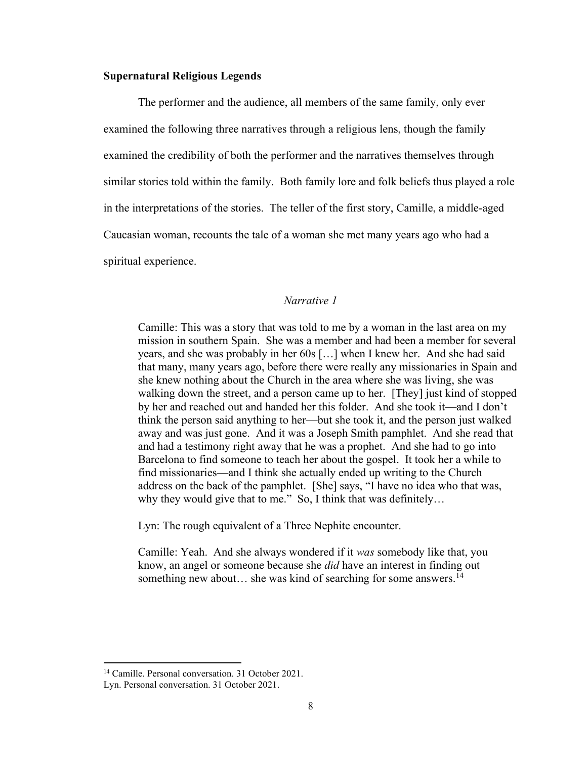**Supernatural Religious Legends**

The performer and the audience, all members of the same family, only ever examined the following three narratives through a religious lens, though the family examined the credibility of both the performer and the narratives themselves through similar stories told within the family. Both family lore and folk beliefs thus played a role in the interpretations of the stories. The teller of the first story, Camille, a middle-aged Caucasian woman, recounts the tale of a woman she met many years ago who had a spiritual experience.

*Narrative 1*

> Camille: This was a story that was told to me by a woman in the last area on my mission in southern Spain. She was a member and had been a member for several years, and she was probably in her 60s […] when I knew her. And she had said that many, many years ago, before there were really any missionaries in Spain and she knew nothing about the Church in the area where she was living, she was walking down the street, and a person came up to her. [They] just kind of stopped by her and reached out and handed her this folder. And she took it—and I don't think the person said anything to her—but she took it, and the person just walked away and was just gone. And it was a Joseph Smith pamphlet. And she read that and had a testimony right away that he was a prophet. And she had to go into Barcelona to find someone to teach her about the gospel. It took her a while to find missionaries—and I think she actually ended up writing to the Church address on the back of the pamphlet. [She] says, "I have no idea who that was, why they would give that to me." So, I think that was definitely…
>
> Lyn: The rough equivalent of a Three Nephite encounter.
>
> Camille: Yeah. And she always wondered if it *was* somebody like that, you know, an angel or someone because she *did* have an interest in finding out something new about… she was kind of searching for some answers.[14]

[14] Camille. Personal conversation. 31 October 2021.
Lyn. Personal conversation. 31 October 2021.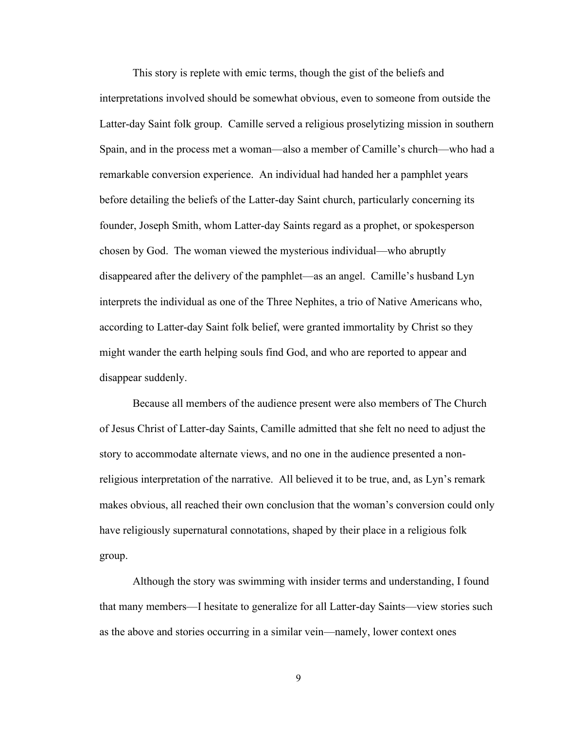This story is replete with emic terms, though the gist of the beliefs and interpretations involved should be somewhat obvious, even to someone from outside the Latter-day Saint folk group. Camille served a religious proselytizing mission in southern Spain, and in the process met a woman—also a member of Camille's church—who had a remarkable conversion experience. An individual had handed her a pamphlet years before detailing the beliefs of the Latter-day Saint church, particularly concerning its founder, Joseph Smith, whom Latter-day Saints regard as a prophet, or spokesperson chosen by God. The woman viewed the mysterious individual—who abruptly disappeared after the delivery of the pamphlet—as an angel. Camille's husband Lyn interprets the individual as one of the Three Nephites, a trio of Native Americans who, according to Latter-day Saint folk belief, were granted immortality by Christ so they might wander the earth helping souls find God, and who are reported to appear and disappear suddenly.

Because all members of the audience present were also members of The Church of Jesus Christ of Latter-day Saints, Camille admitted that she felt no need to adjust the story to accommodate alternate views, and no one in the audience presented a non-religious interpretation of the narrative. All believed it to be true, and, as Lyn's remark makes obvious, all reached their own conclusion that the woman's conversion could only have religiously supernatural connotations, shaped by their place in a religious folk group.

Although the story was swimming with insider terms and understanding, I found that many members—I hesitate to generalize for all Latter-day Saints—view stories such as the above and stories occurring in a similar vein—namely, lower context ones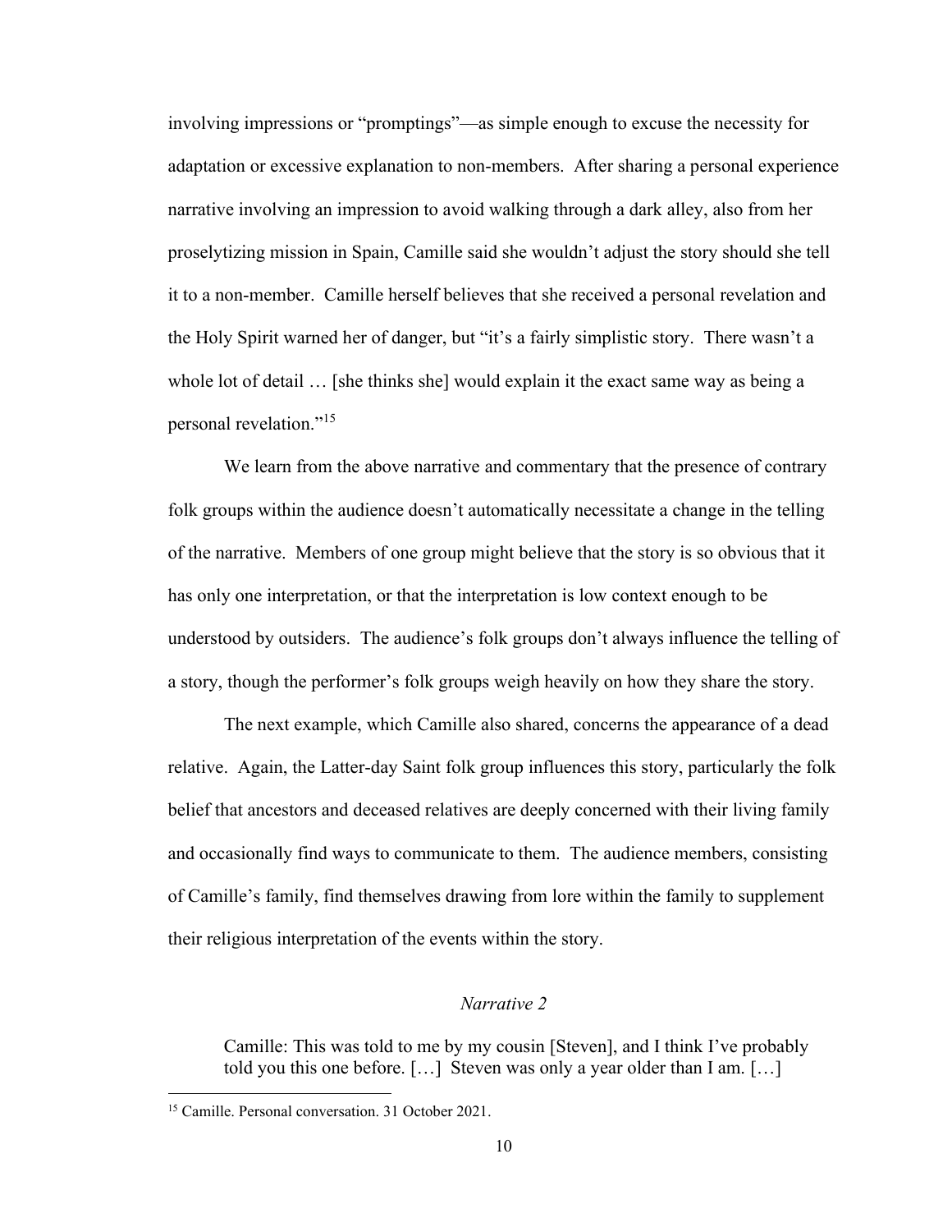involving impressions or "promptings"—as simple enough to excuse the necessity for adaptation or excessive explanation to non-members. After sharing a personal experience narrative involving an impression to avoid walking through a dark alley, also from her proselytizing mission in Spain, Camille said she wouldn't adjust the story should she tell it to a non-member. Camille herself believes that she received a personal revelation and the Holy Spirit warned her of danger, but "it's a fairly simplistic story. There wasn't a whole lot of detail … [she thinks she] would explain it the exact same way as being a personal revelation."[15]

We learn from the above narrative and commentary that the presence of contrary folk groups within the audience doesn't automatically necessitate a change in the telling of the narrative. Members of one group might believe that the story is so obvious that it has only one interpretation, or that the interpretation is low context enough to be understood by outsiders. The audience's folk groups don't always influence the telling of a story, though the performer's folk groups weigh heavily on how they share the story.

The next example, which Camille also shared, concerns the appearance of a dead relative. Again, the Latter-day Saint folk group influences this story, particularly the folk belief that ancestors and deceased relatives are deeply concerned with their living family and occasionally find ways to communicate to them. The audience members, consisting of Camille's family, find themselves drawing from lore within the family to supplement their religious interpretation of the events within the story.

*Narrative 2*

> Camille: This was told to me by my cousin [Steven], and I think I've probably told you this one before. […] Steven was only a year older than I am. […]

[15] Camille. Personal conversation. 31 October 2021.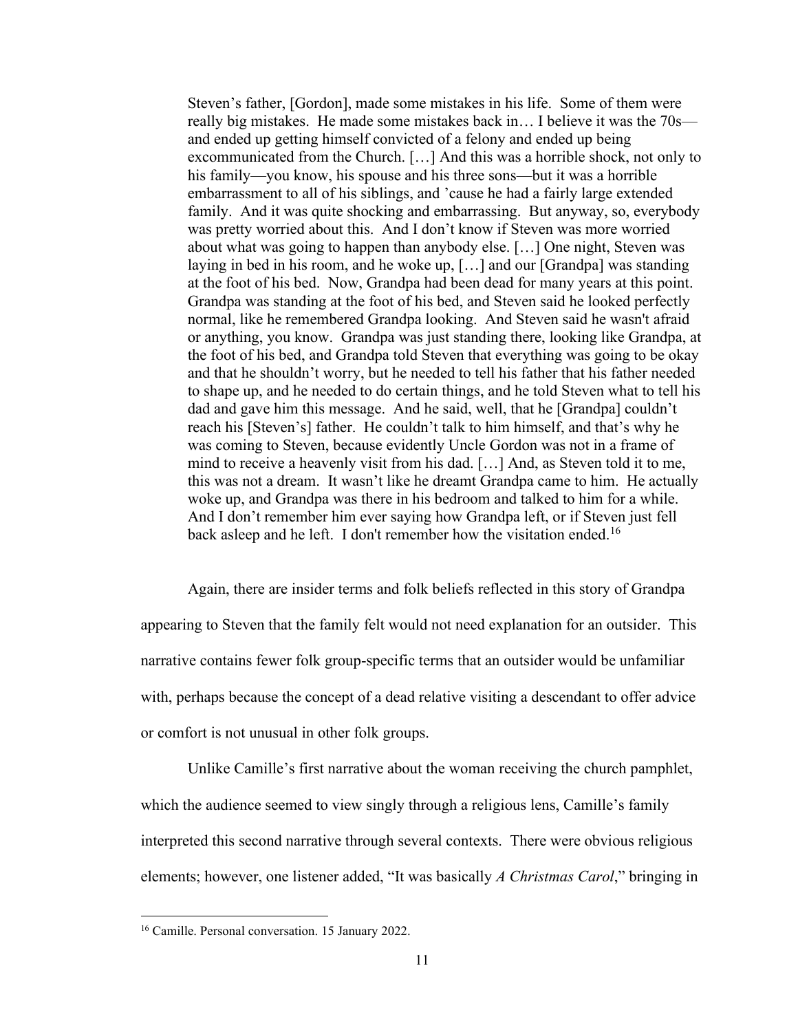> Steven's father, [Gordon], made some mistakes in his life. Some of them were really big mistakes. He made some mistakes back in… I believe it was the 70s—and ended up getting himself convicted of a felony and ended up being excommunicated from the Church. […] And this was a horrible shock, not only to his family—you know, his spouse and his three sons—but it was a horrible embarrassment to all of his siblings, and 'cause he had a fairly large extended family. And it was quite shocking and embarrassing. But anyway, so, everybody was pretty worried about this. And I don't know if Steven was more worried about what was going to happen than anybody else. […] One night, Steven was laying in bed in his room, and he woke up, […] and our [Grandpa] was standing at the foot of his bed. Now, Grandpa had been dead for many years at this point. Grandpa was standing at the foot of his bed, and Steven said he looked perfectly normal, like he remembered Grandpa looking. And Steven said he wasn't afraid or anything, you know. Grandpa was just standing there, looking like Grandpa, at the foot of his bed, and Grandpa told Steven that everything was going to be okay and that he shouldn't worry, but he needed to tell his father that his father needed to shape up, and he needed to do certain things, and he told Steven what to tell his dad and gave him this message. And he said, well, that he [Grandpa] couldn't reach his [Steven's] father. He couldn't talk to him himself, and that's why he was coming to Steven, because evidently Uncle Gordon was not in a frame of mind to receive a heavenly visit from his dad. […] And, as Steven told it to me, this was not a dream. It wasn't like he dreamt Grandpa came to him. He actually woke up, and Grandpa was there in his bedroom and talked to him for a while. And I don't remember him ever saying how Grandpa left, or if Steven just fell back asleep and he left. I don't remember how the visitation ended.[16]

Again, there are insider terms and folk beliefs reflected in this story of Grandpa appearing to Steven that the family felt would not need explanation for an outsider. This narrative contains fewer folk group-specific terms that an outsider would be unfamiliar with, perhaps because the concept of a dead relative visiting a descendant to offer advice or comfort is not unusual in other folk groups.

Unlike Camille's first narrative about the woman receiving the church pamphlet, which the audience seemed to view singly through a religious lens, Camille's family interpreted this second narrative through several contexts. There were obvious religious elements; however, one listener added, "It was basically *A Christmas Carol*," bringing in

[16] Camille. Personal conversation. 15 January 2022.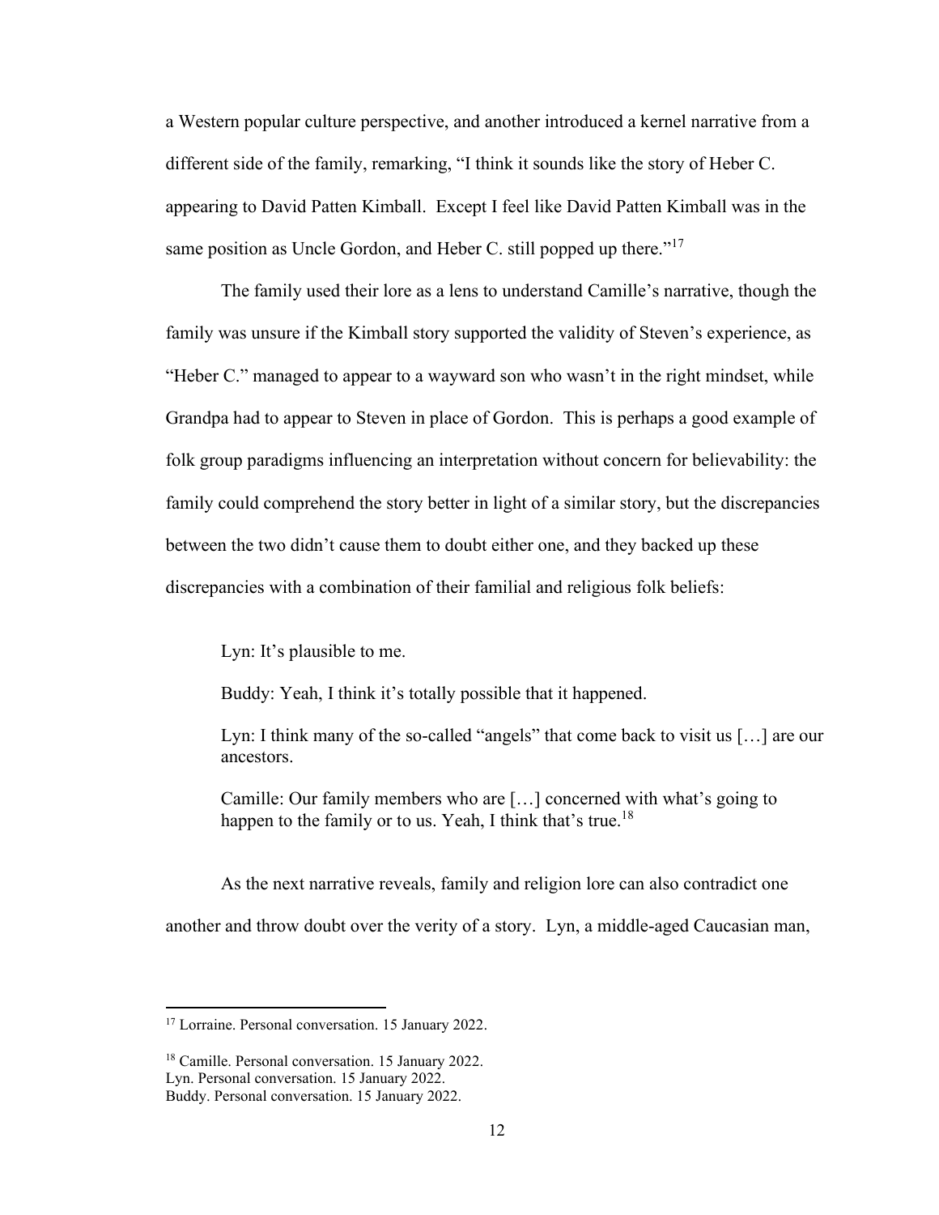a Western popular culture perspective, and another introduced a kernel narrative from a different side of the family, remarking, "I think it sounds like the story of Heber C. appearing to David Patten Kimball. Except I feel like David Patten Kimball was in the same position as Uncle Gordon, and Heber C. still popped up there."[17]

The family used their lore as a lens to understand Camille's narrative, though the family was unsure if the Kimball story supported the validity of Steven's experience, as "Heber C." managed to appear to a wayward son who wasn't in the right mindset, while Grandpa had to appear to Steven in place of Gordon. This is perhaps a good example of folk group paradigms influencing an interpretation without concern for believability: the family could comprehend the story better in light of a similar story, but the discrepancies between the two didn't cause them to doubt either one, and they backed up these discrepancies with a combination of their familial and religious folk beliefs:

> Lyn: It's plausible to me.
>
> Buddy: Yeah, I think it's totally possible that it happened.
>
> Lyn: I think many of the so-called "angels" that come back to visit us […] are our ancestors.
>
> Camille: Our family members who are […] concerned with what's going to happen to the family or to us. Yeah, I think that's true.[18]

As the next narrative reveals, family and religion lore can also contradict one another and throw doubt over the verity of a story. Lyn, a middle-aged Caucasian man,

---

[17] Lorraine. Personal conversation. 15 January 2022.

[18] Camille. Personal conversation. 15 January 2022.
Lyn. Personal conversation. 15 January 2022.
Buddy. Personal conversation. 15 January 2022.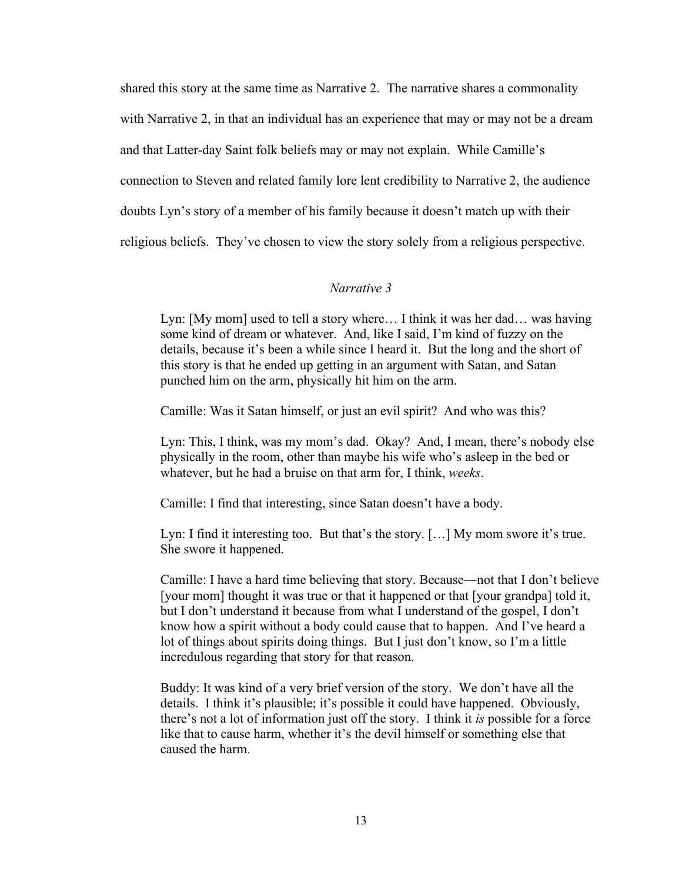shared this story at the same time as Narrative 2. The narrative shares a commonality with Narrative 2, in that an individual has an experience that may or may not be a dream and that Latter-day Saint folk beliefs may or may not explain. While Camille's connection to Steven and related family lore lent credibility to Narrative 2, the audience doubts Lyn's story of a member of his family because it doesn't match up with their religious beliefs. They've chosen to view the story solely from a religious perspective.

*Narrative 3*

> Lyn: [My mom] used to tell a story where… I think it was her dad… was having some kind of dream or whatever. And, like I said, I'm kind of fuzzy on the details, because it's been a while since I heard it. But the long and the short of this story is that he ended up getting in an argument with Satan, and Satan punched him on the arm, physically hit him on the arm.
>
> Camille: Was it Satan himself, or just an evil spirit? And who was this?
>
> Lyn: This, I think, was my mom's dad. Okay? And, I mean, there's nobody else physically in the room, other than maybe his wife who's asleep in the bed or whatever, but he had a bruise on that arm for, I think, *weeks*.
>
> Camille: I find that interesting, since Satan doesn't have a body.
>
> Lyn: I find it interesting too. But that's the story. […] My mom swore it's true. She swore it happened.
>
> Camille: I have a hard time believing that story. Because—not that I don't believe [your mom] thought it was true or that it happened or that [your grandpa] told it, but I don't understand it because from what I understand of the gospel, I don't know how a spirit without a body could cause that to happen. And I've heard a lot of things about spirits doing things. But I just don't know, so I'm a little incredulous regarding that story for that reason.
>
> Buddy: It was kind of a very brief version of the story. We don't have all the details. I think it's plausible; it's possible it could have happened. Obviously, there's not a lot of information just off the story. I think it *is* possible for a force like that to cause harm, whether it's the devil himself or something else that caused the harm.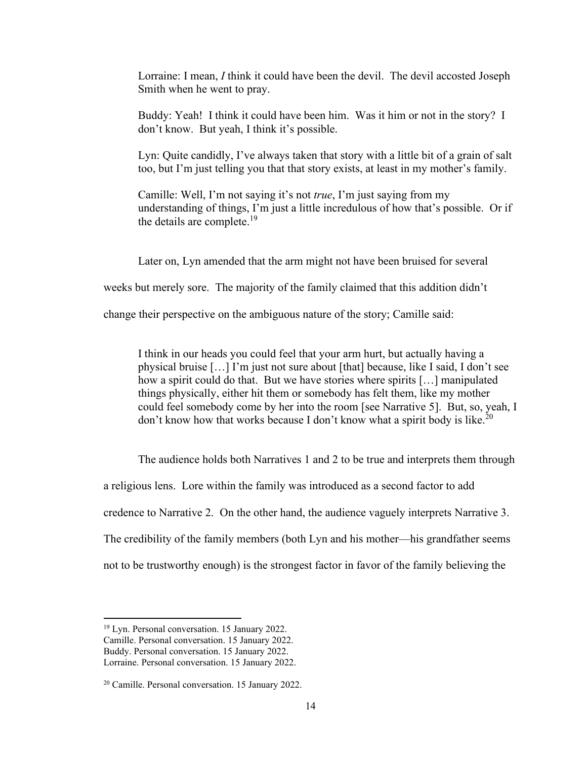> Lorraine: I mean, *I* think it could have been the devil. The devil accosted Joseph Smith when he went to pray.
>
> Buddy: Yeah! I think it could have been him. Was it him or not in the story? I don't know. But yeah, I think it's possible.
>
> Lyn: Quite candidly, I've always taken that story with a little bit of a grain of salt too, but I'm just telling you that that story exists, at least in my mother's family.
>
> Camille: Well, I'm not saying it's not *true*, I'm just saying from my understanding of things, I'm just a little incredulous of how that's possible. Or if the details are complete.[19]

Later on, Lyn amended that the arm might not have been bruised for several weeks but merely sore. The majority of the family claimed that this addition didn't change their perspective on the ambiguous nature of the story; Camille said:

> I think in our heads you could feel that your arm hurt, but actually having a physical bruise […] I'm just not sure about [that] because, like I said, I don't see how a spirit could do that. But we have stories where spirits […] manipulated things physically, either hit them or somebody has felt them, like my mother could feel somebody come by her into the room [see Narrative 5]. But, so, yeah, I don't know how that works because I don't know what a spirit body is like.[20]

The audience holds both Narratives 1 and 2 to be true and interprets them through a religious lens. Lore within the family was introduced as a second factor to add credence to Narrative 2. On the other hand, the audience vaguely interprets Narrative 3. The credibility of the family members (both Lyn and his mother—his grandfather seems not to be trustworthy enough) is the strongest factor in favor of the family believing the

---

[19] Lyn. Personal conversation. 15 January 2022.
Camille. Personal conversation. 15 January 2022.
Buddy. Personal conversation. 15 January 2022.
Lorraine. Personal conversation. 15 January 2022.

[20] Camille. Personal conversation. 15 January 2022.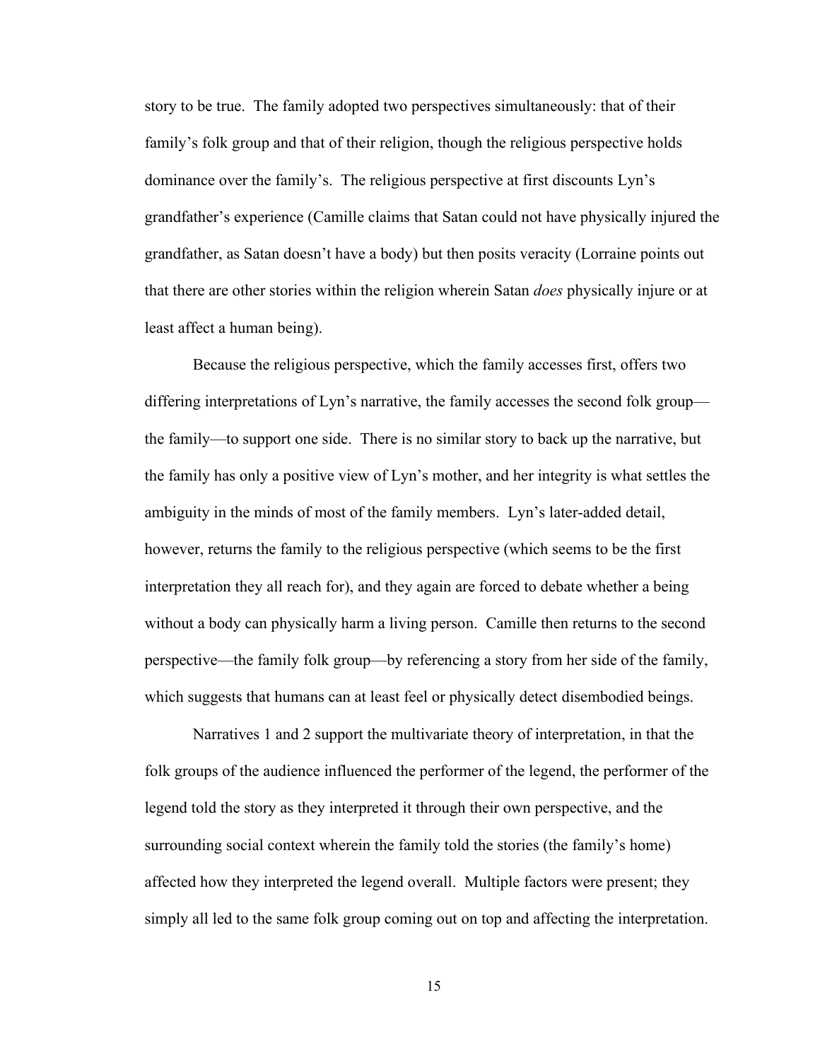story to be true. The family adopted two perspectives simultaneously: that of their family's folk group and that of their religion, though the religious perspective holds dominance over the family's. The religious perspective at first discounts Lyn's grandfather's experience (Camille claims that Satan could not have physically injured the grandfather, as Satan doesn't have a body) but then posits veracity (Lorraine points out that there are other stories within the religion wherein Satan *does* physically injure or at least affect a human being).

Because the religious perspective, which the family accesses first, offers two differing interpretations of Lyn's narrative, the family accesses the second folk group—the family—to support one side. There is no similar story to back up the narrative, but the family has only a positive view of Lyn's mother, and her integrity is what settles the ambiguity in the minds of most of the family members. Lyn's later-added detail, however, returns the family to the religious perspective (which seems to be the first interpretation they all reach for), and they again are forced to debate whether a being without a body can physically harm a living person. Camille then returns to the second perspective—the family folk group—by referencing a story from her side of the family, which suggests that humans can at least feel or physically detect disembodied beings.

Narratives 1 and 2 support the multivariate theory of interpretation, in that the folk groups of the audience influenced the performer of the legend, the performer of the legend told the story as they interpreted it through their own perspective, and the surrounding social context wherein the family told the stories (the family's home) affected how they interpreted the legend overall. Multiple factors were present; they simply all led to the same folk group coming out on top and affecting the interpretation.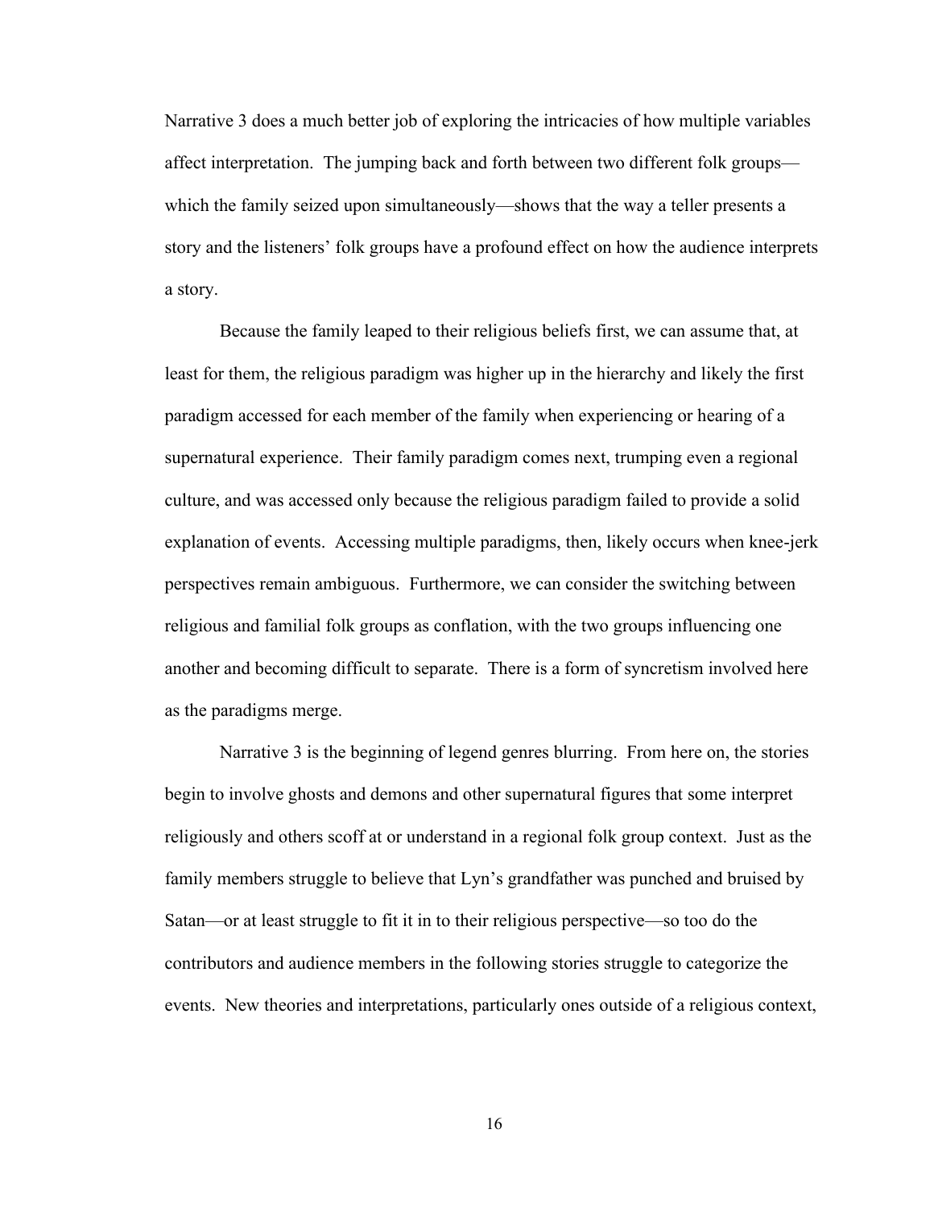Narrative 3 does a much better job of exploring the intricacies of how multiple variables affect interpretation. The jumping back and forth between two different folk groups—which the family seized upon simultaneously—shows that the way a teller presents a story and the listeners' folk groups have a profound effect on how the audience interprets a story.

Because the family leaped to their religious beliefs first, we can assume that, at least for them, the religious paradigm was higher up in the hierarchy and likely the first paradigm accessed for each member of the family when experiencing or hearing of a supernatural experience. Their family paradigm comes next, trumping even a regional culture, and was accessed only because the religious paradigm failed to provide a solid explanation of events. Accessing multiple paradigms, then, likely occurs when knee-jerk perspectives remain ambiguous. Furthermore, we can consider the switching between religious and familial folk groups as conflation, with the two groups influencing one another and becoming difficult to separate. There is a form of syncretism involved here as the paradigms merge.

Narrative 3 is the beginning of legend genres blurring. From here on, the stories begin to involve ghosts and demons and other supernatural figures that some interpret religiously and others scoff at or understand in a regional folk group context. Just as the family members struggle to believe that Lyn's grandfather was punched and bruised by Satan—or at least struggle to fit it in to their religious perspective—so too do the contributors and audience members in the following stories struggle to categorize the events. New theories and interpretations, particularly ones outside of a religious context,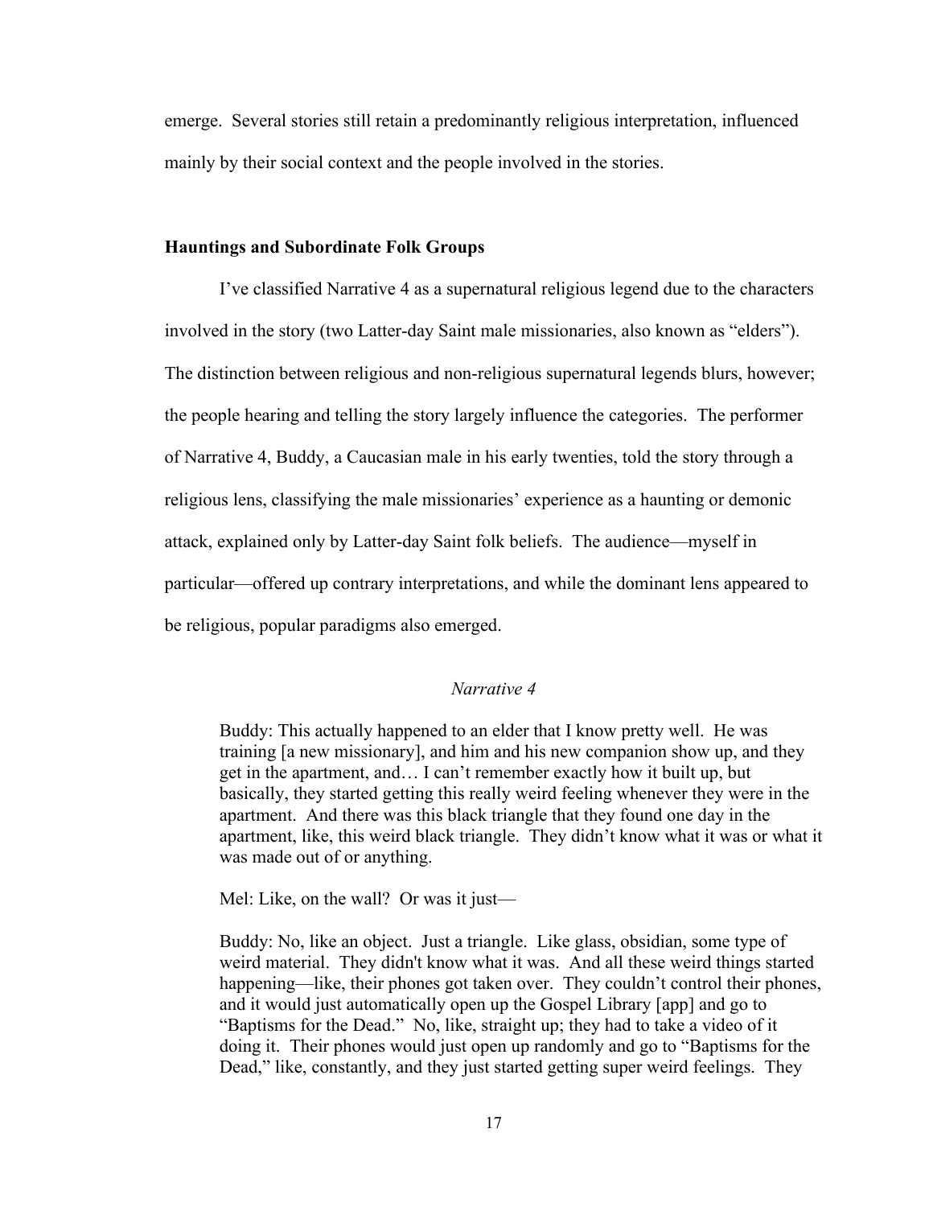emerge. Several stories still retain a predominantly religious interpretation, influenced mainly by their social context and the people involved in the stories.

### Hauntings and Subordinate Folk Groups

I've classified Narrative 4 as a supernatural religious legend due to the characters involved in the story (two Latter-day Saint male missionaries, also known as "elders"). The distinction between religious and non-religious supernatural legends blurs, however; the people hearing and telling the story largely influence the categories. The performer of Narrative 4, Buddy, a Caucasian male in his early twenties, told the story through a religious lens, classifying the male missionaries' experience as a haunting or demonic attack, explained only by Latter-day Saint folk beliefs. The audience—myself in particular—offered up contrary interpretations, and while the dominant lens appeared to be religious, popular paradigms also emerged.

*Narrative 4*

> Buddy: This actually happened to an elder that I know pretty well. He was training [a new missionary], and him and his new companion show up, and they get in the apartment, and… I can't remember exactly how it built up, but basically, they started getting this really weird feeling whenever they were in the apartment. And there was this black triangle that they found one day in the apartment, like, this weird black triangle. They didn't know what it was or what it was made out of or anything.
>
> Mel: Like, on the wall? Or was it just—
>
> Buddy: No, like an object. Just a triangle. Like glass, obsidian, some type of weird material. They didn't know what it was. And all these weird things started happening—like, their phones got taken over. They couldn't control their phones, and it would just automatically open up the Gospel Library [app] and go to "Baptisms for the Dead." No, like, straight up; they had to take a video of it doing it. Their phones would just open up randomly and go to "Baptisms for the Dead," like, constantly, and they just started getting super weird feelings. They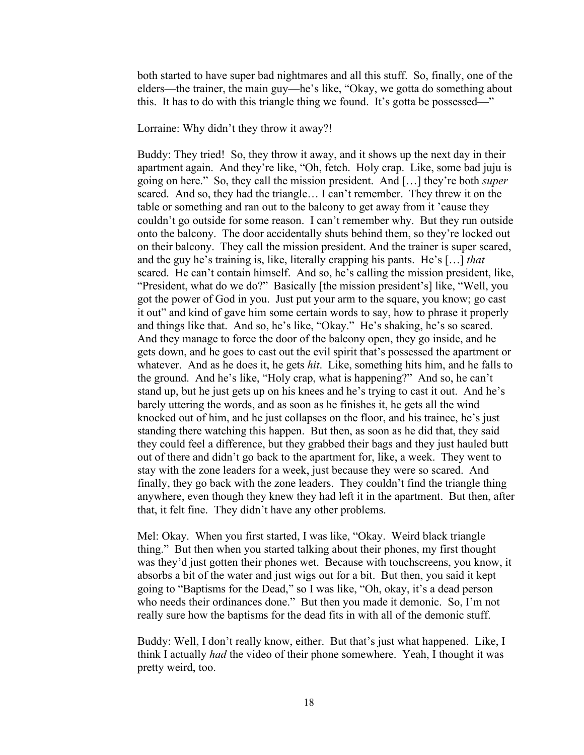both started to have super bad nightmares and all this stuff. So, finally, one of the elders—the trainer, the main guy—he's like, "Okay, we gotta do something about this. It has to do with this triangle thing we found. It's gotta be possessed—"

Lorraine: Why didn't they throw it away?!

Buddy: They tried! So, they throw it away, and it shows up the next day in their apartment again. And they're like, "Oh, fetch. Holy crap. Like, some bad juju is going on here." So, they call the mission president. And […] they're both *super* scared. And so, they had the triangle… I can't remember. They threw it on the table or something and ran out to the balcony to get away from it 'cause they couldn't go outside for some reason. I can't remember why. But they run outside onto the balcony. The door accidentally shuts behind them, so they're locked out on their balcony. They call the mission president. And the trainer is super scared, and the guy he's training is, like, literally crapping his pants. He's […] *that* scared. He can't contain himself. And so, he's calling the mission president, like, "President, what do we do?" Basically [the mission president's] like, "Well, you got the power of God in you. Just put your arm to the square, you know; go cast it out" and kind of gave him some certain words to say, how to phrase it properly and things like that. And so, he's like, "Okay." He's shaking, he's so scared. And they manage to force the door of the balcony open, they go inside, and he gets down, and he goes to cast out the evil spirit that's possessed the apartment or whatever. And as he does it, he gets *hit*. Like, something hits him, and he falls to the ground. And he's like, "Holy crap, what is happening?" And so, he can't stand up, but he just gets up on his knees and he's trying to cast it out. And he's barely uttering the words, and as soon as he finishes it, he gets all the wind knocked out of him, and he just collapses on the floor, and his trainee, he's just standing there watching this happen. But then, as soon as he did that, they said they could feel a difference, but they grabbed their bags and they just hauled butt out of there and didn't go back to the apartment for, like, a week. They went to stay with the zone leaders for a week, just because they were so scared. And finally, they go back with the zone leaders. They couldn't find the triangle thing anywhere, even though they knew they had left it in the apartment. But then, after that, it felt fine. They didn't have any other problems.

Mel: Okay. When you first started, I was like, "Okay. Weird black triangle thing." But then when you started talking about their phones, my first thought was they'd just gotten their phones wet. Because with touchscreens, you know, it absorbs a bit of the water and just wigs out for a bit. But then, you said it kept going to "Baptisms for the Dead," so I was like, "Oh, okay, it's a dead person who needs their ordinances done." But then you made it demonic. So, I'm not really sure how the baptisms for the dead fits in with all of the demonic stuff.

Buddy: Well, I don't really know, either. But that's just what happened. Like, I think I actually *had* the video of their phone somewhere. Yeah, I thought it was pretty weird, too.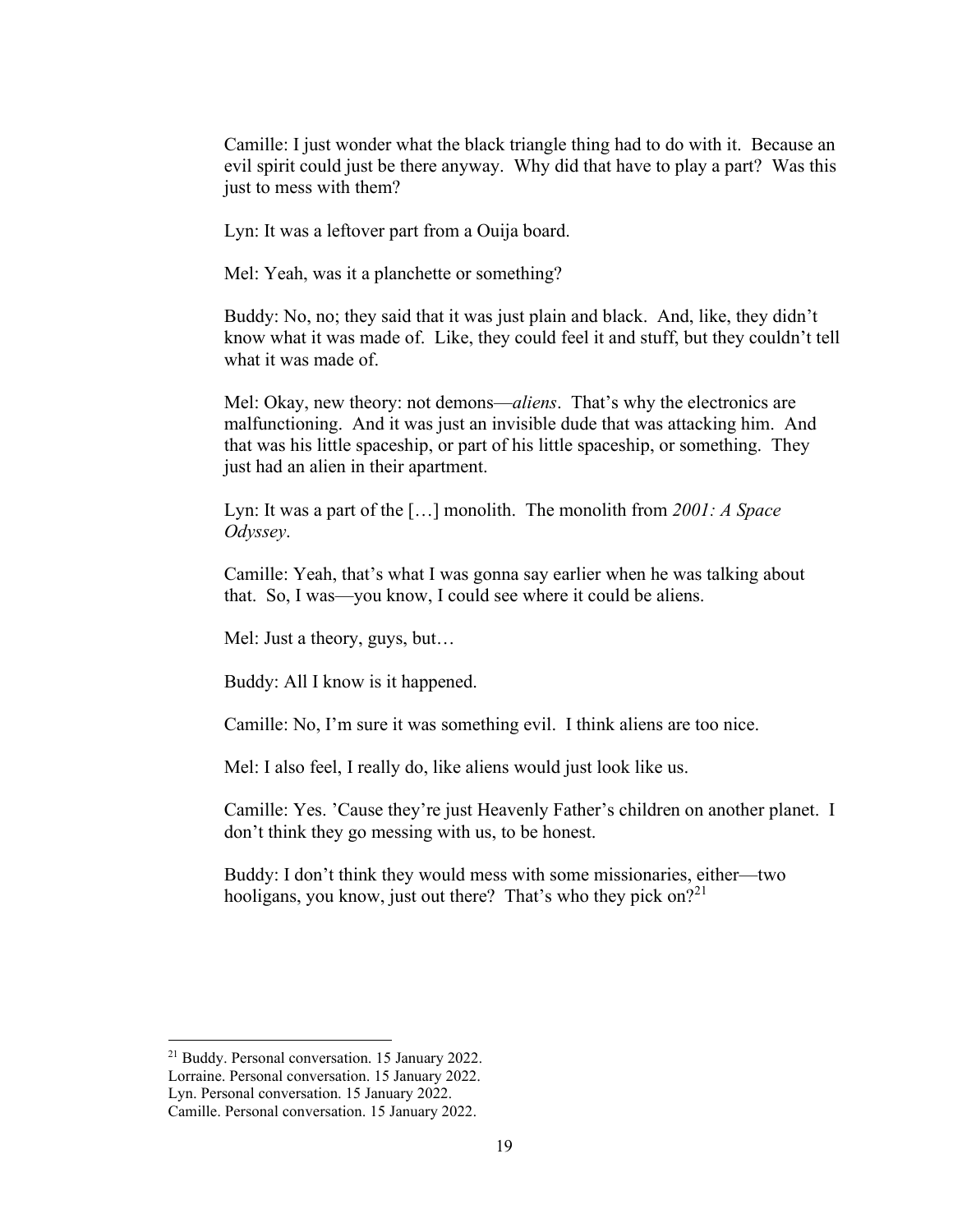Camille: I just wonder what the black triangle thing had to do with it. Because an evil spirit could just be there anyway. Why did that have to play a part? Was this just to mess with them?

Lyn: It was a leftover part from a Ouija board.

Mel: Yeah, was it a planchette or something?

Buddy: No, no; they said that it was just plain and black. And, like, they didn't know what it was made of. Like, they could feel it and stuff, but they couldn't tell what it was made of.

Mel: Okay, new theory: not demons—*aliens*. That's why the electronics are malfunctioning. And it was just an invisible dude that was attacking him. And that was his little spaceship, or part of his little spaceship, or something. They just had an alien in their apartment.

Lyn: It was a part of the […] monolith. The monolith from *2001: A Space Odyssey*.

Camille: Yeah, that's what I was gonna say earlier when he was talking about that. So, I was—you know, I could see where it could be aliens.

Mel: Just a theory, guys, but…

Buddy: All I know is it happened.

Camille: No, I'm sure it was something evil. I think aliens are too nice.

Mel: I also feel, I really do, like aliens would just look like us.

Camille: Yes. 'Cause they're just Heavenly Father's children on another planet. I don't think they go messing with us, to be honest.

Buddy: I don't think they would mess with some missionaries, either—two hooligans, you know, just out there? That's who they pick on?[21]

---

[21] Buddy. Personal conversation. 15 January 2022.
Lorraine. Personal conversation. 15 January 2022.
Lyn. Personal conversation. 15 January 2022.
Camille. Personal conversation. 15 January 2022.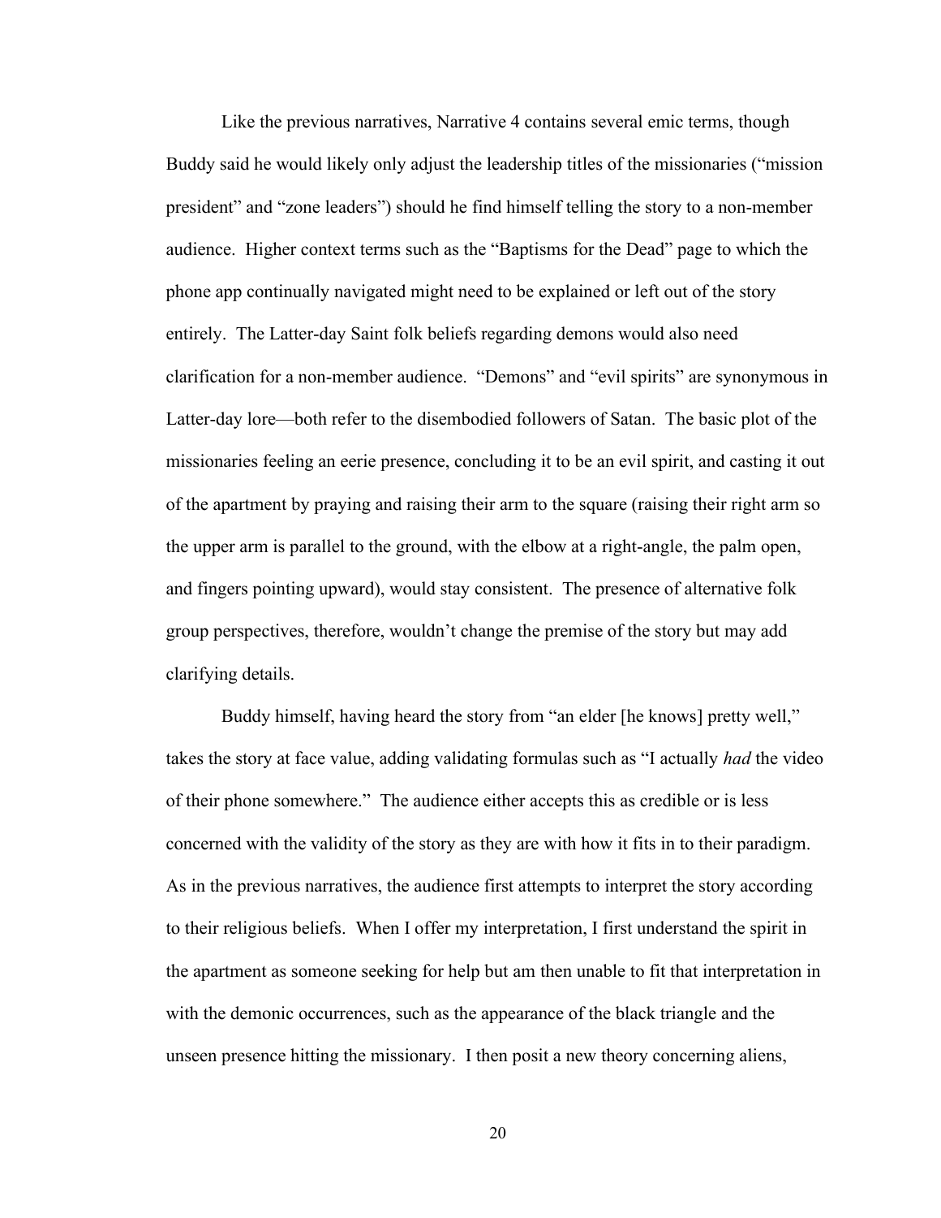Like the previous narratives, Narrative 4 contains several emic terms, though Buddy said he would likely only adjust the leadership titles of the missionaries ("mission president" and "zone leaders") should he find himself telling the story to a non-member audience. Higher context terms such as the "Baptisms for the Dead" page to which the phone app continually navigated might need to be explained or left out of the story entirely. The Latter-day Saint folk beliefs regarding demons would also need clarification for a non-member audience. "Demons" and "evil spirits" are synonymous in Latter-day lore—both refer to the disembodied followers of Satan. The basic plot of the missionaries feeling an eerie presence, concluding it to be an evil spirit, and casting it out of the apartment by praying and raising their arm to the square (raising their right arm so the upper arm is parallel to the ground, with the elbow at a right-angle, the palm open, and fingers pointing upward), would stay consistent. The presence of alternative folk group perspectives, therefore, wouldn't change the premise of the story but may add clarifying details.

Buddy himself, having heard the story from "an elder [he knows] pretty well," takes the story at face value, adding validating formulas such as "I actually *had* the video of their phone somewhere." The audience either accepts this as credible or is less concerned with the validity of the story as they are with how it fits in to their paradigm. As in the previous narratives, the audience first attempts to interpret the story according to their religious beliefs. When I offer my interpretation, I first understand the spirit in the apartment as someone seeking for help but am then unable to fit that interpretation in with the demonic occurrences, such as the appearance of the black triangle and the unseen presence hitting the missionary. I then posit a new theory concerning aliens,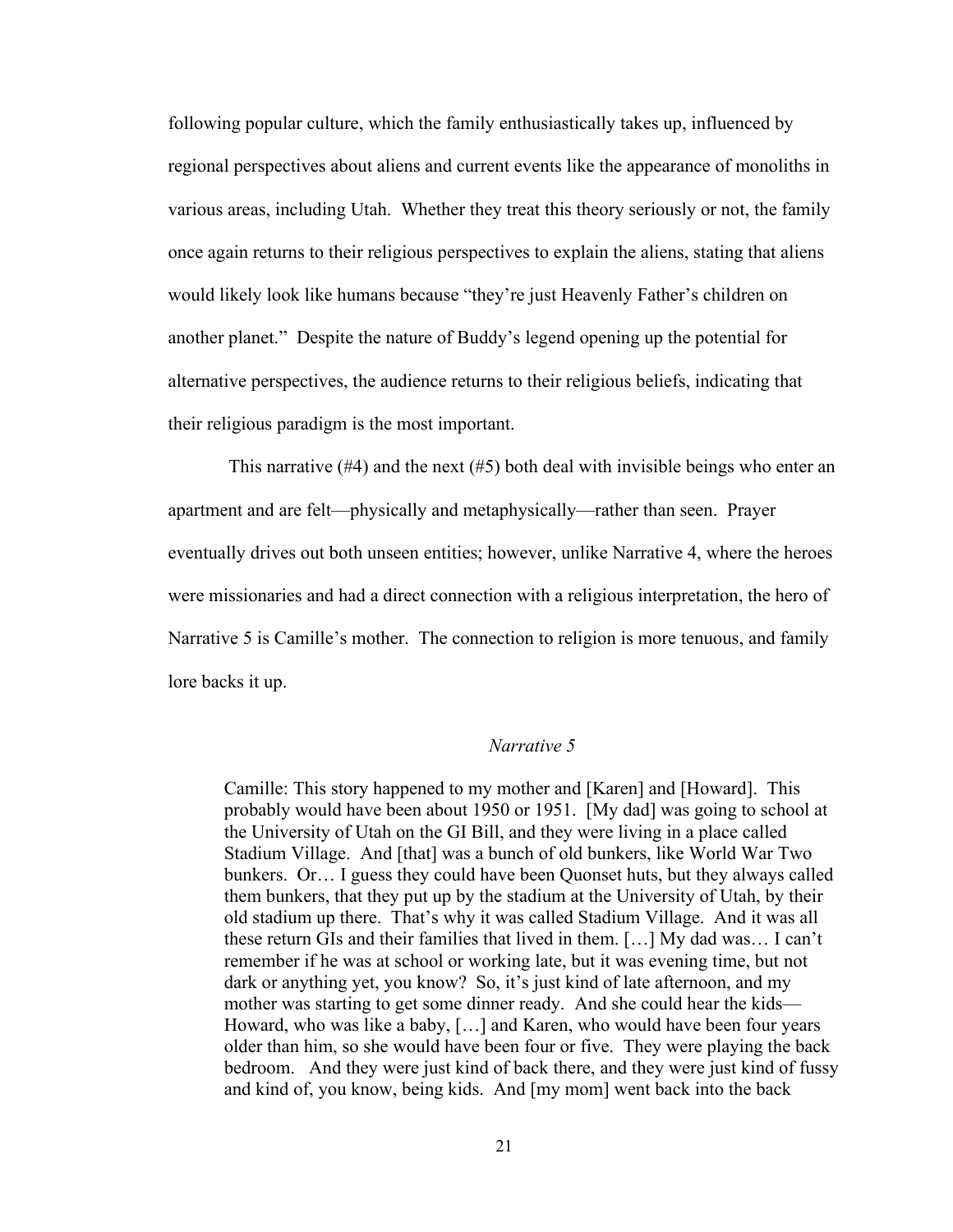following popular culture, which the family enthusiastically takes up, influenced by regional perspectives about aliens and current events like the appearance of monoliths in various areas, including Utah. Whether they treat this theory seriously or not, the family once again returns to their religious perspectives to explain the aliens, stating that aliens would likely look like humans because "they're just Heavenly Father's children on another planet." Despite the nature of Buddy's legend opening up the potential for alternative perspectives, the audience returns to their religious beliefs, indicating that their religious paradigm is the most important.

This narrative (#4) and the next (#5) both deal with invisible beings who enter an apartment and are felt—physically and metaphysically—rather than seen. Prayer eventually drives out both unseen entities; however, unlike Narrative 4, where the heroes were missionaries and had a direct connection with a religious interpretation, the hero of Narrative 5 is Camille's mother. The connection to religion is more tenuous, and family lore backs it up.

*Narrative 5*

> Camille: This story happened to my mother and [Karen] and [Howard]. This probably would have been about 1950 or 1951. [My dad] was going to school at the University of Utah on the GI Bill, and they were living in a place called Stadium Village. And [that] was a bunch of old bunkers, like World War Two bunkers. Or… I guess they could have been Quonset huts, but they always called them bunkers, that they put up by the stadium at the University of Utah, by their old stadium up there. That's why it was called Stadium Village. And it was all these return GIs and their families that lived in them. […] My dad was… I can't remember if he was at school or working late, but it was evening time, but not dark or anything yet, you know? So, it's just kind of late afternoon, and my mother was starting to get some dinner ready. And she could hear the kids—Howard, who was like a baby, […] and Karen, who would have been four years older than him, so she would have been four or five. They were playing the back bedroom. And they were just kind of back there, and they were just kind of fussy and kind of, you know, being kids. And [my mom] went back into the back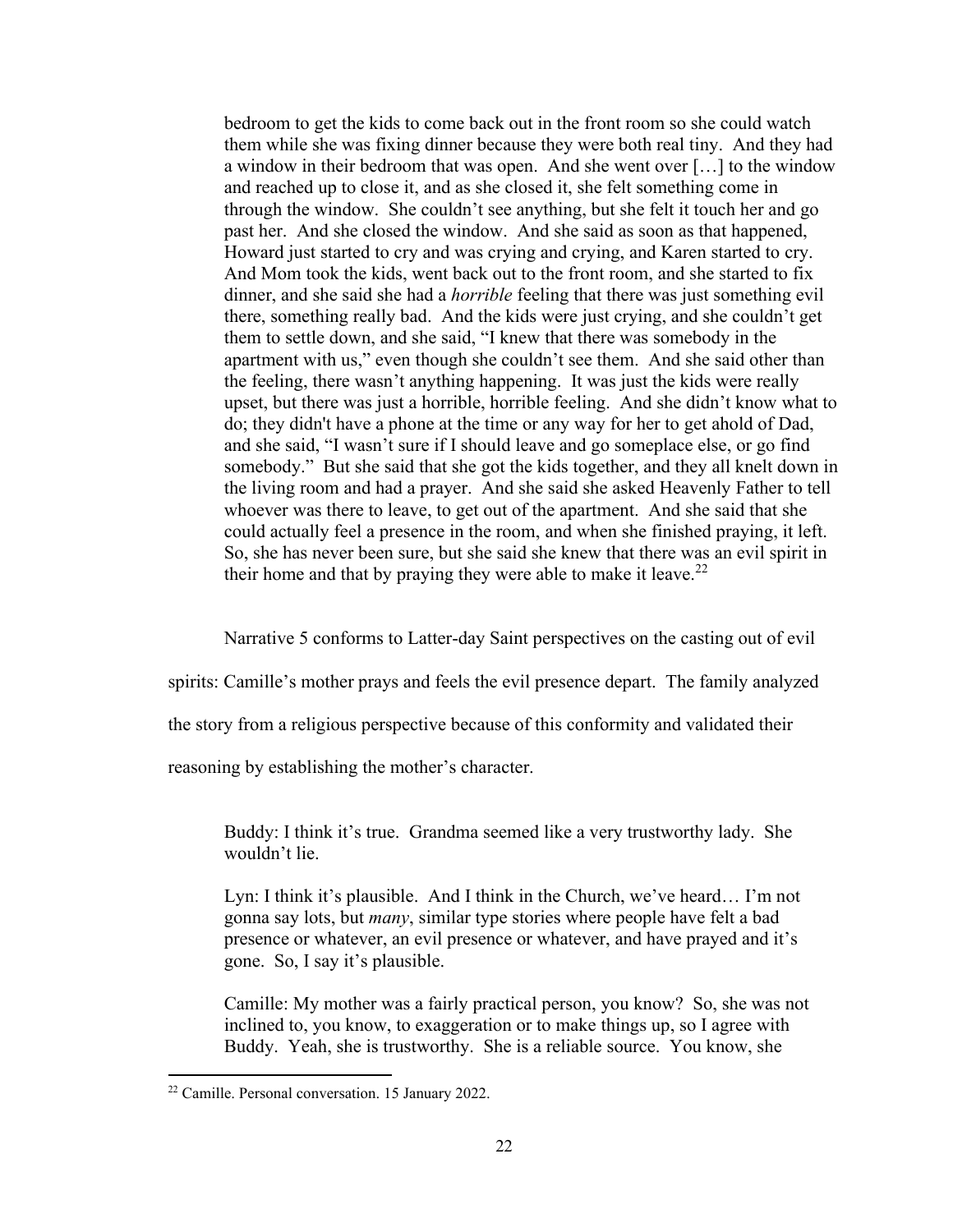> bedroom to get the kids to come back out in the front room so she could watch them while she was fixing dinner because they were both real tiny. And they had a window in their bedroom that was open. And she went over […] to the window and reached up to close it, and as she closed it, she felt something come in through the window. She couldn't see anything, but she felt it touch her and go past her. And she closed the window. And she said as soon as that happened, Howard just started to cry and was crying and crying, and Karen started to cry. And Mom took the kids, went back out to the front room, and she started to fix dinner, and she said she had a *horrible* feeling that there was just something evil there, something really bad. And the kids were just crying, and she couldn't get them to settle down, and she said, "I knew that there was somebody in the apartment with us," even though she couldn't see them. And she said other than the feeling, there wasn't anything happening. It was just the kids were really upset, but there was just a horrible, horrible feeling. And she didn't know what to do; they didn't have a phone at the time or any way for her to get ahold of Dad, and she said, "I wasn't sure if I should leave and go someplace else, or go find somebody." But she said that she got the kids together, and they all knelt down in the living room and had a prayer. And she said she asked Heavenly Father to tell whoever was there to leave, to get out of the apartment. And she said that she could actually feel a presence in the room, and when she finished praying, it left. So, she has never been sure, but she said she knew that there was an evil spirit in their home and that by praying they were able to make it leave.[22]

Narrative 5 conforms to Latter-day Saint perspectives on the casting out of evil spirits: Camille's mother prays and feels the evil presence depart. The family analyzed the story from a religious perspective because of this conformity and validated their reasoning by establishing the mother's character.

> Buddy: I think it's true. Grandma seemed like a very trustworthy lady. She wouldn't lie.
>
> Lyn: I think it's plausible. And I think in the Church, we've heard… I'm not gonna say lots, but *many*, similar type stories where people have felt a bad presence or whatever, an evil presence or whatever, and have prayed and it's gone. So, I say it's plausible.
>
> Camille: My mother was a fairly practical person, you know? So, she was not inclined to, you know, to exaggeration or to make things up, so I agree with Buddy. Yeah, she is trustworthy. She is a reliable source. You know, she

[22] Camille. Personal conversation. 15 January 2022.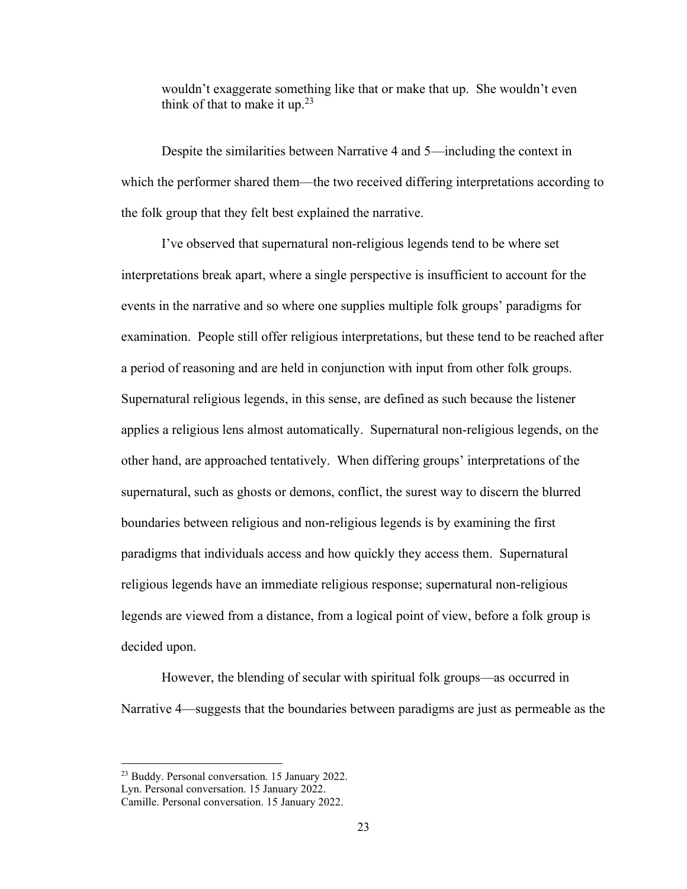> wouldn't exaggerate something like that or make that up. She wouldn't even think of that to make it up.[23]

Despite the similarities between Narrative 4 and 5—including the context in which the performer shared them—the two received differing interpretations according to the folk group that they felt best explained the narrative.

I've observed that supernatural non-religious legends tend to be where set interpretations break apart, where a single perspective is insufficient to account for the events in the narrative and so where one supplies multiple folk groups' paradigms for examination. People still offer religious interpretations, but these tend to be reached after a period of reasoning and are held in conjunction with input from other folk groups. Supernatural religious legends, in this sense, are defined as such because the listener applies a religious lens almost automatically. Supernatural non-religious legends, on the other hand, are approached tentatively. When differing groups' interpretations of the supernatural, such as ghosts or demons, conflict, the surest way to discern the blurred boundaries between religious and non-religious legends is by examining the first paradigms that individuals access and how quickly they access them. Supernatural religious legends have an immediate religious response; supernatural non-religious legends are viewed from a distance, from a logical point of view, before a folk group is decided upon.

However, the blending of secular with spiritual folk groups—as occurred in Narrative 4—suggests that the boundaries between paradigms are just as permeable as the

---

[23] Buddy. Personal conversation. 15 January 2022.
Lyn. Personal conversation. 15 January 2022.
Camille. Personal conversation. 15 January 2022.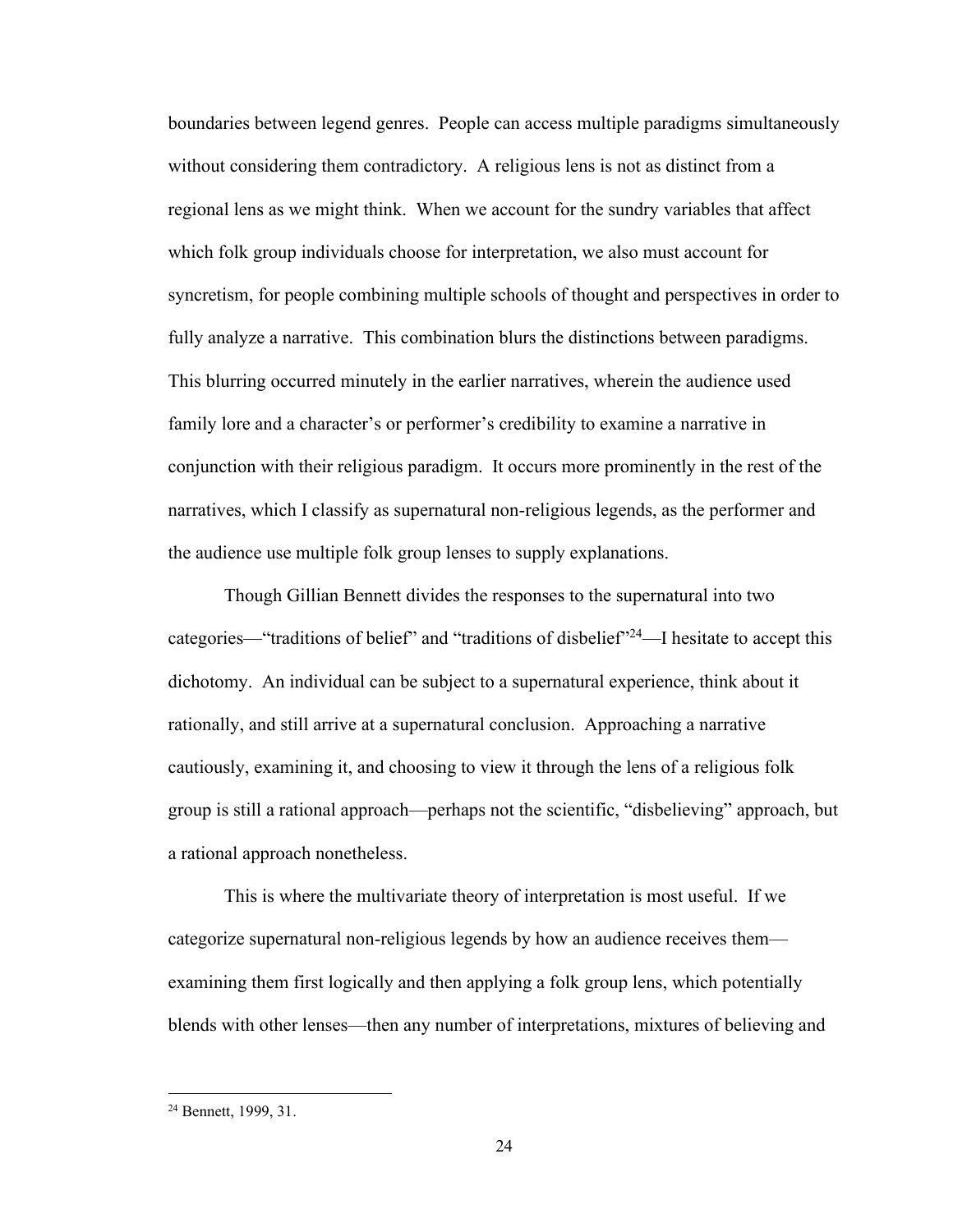boundaries between legend genres. People can access multiple paradigms simultaneously without considering them contradictory. A religious lens is not as distinct from a regional lens as we might think. When we account for the sundry variables that affect which folk group individuals choose for interpretation, we also must account for syncretism, for people combining multiple schools of thought and perspectives in order to fully analyze a narrative. This combination blurs the distinctions between paradigms. This blurring occurred minutely in the earlier narratives, wherein the audience used family lore and a character's or performer's credibility to examine a narrative in conjunction with their religious paradigm. It occurs more prominently in the rest of the narratives, which I classify as supernatural non-religious legends, as the performer and the audience use multiple folk group lenses to supply explanations.

Though Gillian Bennett divides the responses to the supernatural into two categories—"traditions of belief" and "traditions of disbelief"[24]—I hesitate to accept this dichotomy. An individual can be subject to a supernatural experience, think about it rationally, and still arrive at a supernatural conclusion. Approaching a narrative cautiously, examining it, and choosing to view it through the lens of a religious folk group is still a rational approach—perhaps not the scientific, "disbelieving" approach, but a rational approach nonetheless.

This is where the multivariate theory of interpretation is most useful. If we categorize supernatural non-religious legends by how an audience receives them—examining them first logically and then applying a folk group lens, which potentially blends with other lenses—then any number of interpretations, mixtures of believing and

---

[24] Bennett, 1999, 31.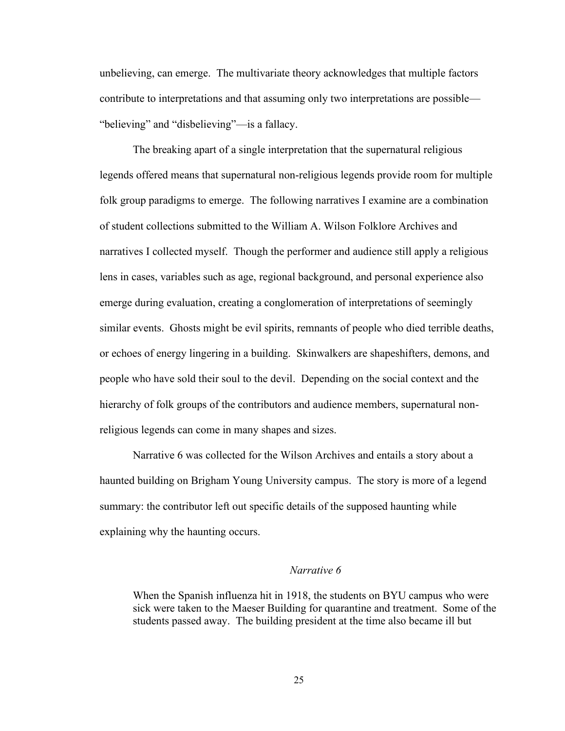unbelieving, can emerge. The multivariate theory acknowledges that multiple factors contribute to interpretations and that assuming only two interpretations are possible—"believing" and "disbelieving"—is a fallacy.

The breaking apart of a single interpretation that the supernatural religious legends offered means that supernatural non-religious legends provide room for multiple folk group paradigms to emerge. The following narratives I examine are a combination of student collections submitted to the William A. Wilson Folklore Archives and narratives I collected myself. Though the performer and audience still apply a religious lens in cases, variables such as age, regional background, and personal experience also emerge during evaluation, creating a conglomeration of interpretations of seemingly similar events. Ghosts might be evil spirits, remnants of people who died terrible deaths, or echoes of energy lingering in a building. Skinwalkers are shapeshifters, demons, and people who have sold their soul to the devil. Depending on the social context and the hierarchy of folk groups of the contributors and audience members, supernatural non-religious legends can come in many shapes and sizes.

Narrative 6 was collected for the Wilson Archives and entails a story about a haunted building on Brigham Young University campus. The story is more of a legend summary: the contributor left out specific details of the supposed haunting while explaining why the haunting occurs.

*Narrative 6*

> When the Spanish influenza hit in 1918, the students on BYU campus who were sick were taken to the Maeser Building for quarantine and treatment. Some of the students passed away. The building president at the time also became ill but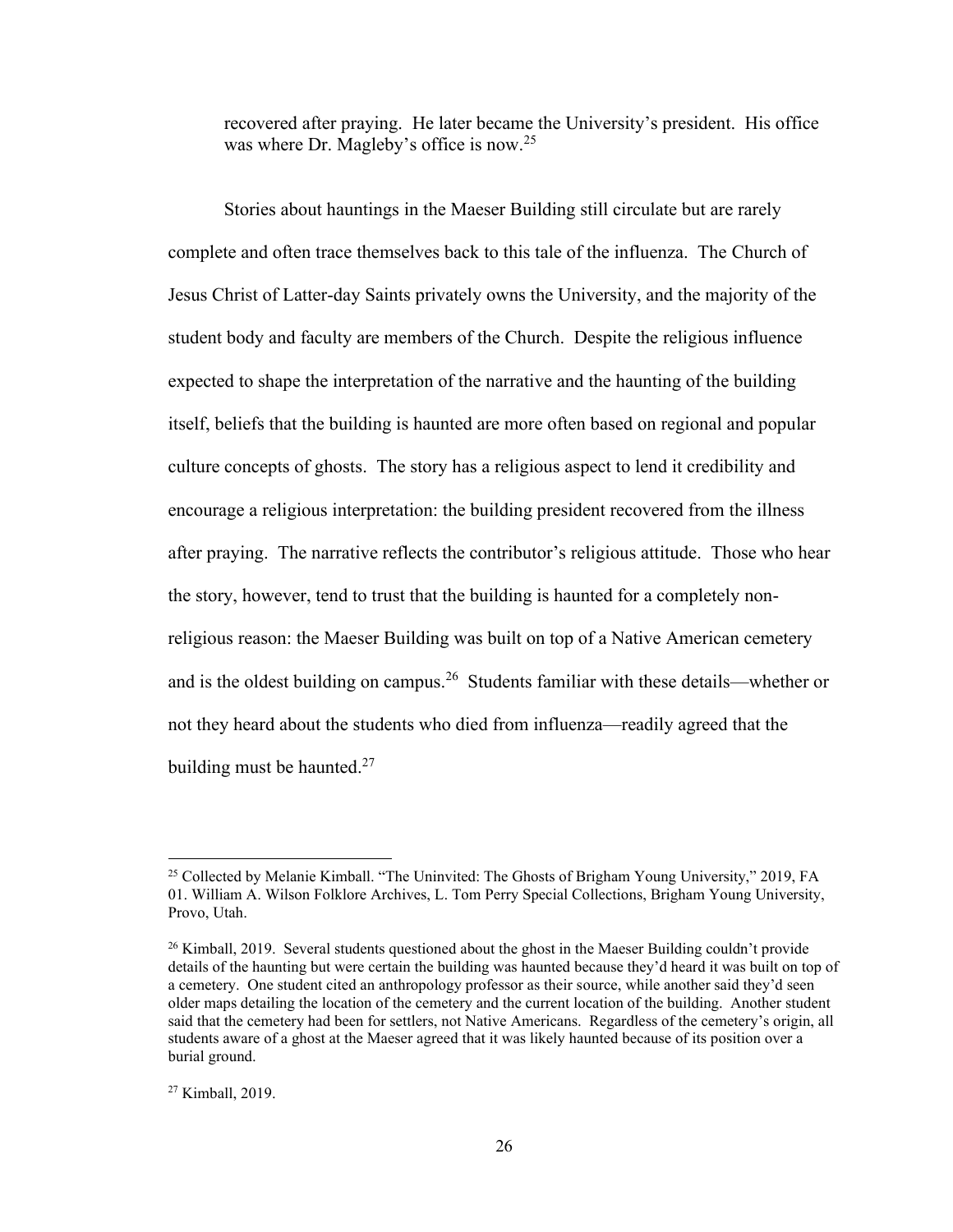> recovered after praying. He later became the University's president. His office was where Dr. Magleby's office is now.[25]

Stories about hauntings in the Maeser Building still circulate but are rarely complete and often trace themselves back to this tale of the influenza. The Church of Jesus Christ of Latter-day Saints privately owns the University, and the majority of the student body and faculty are members of the Church. Despite the religious influence expected to shape the interpretation of the narrative and the haunting of the building itself, beliefs that the building is haunted are more often based on regional and popular culture concepts of ghosts. The story has a religious aspect to lend it credibility and encourage a religious interpretation: the building president recovered from the illness after praying. The narrative reflects the contributor's religious attitude. Those who hear the story, however, tend to trust that the building is haunted for a completely non-religious reason: the Maeser Building was built on top of a Native American cemetery and is the oldest building on campus.[26] Students familiar with these details—whether or not they heard about the students who died from influenza—readily agreed that the building must be haunted.[27]

---

[25] Collected by Melanie Kimball. "The Uninvited: The Ghosts of Brigham Young University," 2019, FA 01. William A. Wilson Folklore Archives, L. Tom Perry Special Collections, Brigham Young University, Provo, Utah.

[26] Kimball, 2019. Several students questioned about the ghost in the Maeser Building couldn't provide details of the haunting but were certain the building was haunted because they'd heard it was built on top of a cemetery. One student cited an anthropology professor as their source, while another said they'd seen older maps detailing the location of the cemetery and the current location of the building. Another student said that the cemetery had been for settlers, not Native Americans. Regardless of the cemetery's origin, all students aware of a ghost at the Maeser agreed that it was likely haunted because of its position over a burial ground.

[27] Kimball, 2019.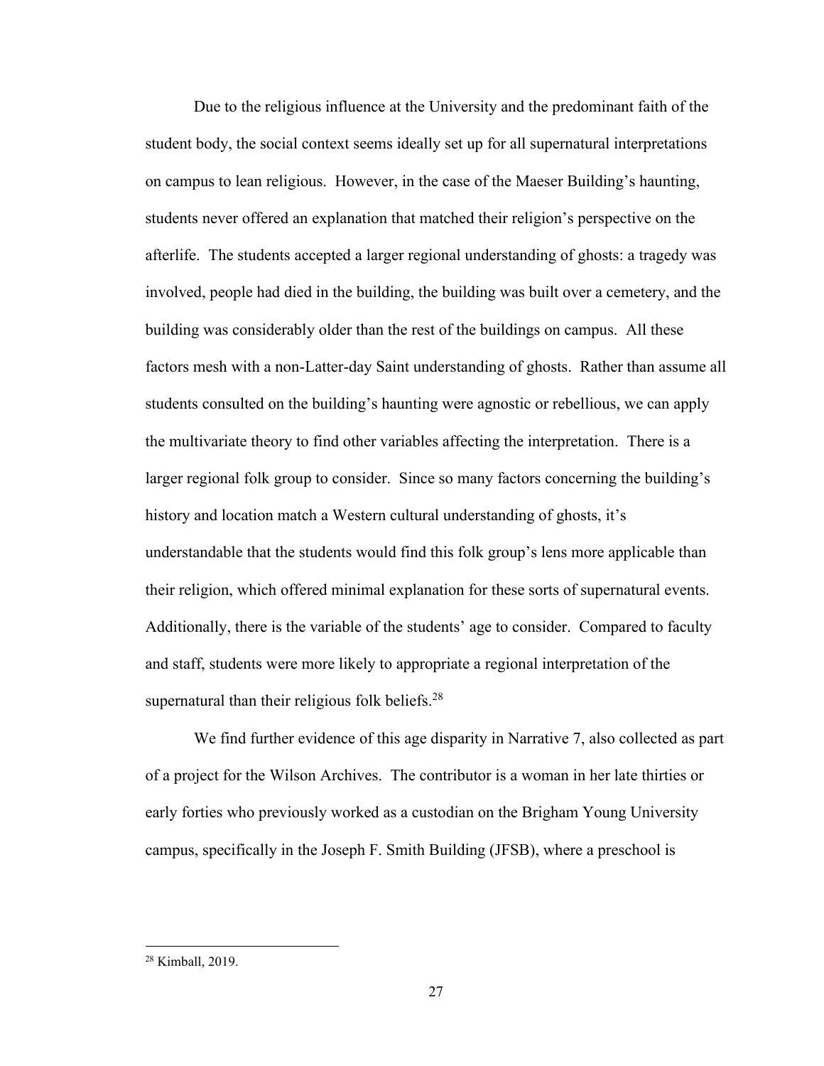Due to the religious influence at the University and the predominant faith of the student body, the social context seems ideally set up for all supernatural interpretations on campus to lean religious. However, in the case of the Maeser Building's haunting, students never offered an explanation that matched their religion's perspective on the afterlife. The students accepted a larger regional understanding of ghosts: a tragedy was involved, people had died in the building, the building was built over a cemetery, and the building was considerably older than the rest of the buildings on campus. All these factors mesh with a non-Latter-day Saint understanding of ghosts. Rather than assume all students consulted on the building's haunting were agnostic or rebellious, we can apply the multivariate theory to find other variables affecting the interpretation. There is a larger regional folk group to consider. Since so many factors concerning the building's history and location match a Western cultural understanding of ghosts, it's understandable that the students would find this folk group's lens more applicable than their religion, which offered minimal explanation for these sorts of supernatural events. Additionally, there is the variable of the students' age to consider. Compared to faculty and staff, students were more likely to appropriate a regional interpretation of the supernatural than their religious folk beliefs.[28]

We find further evidence of this age disparity in Narrative 7, also collected as part of a project for the Wilson Archives. The contributor is a woman in her late thirties or early forties who previously worked as a custodian on the Brigham Young University campus, specifically in the Joseph F. Smith Building (JFSB), where a preschool is

---

[28] Kimball, 2019.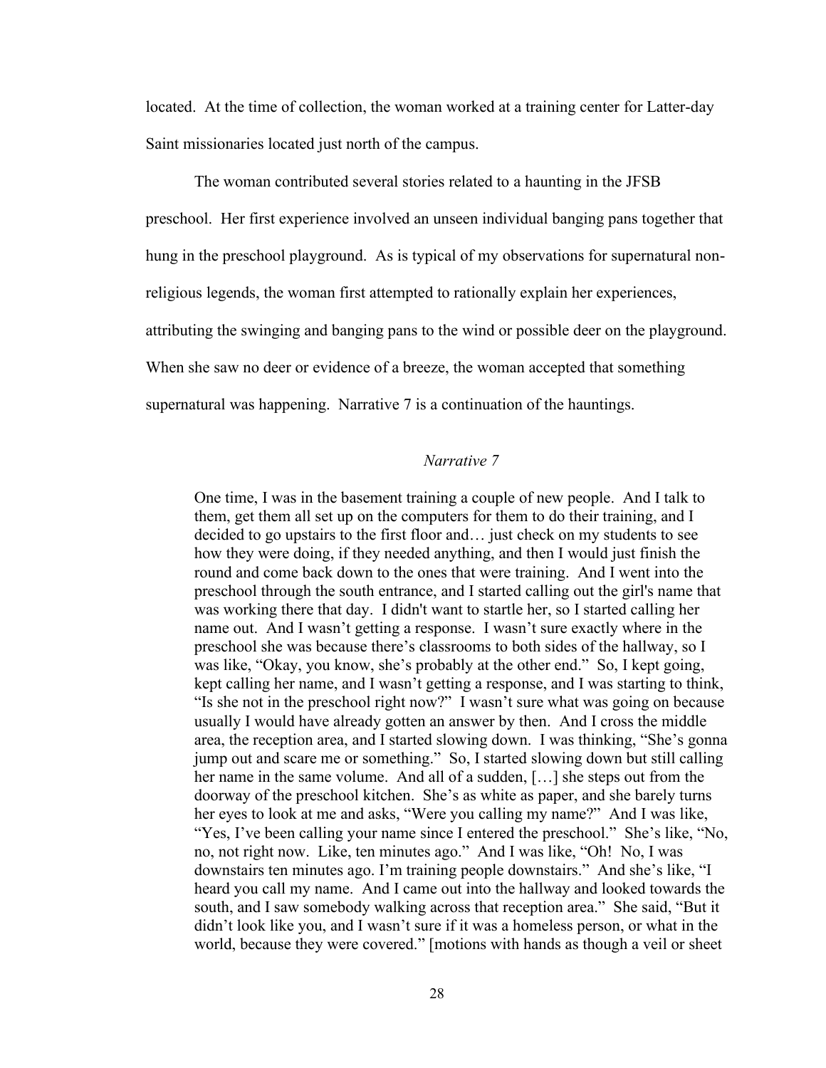located. At the time of collection, the woman worked at a training center for Latter-day Saint missionaries located just north of the campus.

The woman contributed several stories related to a haunting in the JFSB preschool. Her first experience involved an unseen individual banging pans together that hung in the preschool playground. As is typical of my observations for supernatural non-religious legends, the woman first attempted to rationally explain her experiences, attributing the swinging and banging pans to the wind or possible deer on the playground. When she saw no deer or evidence of a breeze, the woman accepted that something supernatural was happening. Narrative 7 is a continuation of the hauntings.

*Narrative 7*

> One time, I was in the basement training a couple of new people. And I talk to them, get them all set up on the computers for them to do their training, and I decided to go upstairs to the first floor and… just check on my students to see how they were doing, if they needed anything, and then I would just finish the round and come back down to the ones that were training. And I went into the preschool through the south entrance, and I started calling out the girl's name that was working there that day. I didn't want to startle her, so I started calling her name out. And I wasn't getting a response. I wasn't sure exactly where in the preschool she was because there's classrooms to both sides of the hallway, so I was like, "Okay, you know, she's probably at the other end." So, I kept going, kept calling her name, and I wasn't getting a response, and I was starting to think, "Is she not in the preschool right now?" I wasn't sure what was going on because usually I would have already gotten an answer by then. And I cross the middle area, the reception area, and I started slowing down. I was thinking, "She's gonna jump out and scare me or something." So, I started slowing down but still calling her name in the same volume. And all of a sudden, […] she steps out from the doorway of the preschool kitchen. She's as white as paper, and she barely turns her eyes to look at me and asks, "Were you calling my name?" And I was like, "Yes, I've been calling your name since I entered the preschool." She's like, "No, no, not right now. Like, ten minutes ago." And I was like, "Oh! No, I was downstairs ten minutes ago. I'm training people downstairs." And she's like, "I heard you call my name. And I came out into the hallway and looked towards the south, and I saw somebody walking across that reception area." She said, "But it didn't look like you, and I wasn't sure if it was a homeless person, or what in the world, because they were covered." [motions with hands as though a veil or sheet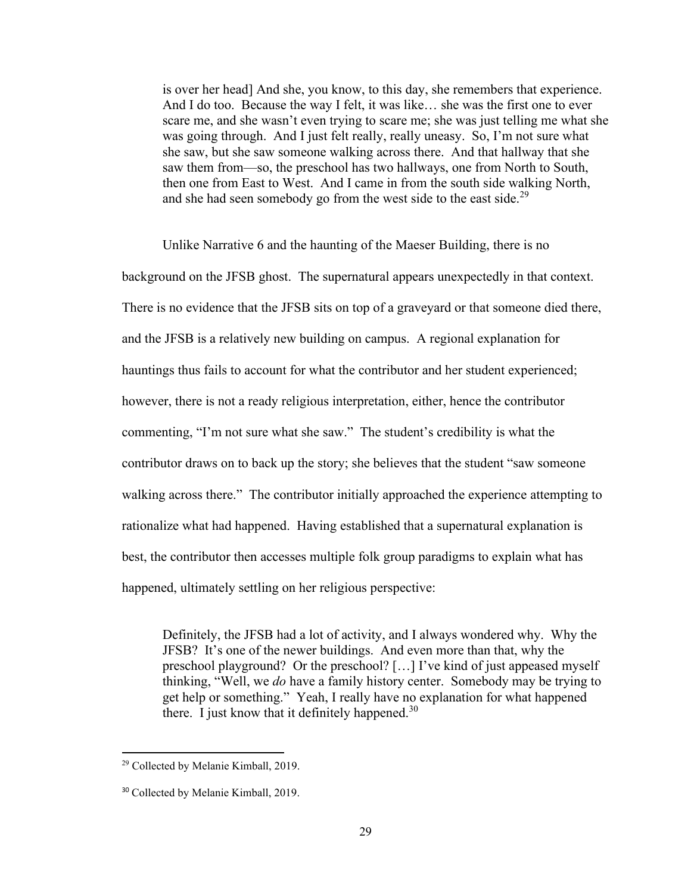> is over her head] And she, you know, to this day, she remembers that experience. And I do too. Because the way I felt, it was like… she was the first one to ever scare me, and she wasn't even trying to scare me; she was just telling me what she was going through. And I just felt really, really uneasy. So, I'm not sure what she saw, but she saw someone walking across there. And that hallway that she saw them from—so, the preschool has two hallways, one from North to South, then one from East to West. And I came in from the south side walking North, and she had seen somebody go from the west side to the east side.[29]

Unlike Narrative 6 and the haunting of the Maeser Building, there is no background on the JFSB ghost. The supernatural appears unexpectedly in that context. There is no evidence that the JFSB sits on top of a graveyard or that someone died there, and the JFSB is a relatively new building on campus. A regional explanation for hauntings thus fails to account for what the contributor and her student experienced; however, there is not a ready religious interpretation, either, hence the contributor commenting, "I'm not sure what she saw." The student's credibility is what the contributor draws on to back up the story; she believes that the student "saw someone walking across there." The contributor initially approached the experience attempting to rationalize what had happened. Having established that a supernatural explanation is best, the contributor then accesses multiple folk group paradigms to explain what has happened, ultimately settling on her religious perspective:

> Definitely, the JFSB had a lot of activity, and I always wondered why. Why the JFSB? It's one of the newer buildings. And even more than that, why the preschool playground? Or the preschool? […] I've kind of just appeased myself thinking, "Well, we *do* have a family history center. Somebody may be trying to get help or something." Yeah, I really have no explanation for what happened there. I just know that it definitely happened.[30]

---

[29] Collected by Melanie Kimball, 2019.

[30] Collected by Melanie Kimball, 2019.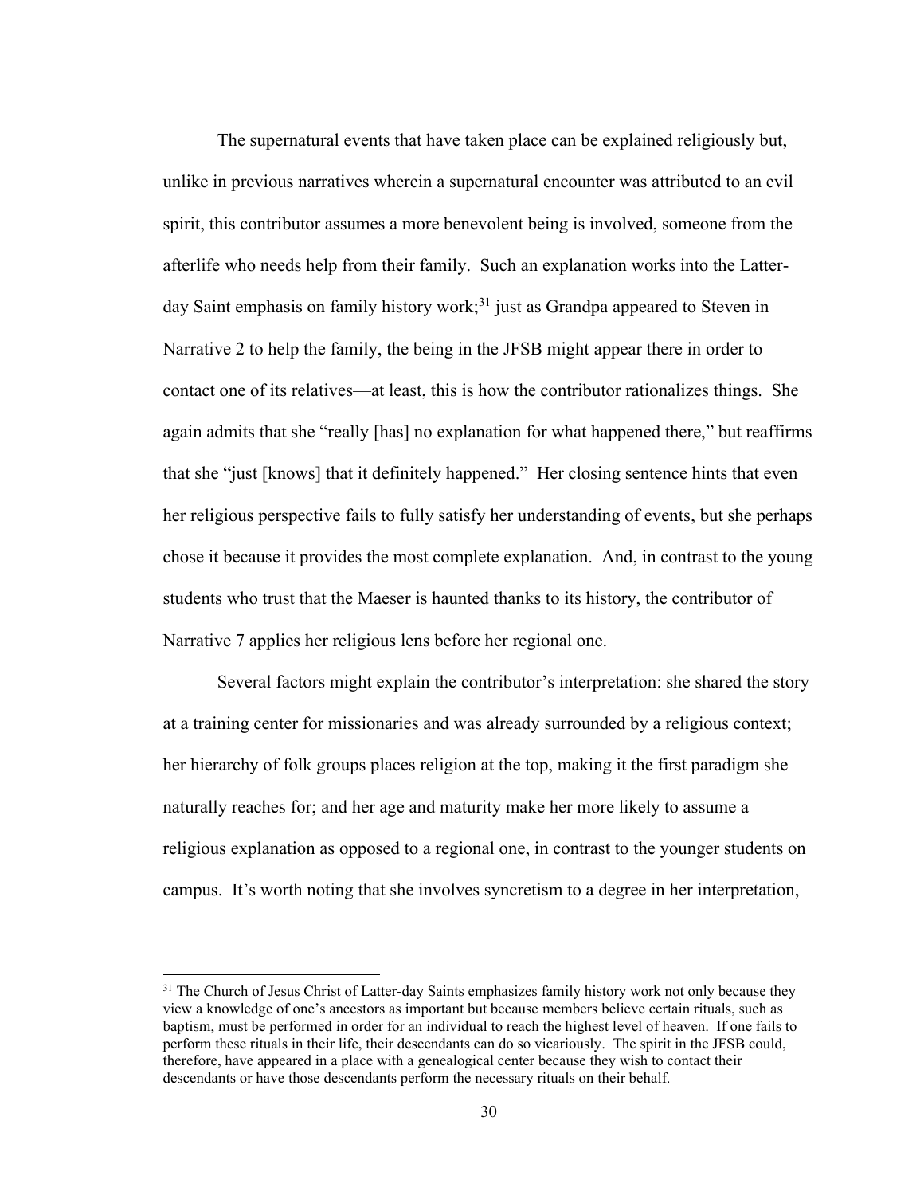The supernatural events that have taken place can be explained religiously but, unlike in previous narratives wherein a supernatural encounter was attributed to an evil spirit, this contributor assumes a more benevolent being is involved, someone from the afterlife who needs help from their family. Such an explanation works into the Latter-day Saint emphasis on family history work;[31] just as Grandpa appeared to Steven in Narrative 2 to help the family, the being in the JFSB might appear there in order to contact one of its relatives—at least, this is how the contributor rationalizes things. She again admits that she "really [has] no explanation for what happened there," but reaffirms that she "just [knows] that it definitely happened." Her closing sentence hints that even her religious perspective fails to fully satisfy her understanding of events, but she perhaps chose it because it provides the most complete explanation. And, in contrast to the young students who trust that the Maeser is haunted thanks to its history, the contributor of Narrative 7 applies her religious lens before her regional one.

Several factors might explain the contributor's interpretation: she shared the story at a training center for missionaries and was already surrounded by a religious context; her hierarchy of folk groups places religion at the top, making it the first paradigm she naturally reaches for; and her age and maturity make her more likely to assume a religious explanation as opposed to a regional one, in contrast to the younger students on campus. It's worth noting that she involves syncretism to a degree in her interpretation,

---

[31] The Church of Jesus Christ of Latter-day Saints emphasizes family history work not only because they view a knowledge of one's ancestors as important but because members believe certain rituals, such as baptism, must be performed in order for an individual to reach the highest level of heaven. If one fails to perform these rituals in their life, their descendants can do so vicariously. The spirit in the JFSB could, therefore, have appeared in a place with a genealogical center because they wish to contact their descendants or have those descendants perform the necessary rituals on their behalf.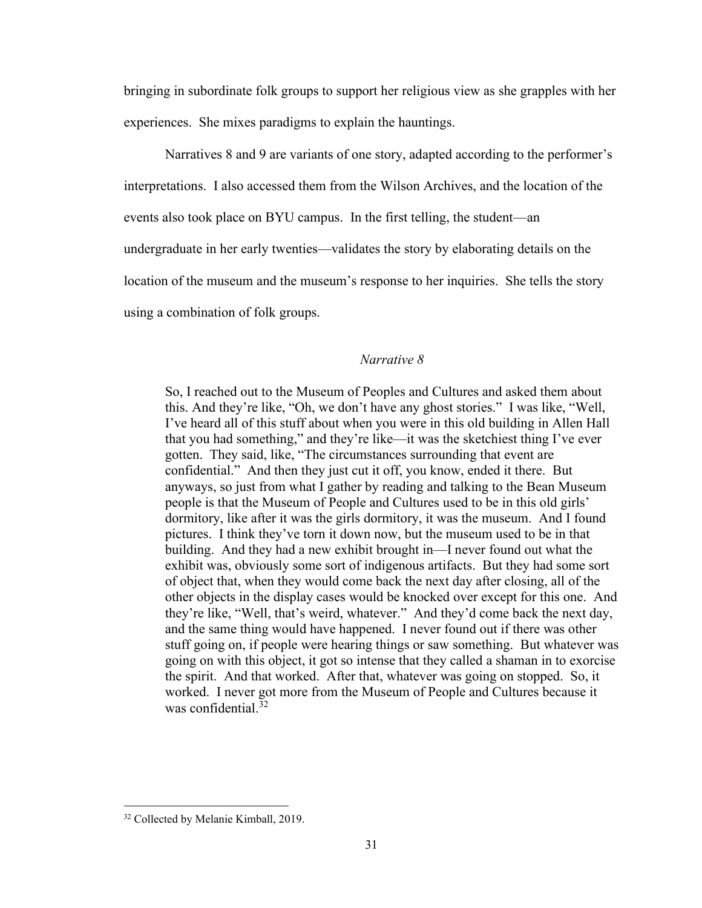bringing in subordinate folk groups to support her religious view as she grapples with her experiences. She mixes paradigms to explain the hauntings.

Narratives 8 and 9 are variants of one story, adapted according to the performer's interpretations. I also accessed them from the Wilson Archives, and the location of the events also took place on BYU campus. In the first telling, the student—an undergraduate in her early twenties—validates the story by elaborating details on the location of the museum and the museum's response to her inquiries. She tells the story using a combination of folk groups.

*Narrative 8*

> So, I reached out to the Museum of Peoples and Cultures and asked them about this. And they're like, "Oh, we don't have any ghost stories." I was like, "Well, I've heard all of this stuff about when you were in this old building in Allen Hall that you had something," and they're like—it was the sketchiest thing I've ever gotten. They said, like, "The circumstances surrounding that event are confidential." And then they just cut it off, you know, ended it there. But anyways, so just from what I gather by reading and talking to the Bean Museum people is that the Museum of People and Cultures used to be in this old girls' dormitory, like after it was the girls dormitory, it was the museum. And I found pictures. I think they've torn it down now, but the museum used to be in that building. And they had a new exhibit brought in—I never found out what the exhibit was, obviously some sort of indigenous artifacts. But they had some sort of object that, when they would come back the next day after closing, all of the other objects in the display cases would be knocked over except for this one. And they're like, "Well, that's weird, whatever." And they'd come back the next day, and the same thing would have happened. I never found out if there was other stuff going on, if people were hearing things or saw something. But whatever was going on with this object, it got so intense that they called a shaman in to exorcise the spirit. And that worked. After that, whatever was going on stopped. So, it worked. I never got more from the Museum of People and Cultures because it was confidential.[32]

[32] Collected by Melanie Kimball, 2019.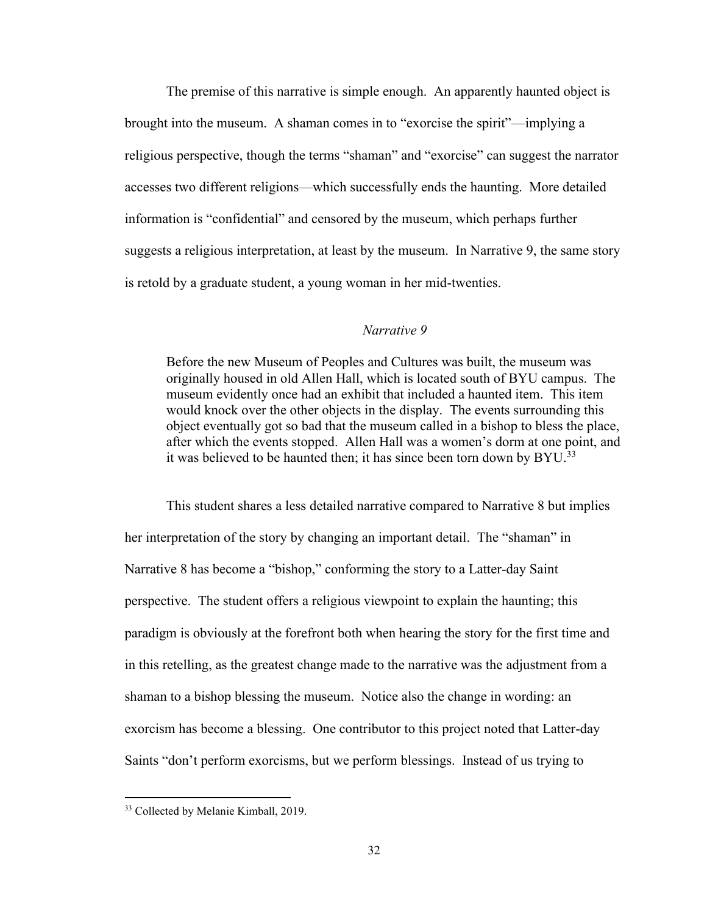The premise of this narrative is simple enough. An apparently haunted object is brought into the museum. A shaman comes in to "exorcise the spirit"—implying a religious perspective, though the terms "shaman" and "exorcise" can suggest the narrator accesses two different religions—which successfully ends the haunting. More detailed information is "confidential" and censored by the museum, which perhaps further suggests a religious interpretation, at least by the museum. In Narrative 9, the same story is retold by a graduate student, a young woman in her mid-twenties.

*Narrative 9*

> Before the new Museum of Peoples and Cultures was built, the museum was originally housed in old Allen Hall, which is located south of BYU campus. The museum evidently once had an exhibit that included a haunted item. This item would knock over the other objects in the display. The events surrounding this object eventually got so bad that the museum called in a bishop to bless the place, after which the events stopped. Allen Hall was a women's dorm at one point, and it was believed to be haunted then; it has since been torn down by BYU.[33]

This student shares a less detailed narrative compared to Narrative 8 but implies her interpretation of the story by changing an important detail. The "shaman" in Narrative 8 has become a "bishop," conforming the story to a Latter-day Saint perspective. The student offers a religious viewpoint to explain the haunting; this paradigm is obviously at the forefront both when hearing the story for the first time and in this retelling, as the greatest change made to the narrative was the adjustment from a shaman to a bishop blessing the museum. Notice also the change in wording: an exorcism has become a blessing. One contributor to this project noted that Latter-day Saints "don't perform exorcisms, but we perform blessings. Instead of us trying to

[33] Collected by Melanie Kimball, 2019.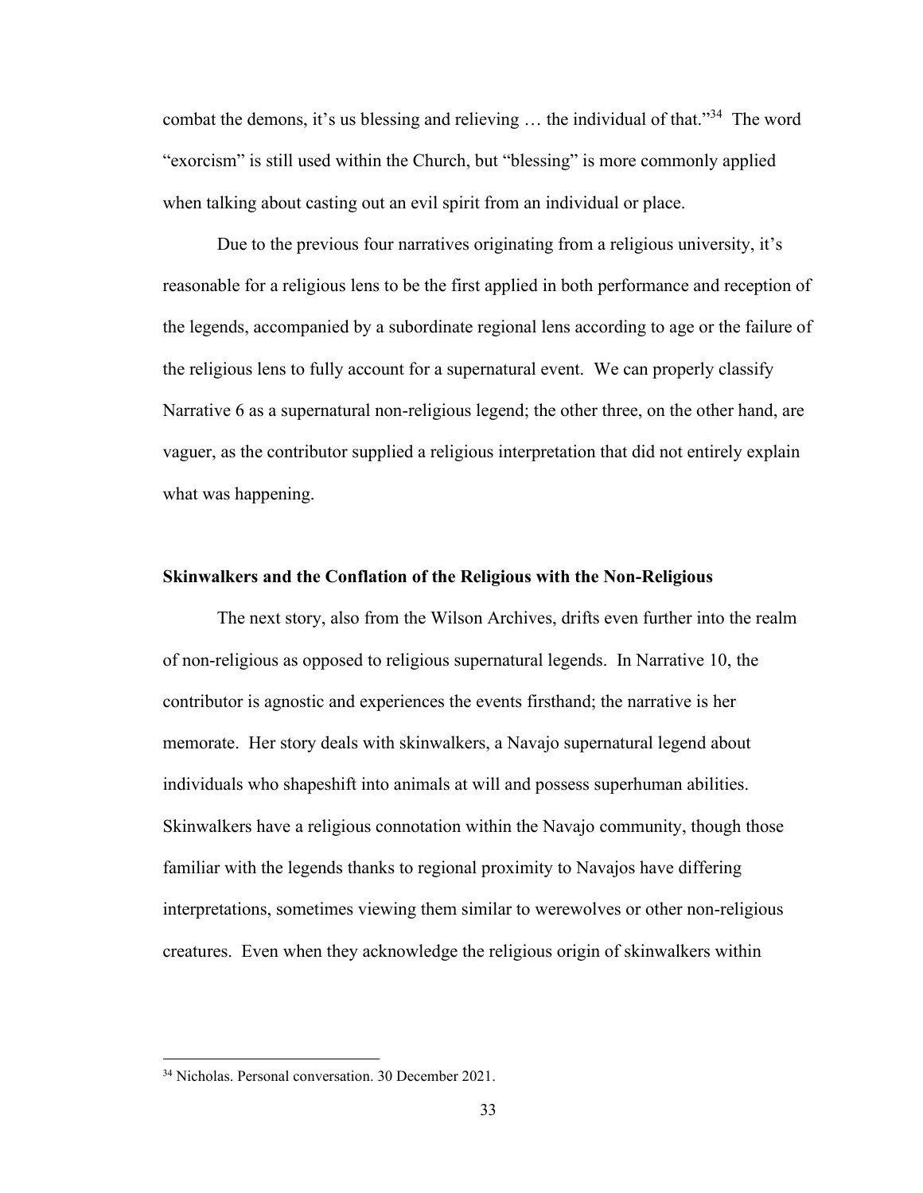combat the demons, it's us blessing and relieving … the individual of that."[34] The word "exorcism" is still used within the Church, but "blessing" is more commonly applied when talking about casting out an evil spirit from an individual or place.

Due to the previous four narratives originating from a religious university, it's reasonable for a religious lens to be the first applied in both performance and reception of the legends, accompanied by a subordinate regional lens according to age or the failure of the religious lens to fully account for a supernatural event. We can properly classify Narrative 6 as a supernatural non-religious legend; the other three, on the other hand, are vaguer, as the contributor supplied a religious interpretation that did not entirely explain what was happening.

### Skinwalkers and the Conflation of the Religious with the Non-Religious

The next story, also from the Wilson Archives, drifts even further into the realm of non-religious as opposed to religious supernatural legends. In Narrative 10, the contributor is agnostic and experiences the events firsthand; the narrative is her memorate. Her story deals with skinwalkers, a Navajo supernatural legend about individuals who shapeshift into animals at will and possess superhuman abilities. Skinwalkers have a religious connotation within the Navajo community, though those familiar with the legends thanks to regional proximity to Navajos have differing interpretations, sometimes viewing them similar to werewolves or other non-religious creatures. Even when they acknowledge the religious origin of skinwalkers within

[34] Nicholas. Personal conversation. 30 December 2021.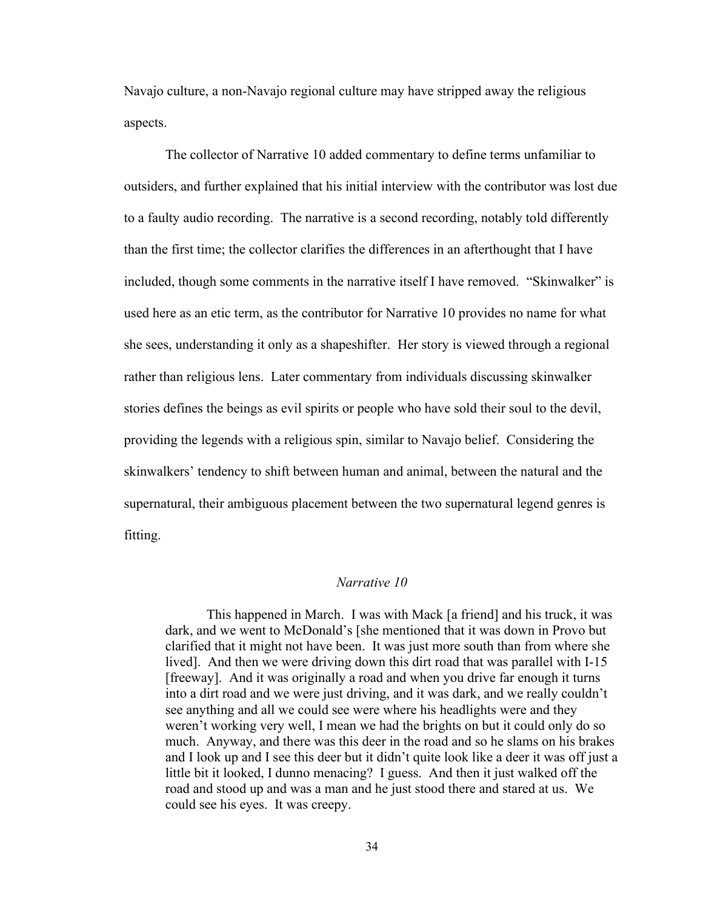Navajo culture, a non-Navajo regional culture may have stripped away the religious aspects.

The collector of Narrative 10 added commentary to define terms unfamiliar to outsiders, and further explained that his initial interview with the contributor was lost due to a faulty audio recording. The narrative is a second recording, notably told differently than the first time; the collector clarifies the differences in an afterthought that I have included, though some comments in the narrative itself I have removed. "Skinwalker" is used here as an etic term, as the contributor for Narrative 10 provides no name for what she sees, understanding it only as a shapeshifter. Her story is viewed through a regional rather than religious lens. Later commentary from individuals discussing skinwalker stories defines the beings as evil spirits or people who have sold their soul to the devil, providing the legends with a religious spin, similar to Navajo belief. Considering the skinwalkers' tendency to shift between human and animal, between the natural and the supernatural, their ambiguous placement between the two supernatural legend genres is fitting.

### *Narrative 10*

> This happened in March. I was with Mack [a friend] and his truck, it was dark, and we went to McDonald's [she mentioned that it was down in Provo but clarified that it might not have been. It was just more south than from where she lived]. And then we were driving down this dirt road that was parallel with I-15 [freeway]. And it was originally a road and when you drive far enough it turns into a dirt road and we were just driving, and it was dark, and we really couldn't see anything and all we could see were where his headlights were and they weren't working very well, I mean we had the brights on but it could only do so much. Anyway, and there was this deer in the road and so he slams on his brakes and I look up and I see this deer but it didn't quite look like a deer it was off just a little bit it looked, I dunno menacing? I guess. And then it just walked off the road and stood up and was a man and he just stood there and stared at us. We could see his eyes. It was creepy.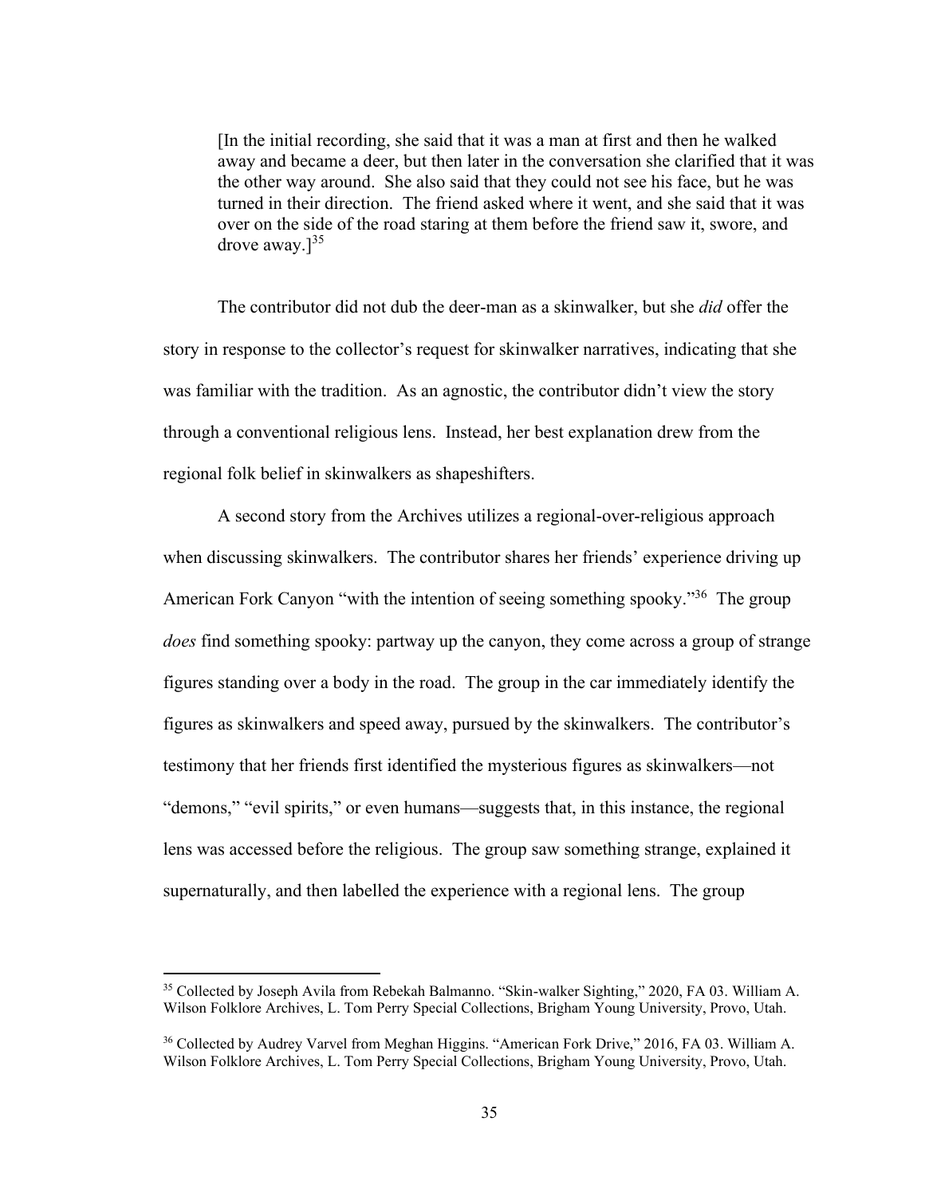[In the initial recording, she said that it was a man at first and then he walked away and became a deer, but then later in the conversation she clarified that it was the other way around. She also said that they could not see his face, but he was turned in their direction. The friend asked where it went, and she said that it was over on the side of the road staring at them before the friend saw it, swore, and drove away.][35]

The contributor did not dub the deer-man as a skinwalker, but she *did* offer the story in response to the collector's request for skinwalker narratives, indicating that she was familiar with the tradition. As an agnostic, the contributor didn't view the story through a conventional religious lens. Instead, her best explanation drew from the regional folk belief in skinwalkers as shapeshifters.

A second story from the Archives utilizes a regional-over-religious approach when discussing skinwalkers. The contributor shares her friends' experience driving up American Fork Canyon "with the intention of seeing something spooky."[36] The group *does* find something spooky: partway up the canyon, they come across a group of strange figures standing over a body in the road. The group in the car immediately identify the figures as skinwalkers and speed away, pursued by the skinwalkers. The contributor's testimony that her friends first identified the mysterious figures as skinwalkers—not "demons," "evil spirits," or even humans—suggests that, in this instance, the regional lens was accessed before the religious. The group saw something strange, explained it supernaturally, and then labelled the experience with a regional lens. The group

[35] Collected by Joseph Avila from Rebekah Balmanno. "Skin-walker Sighting," 2020, FA 03. William A. Wilson Folklore Archives, L. Tom Perry Special Collections, Brigham Young University, Provo, Utah.

[36] Collected by Audrey Varvel from Meghan Higgins. "American Fork Drive," 2016, FA 03. William A. Wilson Folklore Archives, L. Tom Perry Special Collections, Brigham Young University, Provo, Utah.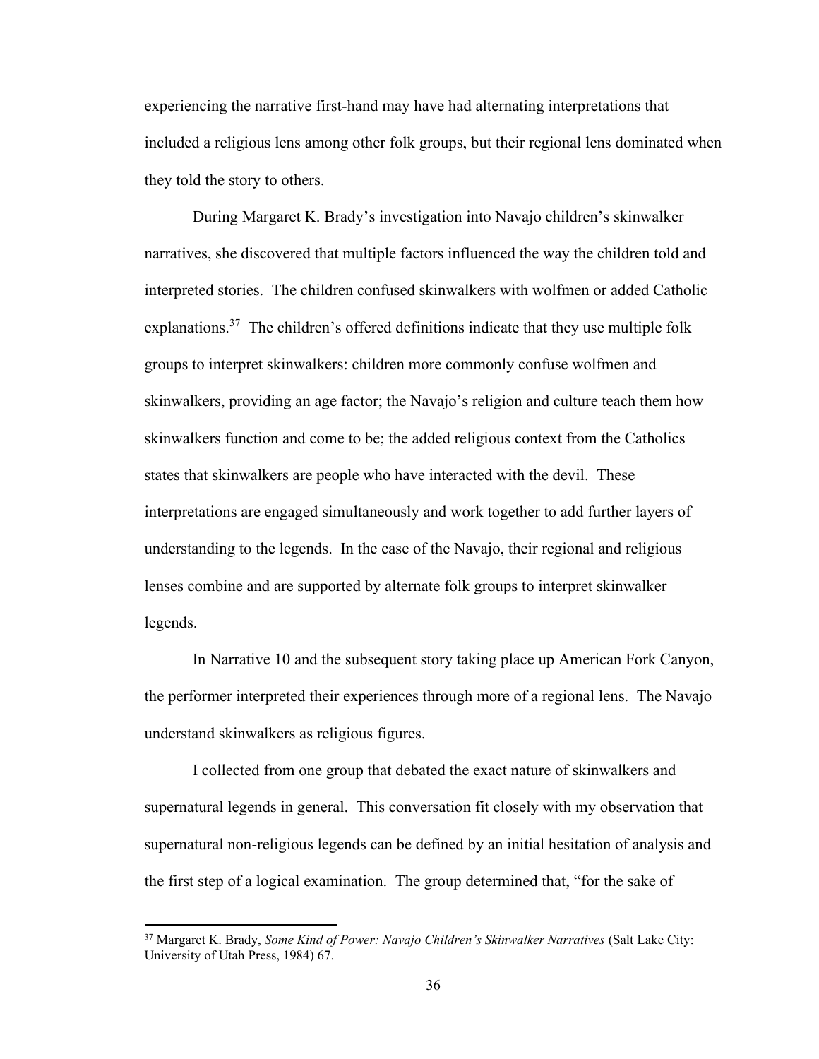experiencing the narrative first-hand may have had alternating interpretations that included a religious lens among other folk groups, but their regional lens dominated when they told the story to others.

During Margaret K. Brady's investigation into Navajo children's skinwalker narratives, she discovered that multiple factors influenced the way the children told and interpreted stories. The children confused skinwalkers with wolfmen or added Catholic explanations.[37] The children's offered definitions indicate that they use multiple folk groups to interpret skinwalkers: children more commonly confuse wolfmen and skinwalkers, providing an age factor; the Navajo's religion and culture teach them how skinwalkers function and come to be; the added religious context from the Catholics states that skinwalkers are people who have interacted with the devil. These interpretations are engaged simultaneously and work together to add further layers of understanding to the legends. In the case of the Navajo, their regional and religious lenses combine and are supported by alternate folk groups to interpret skinwalker legends.

In Narrative 10 and the subsequent story taking place up American Fork Canyon, the performer interpreted their experiences through more of a regional lens. The Navajo understand skinwalkers as religious figures.

I collected from one group that debated the exact nature of skinwalkers and supernatural legends in general. This conversation fit closely with my observation that supernatural non-religious legends can be defined by an initial hesitation of analysis and the first step of a logical examination. The group determined that, "for the sake of

---

[37] Margaret K. Brady, *Some Kind of Power: Navajo Children's Skinwalker Narratives* (Salt Lake City: University of Utah Press, 1984) 67.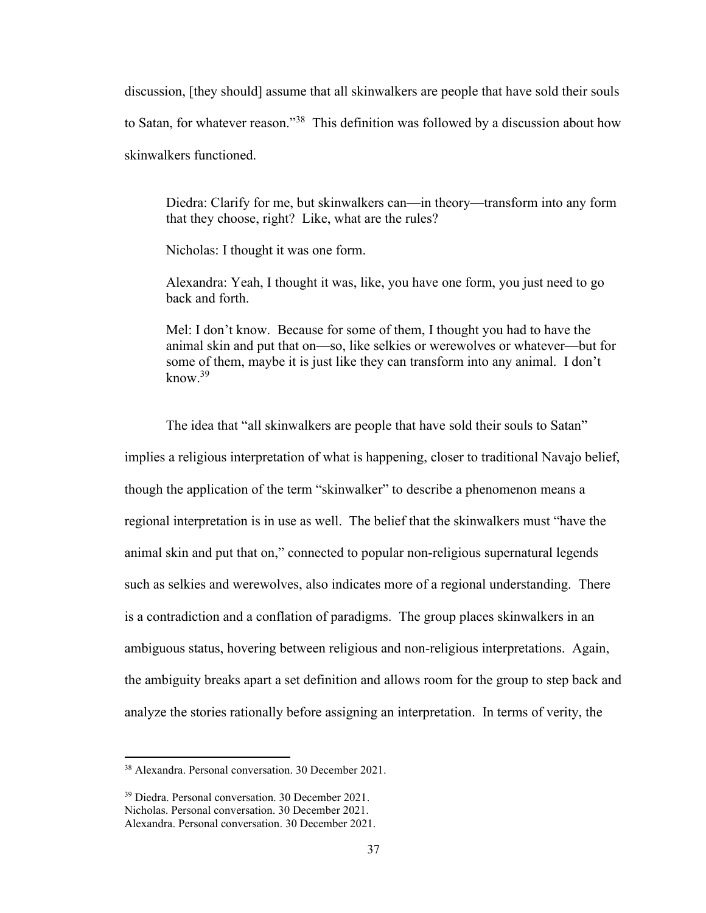discussion, [they should] assume that all skinwalkers are people that have sold their souls to Satan, for whatever reason."[38] This definition was followed by a discussion about how skinwalkers functioned.

> Diedra: Clarify for me, but skinwalkers can—in theory—transform into any form that they choose, right? Like, what are the rules?
>
> Nicholas: I thought it was one form.
>
> Alexandra: Yeah, I thought it was, like, you have one form, you just need to go back and forth.
>
> Mel: I don't know. Because for some of them, I thought you had to have the animal skin and put that on—so, like selkies or werewolves or whatever—but for some of them, maybe it is just like they can transform into any animal. I don't know.[39]

The idea that "all skinwalkers are people that have sold their souls to Satan" implies a religious interpretation of what is happening, closer to traditional Navajo belief, though the application of the term "skinwalker" to describe a phenomenon means a regional interpretation is in use as well. The belief that the skinwalkers must "have the animal skin and put that on," connected to popular non-religious supernatural legends such as selkies and werewolves, also indicates more of a regional understanding. There is a contradiction and a conflation of paradigms. The group places skinwalkers in an ambiguous status, hovering between religious and non-religious interpretations. Again, the ambiguity breaks apart a set definition and allows room for the group to step back and analyze the stories rationally before assigning an interpretation. In terms of verity, the

---

[38] Alexandra. Personal conversation. 30 December 2021.

[39] Diedra. Personal conversation. 30 December 2021.
Nicholas. Personal conversation. 30 December 2021.
Alexandra. Personal conversation. 30 December 2021.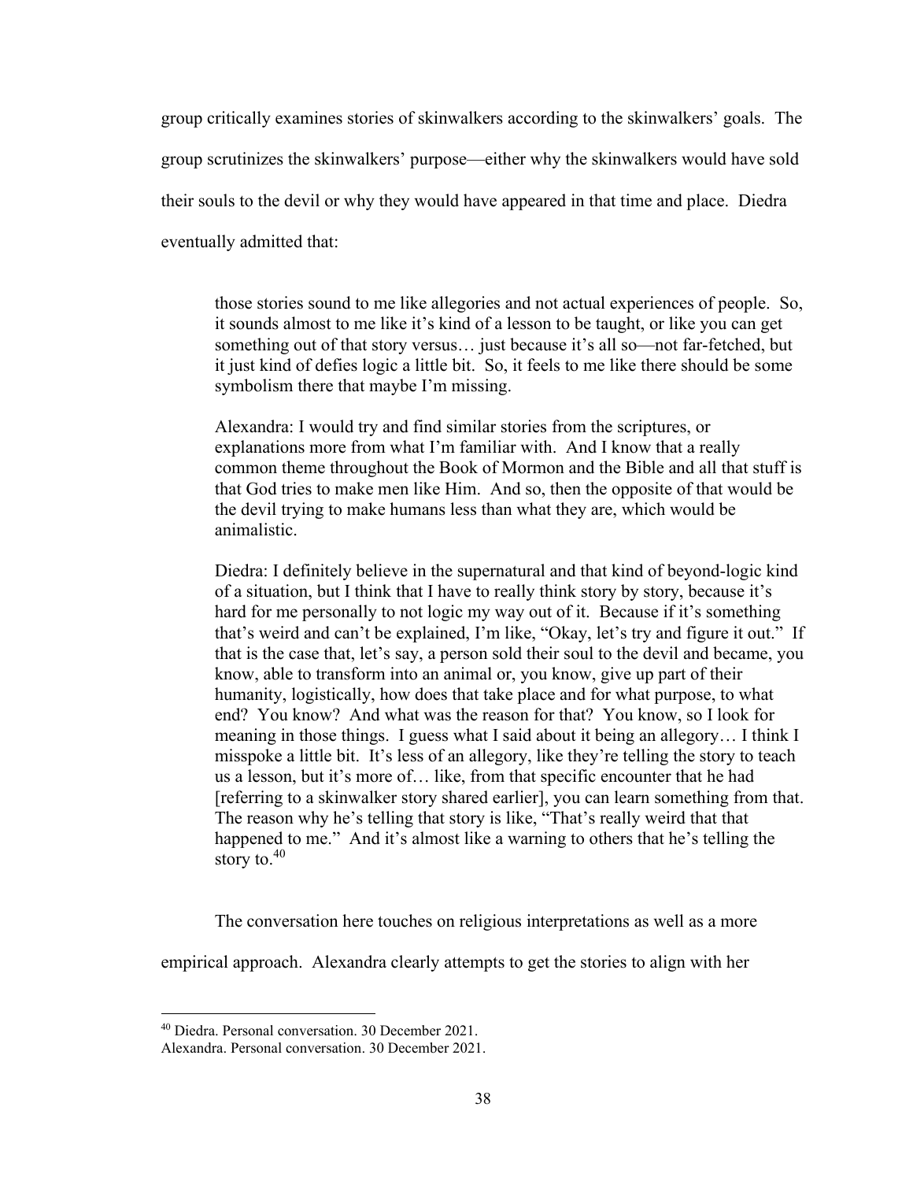group critically examines stories of skinwalkers according to the skinwalkers' goals. The group scrutinizes the skinwalkers' purpose—either why the skinwalkers would have sold their souls to the devil or why they would have appeared in that time and place. Diedra eventually admitted that:

> those stories sound to me like allegories and not actual experiences of people. So, it sounds almost to me like it's kind of a lesson to be taught, or like you can get something out of that story versus… just because it's all so—not far-fetched, but it just kind of defies logic a little bit. So, it feels to me like there should be some symbolism there that maybe I'm missing.
>
> Alexandra: I would try and find similar stories from the scriptures, or explanations more from what I'm familiar with. And I know that a really common theme throughout the Book of Mormon and the Bible and all that stuff is that God tries to make men like Him. And so, then the opposite of that would be the devil trying to make humans less than what they are, which would be animalistic.
>
> Diedra: I definitely believe in the supernatural and that kind of beyond-logic kind of a situation, but I think that I have to really think story by story, because it's hard for me personally to not logic my way out of it. Because if it's something that's weird and can't be explained, I'm like, "Okay, let's try and figure it out." If that is the case that, let's say, a person sold their soul to the devil and became, you know, able to transform into an animal or, you know, give up part of their humanity, logistically, how does that take place and for what purpose, to what end? You know? And what was the reason for that? You know, so I look for meaning in those things. I guess what I said about it being an allegory… I think I misspoke a little bit. It's less of an allegory, like they're telling the story to teach us a lesson, but it's more of… like, from that specific encounter that he had [referring to a skinwalker story shared earlier], you can learn something from that. The reason why he's telling that story is like, "That's really weird that that happened to me." And it's almost like a warning to others that he's telling the story to.[40]

The conversation here touches on religious interpretations as well as a more empirical approach. Alexandra clearly attempts to get the stories to align with her

---

[40] Diedra. Personal conversation. 30 December 2021.
Alexandra. Personal conversation. 30 December 2021.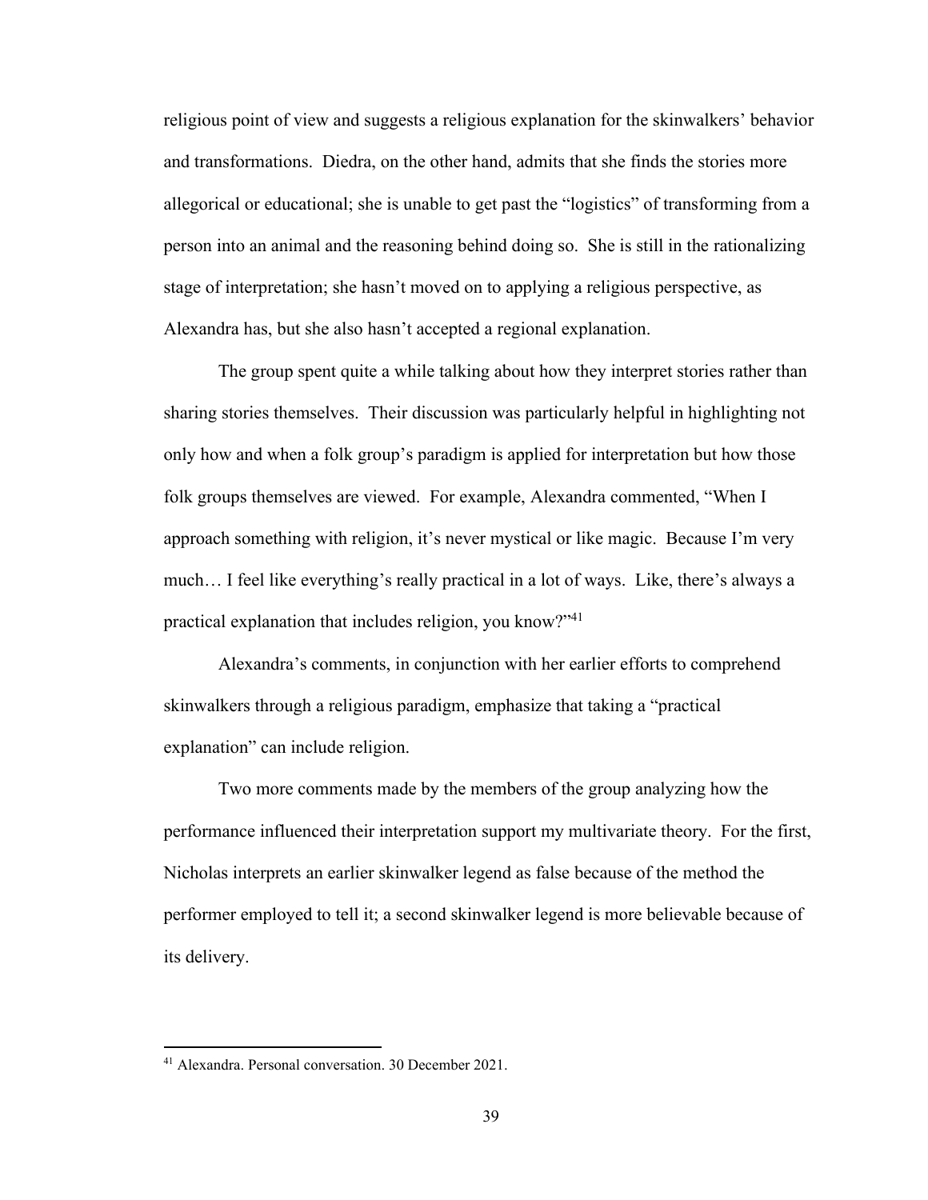religious point of view and suggests a religious explanation for the skinwalkers' behavior and transformations. Diedra, on the other hand, admits that she finds the stories more allegorical or educational; she is unable to get past the "logistics" of transforming from a person into an animal and the reasoning behind doing so. She is still in the rationalizing stage of interpretation; she hasn't moved on to applying a religious perspective, as Alexandra has, but she also hasn't accepted a regional explanation.

The group spent quite a while talking about how they interpret stories rather than sharing stories themselves. Their discussion was particularly helpful in highlighting not only how and when a folk group's paradigm is applied for interpretation but how those folk groups themselves are viewed. For example, Alexandra commented, "When I approach something with religion, it's never mystical or like magic. Because I'm very much… I feel like everything's really practical in a lot of ways. Like, there's always a practical explanation that includes religion, you know?"[41]

Alexandra's comments, in conjunction with her earlier efforts to comprehend skinwalkers through a religious paradigm, emphasize that taking a "practical explanation" can include religion.

Two more comments made by the members of the group analyzing how the performance influenced their interpretation support my multivariate theory. For the first, Nicholas interprets an earlier skinwalker legend as false because of the method the performer employed to tell it; a second skinwalker legend is more believable because of its delivery.

[41] Alexandra. Personal conversation. 30 December 2021.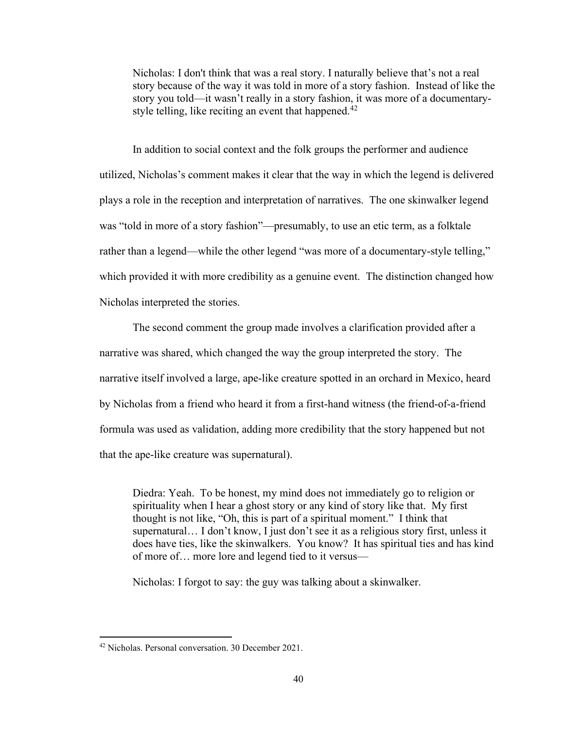> Nicholas: I don't think that was a real story. I naturally believe that's not a real story because of the way it was told in more of a story fashion. Instead of like the story you told—it wasn't really in a story fashion, it was more of a documentary-style telling, like reciting an event that happened.[42]

In addition to social context and the folk groups the performer and audience utilized, Nicholas's comment makes it clear that the way in which the legend is delivered plays a role in the reception and interpretation of narratives. The one skinwalker legend was "told in more of a story fashion"—presumably, to use an etic term, as a folktale rather than a legend—while the other legend "was more of a documentary-style telling," which provided it with more credibility as a genuine event. The distinction changed how Nicholas interpreted the stories.

The second comment the group made involves a clarification provided after a narrative was shared, which changed the way the group interpreted the story. The narrative itself involved a large, ape-like creature spotted in an orchard in Mexico, heard by Nicholas from a friend who heard it from a first-hand witness (the friend-of-a-friend formula was used as validation, adding more credibility that the story happened but not that the ape-like creature was supernatural).

> Diedra: Yeah. To be honest, my mind does not immediately go to religion or spirituality when I hear a ghost story or any kind of story like that. My first thought is not like, "Oh, this is part of a spiritual moment." I think that supernatural… I don't know, I just don't see it as a religious story first, unless it does have ties, like the skinwalkers. You know? It has spiritual ties and has kind of more of… more lore and legend tied to it versus—
>
> Nicholas: I forgot to say: the guy was talking about a skinwalker.

---

[42] Nicholas. Personal conversation. 30 December 2021.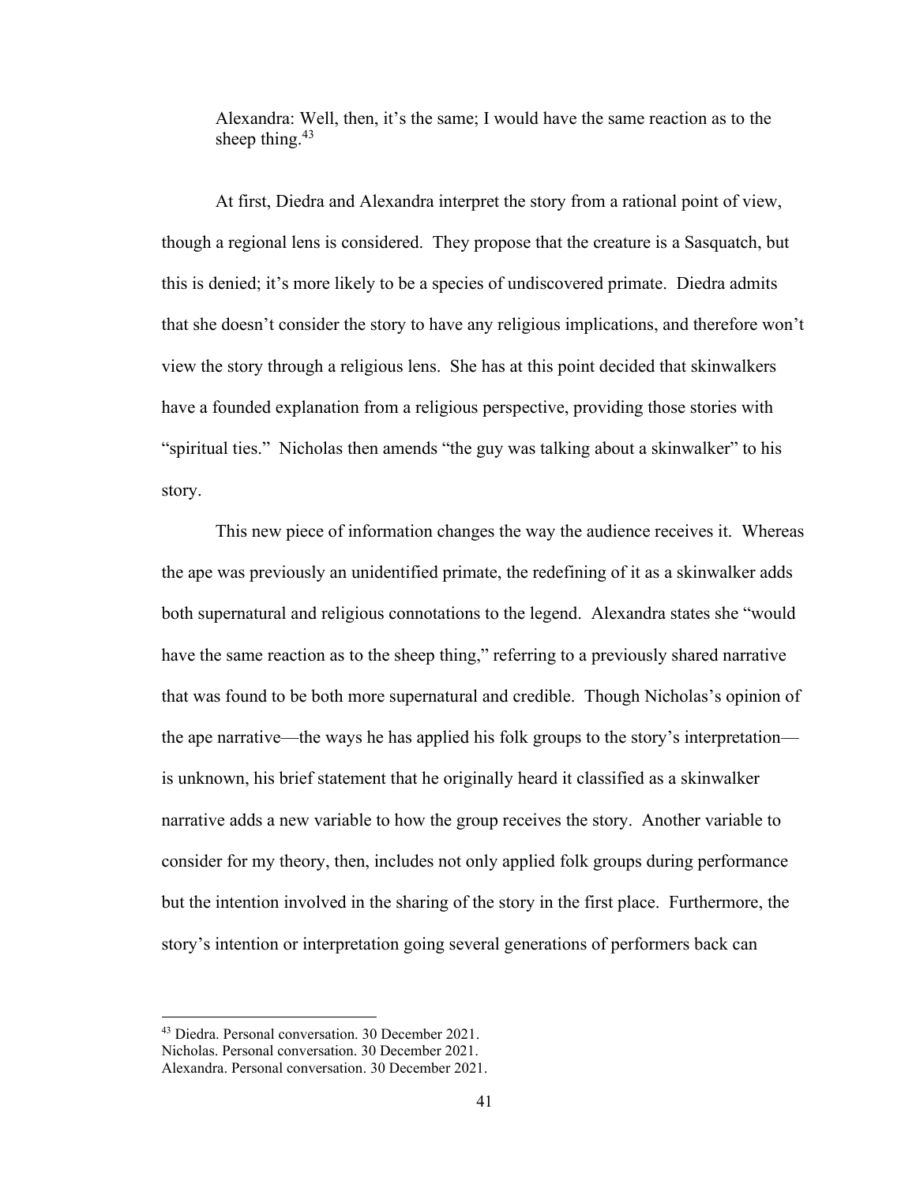Alexandra: Well, then, it's the same; I would have the same reaction as to the sheep thing.[43]

At first, Diedra and Alexandra interpret the story from a rational point of view, though a regional lens is considered. They propose that the creature is a Sasquatch, but this is denied; it's more likely to be a species of undiscovered primate. Diedra admits that she doesn't consider the story to have any religious implications, and therefore won't view the story through a religious lens. She has at this point decided that skinwalkers have a founded explanation from a religious perspective, providing those stories with "spiritual ties." Nicholas then amends "the guy was talking about a skinwalker" to his story.

This new piece of information changes the way the audience receives it. Whereas the ape was previously an unidentified primate, the redefining of it as a skinwalker adds both supernatural and religious connotations to the legend. Alexandra states she "would have the same reaction as to the sheep thing," referring to a previously shared narrative that was found to be both more supernatural and credible. Though Nicholas's opinion of the ape narrative—the ways he has applied his folk groups to the story's interpretation—is unknown, his brief statement that he originally heard it classified as a skinwalker narrative adds a new variable to how the group receives the story. Another variable to consider for my theory, then, includes not only applied folk groups during performance but the intention involved in the sharing of the story in the first place. Furthermore, the story's intention or interpretation going several generations of performers back can

[43] Diedra. Personal conversation. 30 December 2021.
Nicholas. Personal conversation. 30 December 2021.
Alexandra. Personal conversation. 30 December 2021.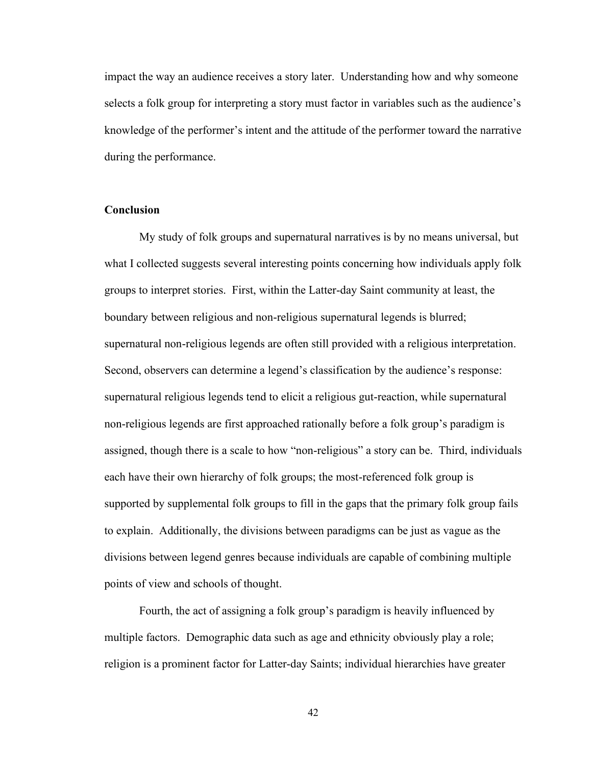impact the way an audience receives a story later. Understanding how and why someone selects a folk group for interpreting a story must factor in variables such as the audience's knowledge of the performer's intent and the attitude of the performer toward the narrative during the performance.

## Conclusion

My study of folk groups and supernatural narratives is by no means universal, but what I collected suggests several interesting points concerning how individuals apply folk groups to interpret stories. First, within the Latter-day Saint community at least, the boundary between religious and non-religious supernatural legends is blurred; supernatural non-religious legends are often still provided with a religious interpretation. Second, observers can determine a legend's classification by the audience's response: supernatural religious legends tend to elicit a religious gut-reaction, while supernatural non-religious legends are first approached rationally before a folk group's paradigm is assigned, though there is a scale to how "non-religious" a story can be. Third, individuals each have their own hierarchy of folk groups; the most-referenced folk group is supported by supplemental folk groups to fill in the gaps that the primary folk group fails to explain. Additionally, the divisions between paradigms can be just as vague as the divisions between legend genres because individuals are capable of combining multiple points of view and schools of thought.

Fourth, the act of assigning a folk group's paradigm is heavily influenced by multiple factors. Demographic data such as age and ethnicity obviously play a role; religion is a prominent factor for Latter-day Saints; individual hierarchies have greater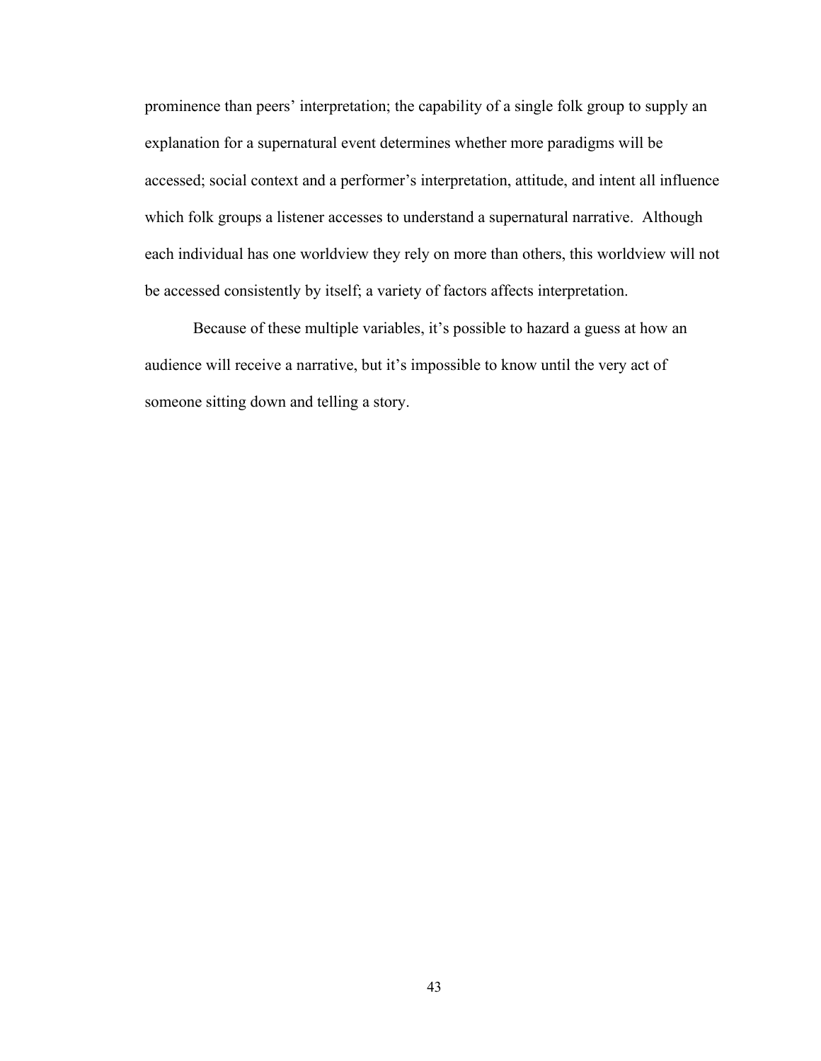prominence than peers' interpretation; the capability of a single folk group to supply an explanation for a supernatural event determines whether more paradigms will be accessed; social context and a performer's interpretation, attitude, and intent all influence which folk groups a listener accesses to understand a supernatural narrative. Although each individual has one worldview they rely on more than others, this worldview will not be accessed consistently by itself; a variety of factors affects interpretation.

Because of these multiple variables, it's possible to hazard a guess at how an audience will receive a narrative, but it's impossible to know until the very act of someone sitting down and telling a story.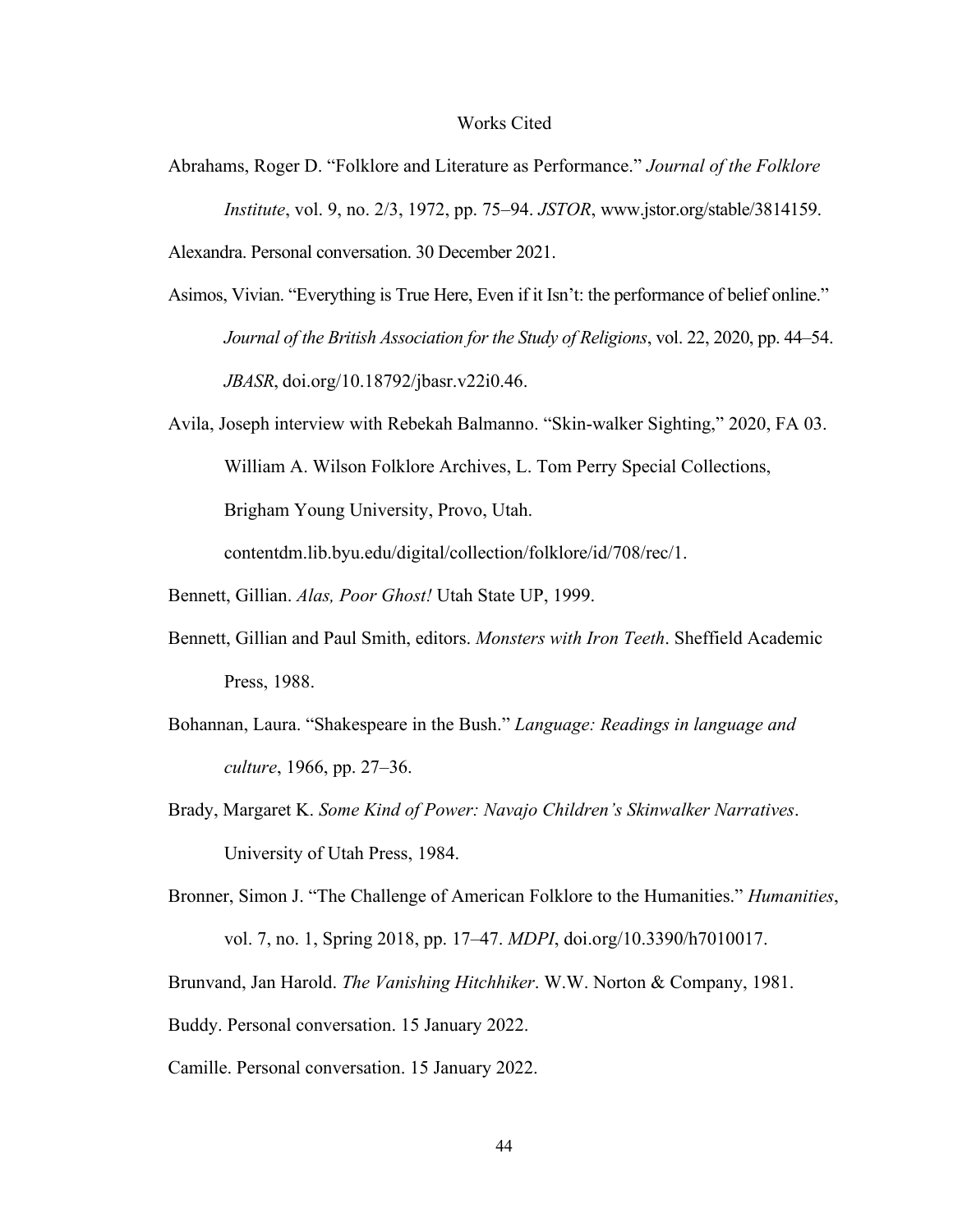# Works Cited

Abrahams, Roger D. "Folklore and Literature as Performance." *Journal of the Folklore Institute*, vol. 9, no. 2/3, 1972, pp. 75–94. *JSTOR*, www.jstor.org/stable/3814159.

Alexandra. Personal conversation. 30 December 2021.

Asimos, Vivian. "Everything is True Here, Even if it Isn't: the performance of belief online." *Journal of the British Association for the Study of Religions*, vol. 22, 2020, pp. 44–54. *JBASR*, doi.org/10.18792/jbasr.v22i0.46.

Avila, Joseph interview with Rebekah Balmanno. "Skin-walker Sighting," 2020, FA 03. William A. Wilson Folklore Archives, L. Tom Perry Special Collections, Brigham Young University, Provo, Utah. contentdm.lib.byu.edu/digital/collection/folklore/id/708/rec/1.

Bennett, Gillian. *Alas, Poor Ghost!* Utah State UP, 1999.

Bennett, Gillian and Paul Smith, editors. *Monsters with Iron Teeth*. Sheffield Academic Press, 1988.

Bohannan, Laura. "Shakespeare in the Bush." *Language: Readings in language and culture*, 1966, pp. 27–36.

Brady, Margaret K. *Some Kind of Power: Navajo Children's Skinwalker Narratives*. University of Utah Press, 1984.

Bronner, Simon J. "The Challenge of American Folklore to the Humanities." *Humanities*, vol. 7, no. 1, Spring 2018, pp. 17–47. *MDPI*, doi.org/10.3390/h7010017.

Brunvand, Jan Harold. *The Vanishing Hitchhiker*. W.W. Norton & Company, 1981.

Buddy. Personal conversation. 15 January 2022.

Camille. Personal conversation. 15 January 2022.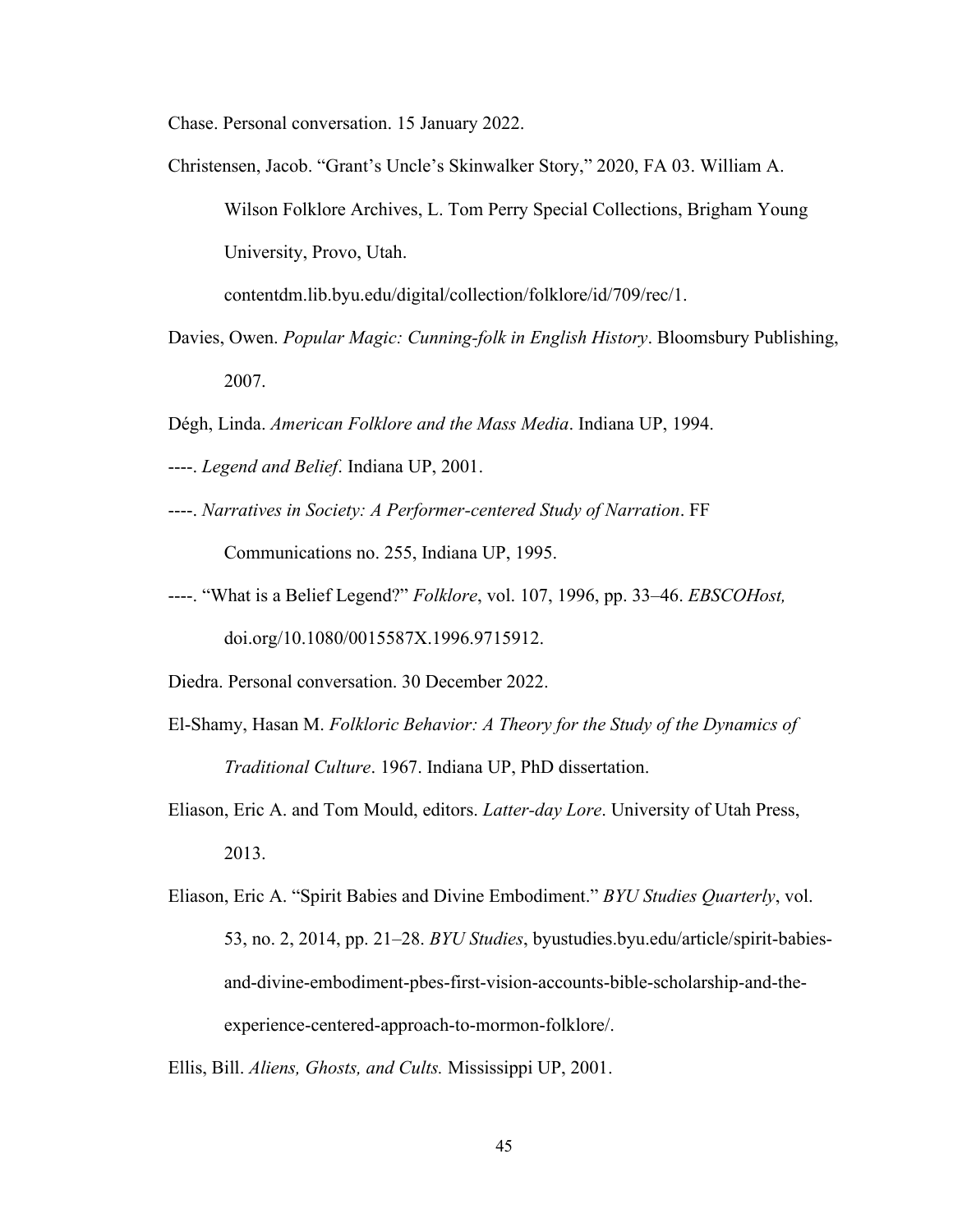Chase. Personal conversation. 15 January 2022.

Christensen, Jacob. "Grant's Uncle's Skinwalker Story," 2020, FA 03. William A. Wilson Folklore Archives, L. Tom Perry Special Collections, Brigham Young University, Provo, Utah. contentdm.lib.byu.edu/digital/collection/folklore/id/709/rec/1.

Davies, Owen. *Popular Magic: Cunning-folk in English History*. Bloomsbury Publishing, 2007.

Dégh, Linda. *American Folklore and the Mass Media*. Indiana UP, 1994.

----. *Legend and Belief*. Indiana UP, 2001.

----. *Narratives in Society: A Performer-centered Study of Narration*. FF Communications no. 255, Indiana UP, 1995.

----. "What is a Belief Legend?" *Folklore*, vol. 107, 1996, pp. 33–46. *EBSCOHost,* doi.org/10.1080/0015587X.1996.9715912.

Diedra. Personal conversation. 30 December 2022.

El-Shamy, Hasan M. *Folkloric Behavior: A Theory for the Study of the Dynamics of Traditional Culture*. 1967. Indiana UP, PhD dissertation.

Eliason, Eric A. and Tom Mould, editors. *Latter-day Lore*. University of Utah Press, 2013.

Eliason, Eric A. "Spirit Babies and Divine Embodiment." *BYU Studies Quarterly*, vol. 53, no. 2, 2014, pp. 21–28. *BYU Studies*, byustudies.byu.edu/article/spirit-babies-and-divine-embodiment-pbes-first-vision-accounts-bible-scholarship-and-the-experience-centered-approach-to-mormon-folklore/.

Ellis, Bill. *Aliens, Ghosts, and Cults.* Mississippi UP, 2001.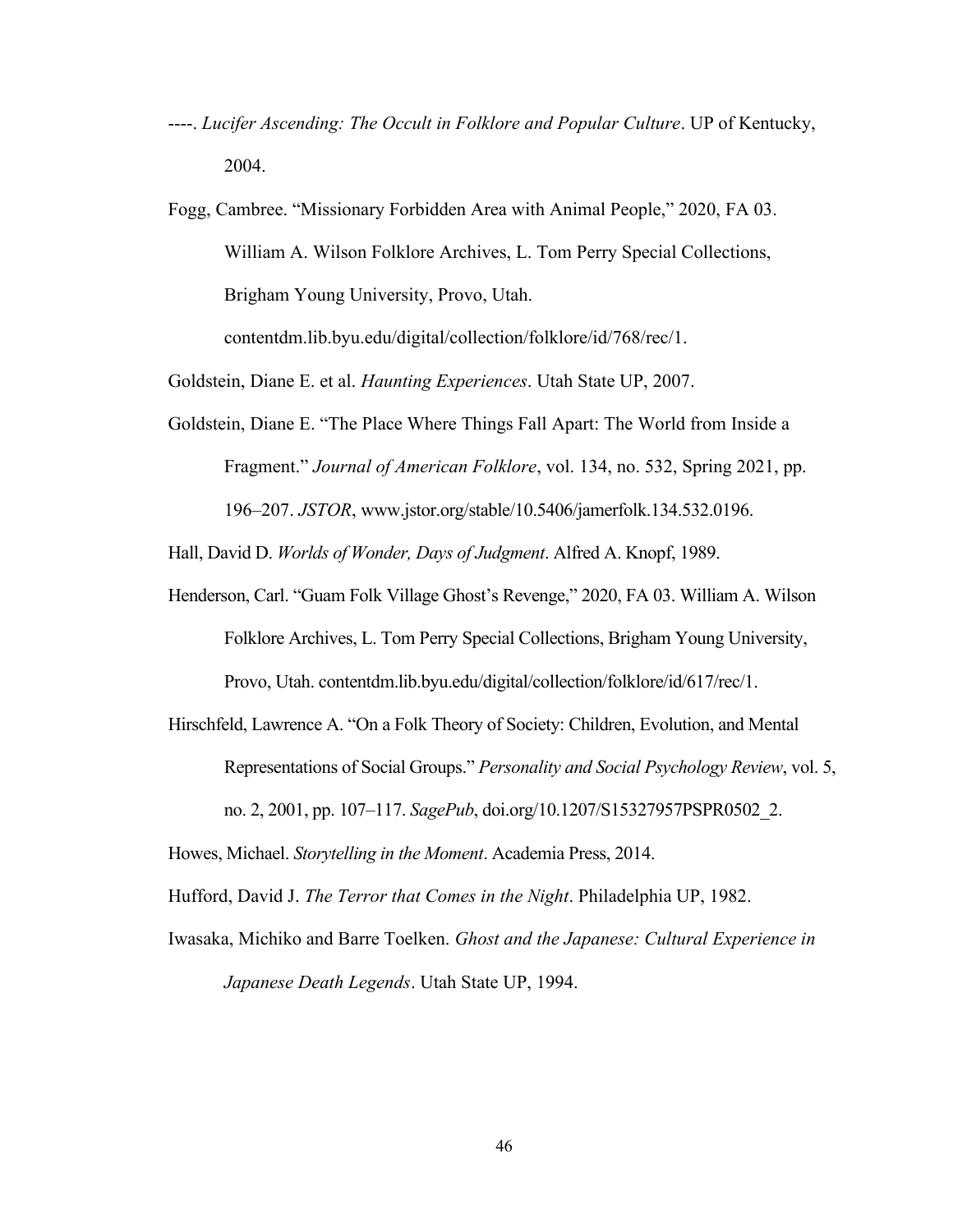----. *Lucifer Ascending: The Occult in Folklore and Popular Culture*. UP of Kentucky, 2004.

Fogg, Cambree. "Missionary Forbidden Area with Animal People," 2020, FA 03. William A. Wilson Folklore Archives, L. Tom Perry Special Collections, Brigham Young University, Provo, Utah. contentdm.lib.byu.edu/digital/collection/folklore/id/768/rec/1.

Goldstein, Diane E. et al. *Haunting Experiences*. Utah State UP, 2007.

Goldstein, Diane E. "The Place Where Things Fall Apart: The World from Inside a Fragment." *Journal of American Folklore*, vol. 134, no. 532, Spring 2021, pp. 196–207. *JSTOR*, www.jstor.org/stable/10.5406/jamerfolk.134.532.0196.

Hall, David D. *Worlds of Wonder, Days of Judgment*. Alfred A. Knopf, 1989.

Henderson, Carl. "Guam Folk Village Ghost's Revenge," 2020, FA 03. William A. Wilson Folklore Archives, L. Tom Perry Special Collections, Brigham Young University, Provo, Utah. contentdm.lib.byu.edu/digital/collection/folklore/id/617/rec/1.

Hirschfeld, Lawrence A. "On a Folk Theory of Society: Children, Evolution, and Mental Representations of Social Groups." *Personality and Social Psychology Review*, vol. 5, no. 2, 2001, pp. 107–117. *SagePub*, doi.org/10.1207/S15327957PSPR0502_2.

Howes, Michael. *Storytelling in the Moment*. Academia Press, 2014.

Hufford, David J. *The Terror that Comes in the Night*. Philadelphia UP, 1982.

Iwasaka, Michiko and Barre Toelken. *Ghost and the Japanese: Cultural Experience in Japanese Death Legends*. Utah State UP, 1994.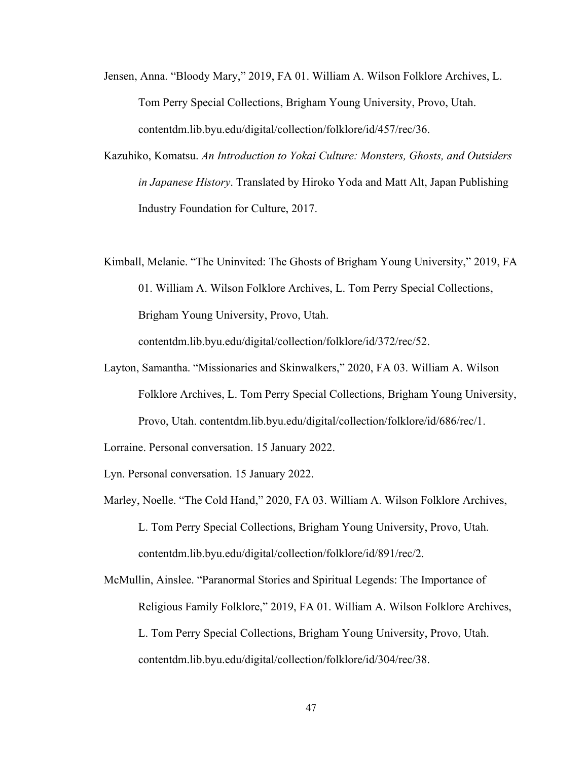Jensen, Anna. "Bloody Mary," 2019, FA 01. William A. Wilson Folklore Archives, L. Tom Perry Special Collections, Brigham Young University, Provo, Utah. contentdm.lib.byu.edu/digital/collection/folklore/id/457/rec/36.

Kazuhiko, Komatsu. *An Introduction to Yokai Culture: Monsters, Ghosts, and Outsiders in Japanese History*. Translated by Hiroko Yoda and Matt Alt, Japan Publishing Industry Foundation for Culture, 2017.

Kimball, Melanie. "The Uninvited: The Ghosts of Brigham Young University," 2019, FA 01. William A. Wilson Folklore Archives, L. Tom Perry Special Collections, Brigham Young University, Provo, Utah. contentdm.lib.byu.edu/digital/collection/folklore/id/372/rec/52.

Layton, Samantha. "Missionaries and Skinwalkers," 2020, FA 03. William A. Wilson Folklore Archives, L. Tom Perry Special Collections, Brigham Young University, Provo, Utah. contentdm.lib.byu.edu/digital/collection/folklore/id/686/rec/1.

Lorraine. Personal conversation. 15 January 2022.

Lyn. Personal conversation. 15 January 2022.

Marley, Noelle. "The Cold Hand," 2020, FA 03. William A. Wilson Folklore Archives, L. Tom Perry Special Collections, Brigham Young University, Provo, Utah. contentdm.lib.byu.edu/digital/collection/folklore/id/891/rec/2.

McMullin, Ainslee. "Paranormal Stories and Spiritual Legends: The Importance of Religious Family Folklore," 2019, FA 01. William A. Wilson Folklore Archives, L. Tom Perry Special Collections, Brigham Young University, Provo, Utah. contentdm.lib.byu.edu/digital/collection/folklore/id/304/rec/38.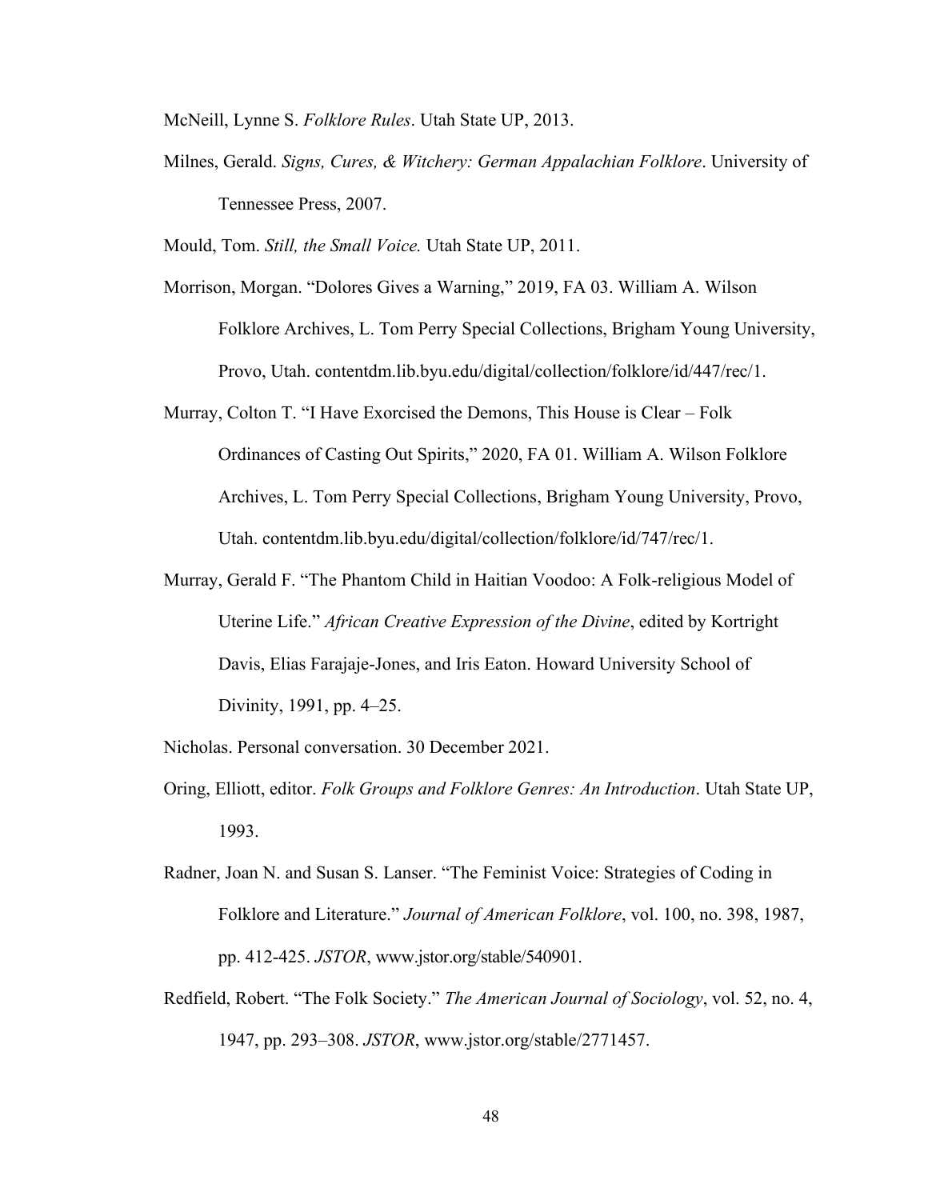McNeill, Lynne S. *Folklore Rules*. Utah State UP, 2013.

Milnes, Gerald. *Signs, Cures, & Witchery: German Appalachian Folklore*. University of Tennessee Press, 2007.

Mould, Tom. *Still, the Small Voice.* Utah State UP, 2011.

Morrison, Morgan. "Dolores Gives a Warning," 2019, FA 03. William A. Wilson Folklore Archives, L. Tom Perry Special Collections, Brigham Young University, Provo, Utah. contentdm.lib.byu.edu/digital/collection/folklore/id/447/rec/1.

Murray, Colton T. "I Have Exorcised the Demons, This House is Clear – Folk Ordinances of Casting Out Spirits," 2020, FA 01. William A. Wilson Folklore Archives, L. Tom Perry Special Collections, Brigham Young University, Provo, Utah. contentdm.lib.byu.edu/digital/collection/folklore/id/747/rec/1.

Murray, Gerald F. "The Phantom Child in Haitian Voodoo: A Folk-religious Model of Uterine Life." *African Creative Expression of the Divine*, edited by Kortright Davis, Elias Farajaje-Jones, and Iris Eaton. Howard University School of Divinity, 1991, pp. 4–25.

Nicholas. Personal conversation. 30 December 2021.

Oring, Elliott, editor. *Folk Groups and Folklore Genres: An Introduction*. Utah State UP, 1993.

Radner, Joan N. and Susan S. Lanser. "The Feminist Voice: Strategies of Coding in Folklore and Literature." *Journal of American Folklore*, vol. 100, no. 398, 1987, pp. 412-425. *JSTOR*, www.jstor.org/stable/540901.

Redfield, Robert. "The Folk Society." *The American Journal of Sociology*, vol. 52, no. 4, 1947, pp. 293–308. *JSTOR*, www.jstor.org/stable/2771457.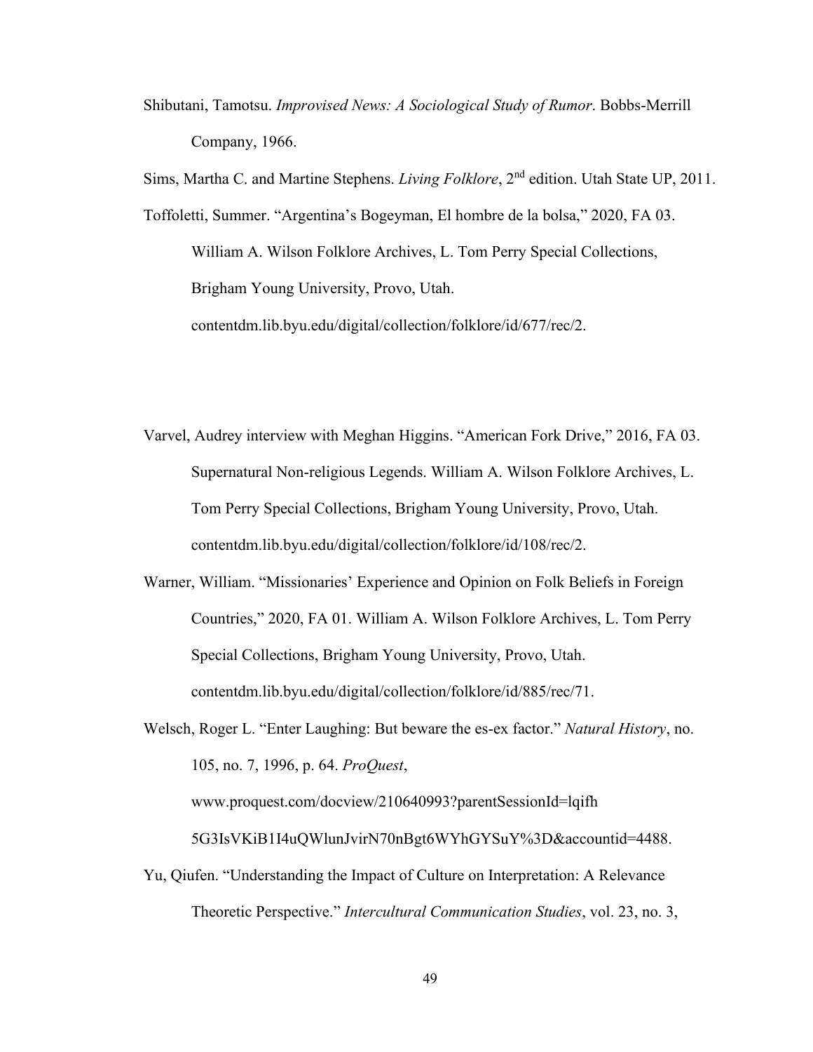Shibutani, Tamotsu. *Improvised News: A Sociological Study of Rumor*. Bobbs-Merrill Company, 1966.

Sims, Martha C. and Martine Stephens. *Living Folklore*, 2nd edition. Utah State UP, 2011.

Toffoletti, Summer. "Argentina's Bogeyman, El hombre de la bolsa," 2020, FA 03. William A. Wilson Folklore Archives, L. Tom Perry Special Collections, Brigham Young University, Provo, Utah. contentdm.lib.byu.edu/digital/collection/folklore/id/677/rec/2.

Varvel, Audrey interview with Meghan Higgins. "American Fork Drive," 2016, FA 03. Supernatural Non-religious Legends. William A. Wilson Folklore Archives, L. Tom Perry Special Collections, Brigham Young University, Provo, Utah. contentdm.lib.byu.edu/digital/collection/folklore/id/108/rec/2.

Warner, William. "Missionaries' Experience and Opinion on Folk Beliefs in Foreign Countries," 2020, FA 01. William A. Wilson Folklore Archives, L. Tom Perry Special Collections, Brigham Young University, Provo, Utah. contentdm.lib.byu.edu/digital/collection/folklore/id/885/rec/71.

Welsch, Roger L. "Enter Laughing: But beware the es-ex factor." *Natural History*, no. 105, no. 7, 1996, p. 64. *ProQuest*, www.proquest.com/docview/210640993?parentSessionId=lqifh 5G3IsVKiB1I4uQWlunJvirN70nBgt6WYhGYSuY%3D&accountid=4488.

Yu, Qiufen. "Understanding the Impact of Culture on Interpretation: A Relevance Theoretic Perspective." *Intercultural Communication Studies*, vol. 23, no. 3,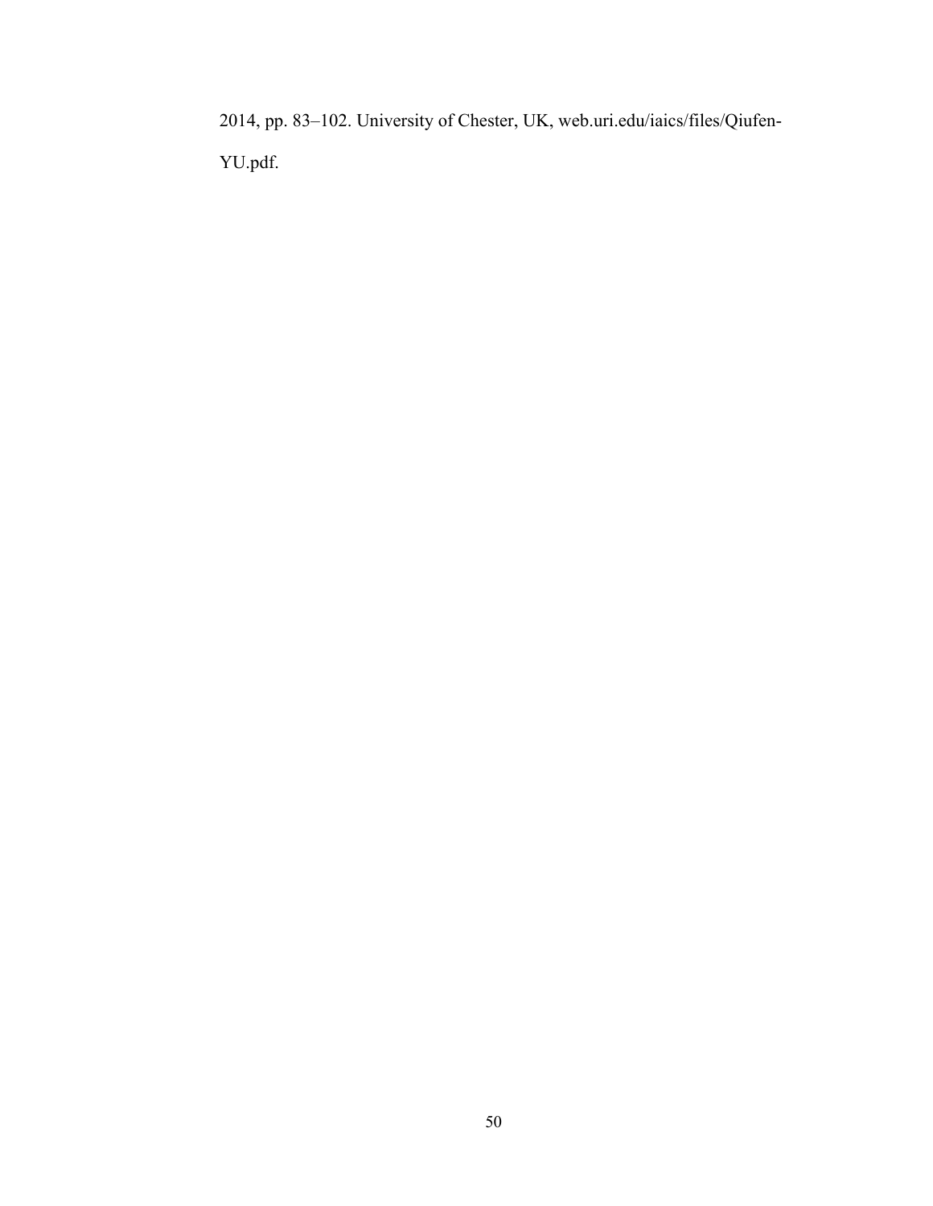2014, pp. 83–102. University of Chester, UK, web.uri.edu/iaics/files/Qiufen-YU.pdf.